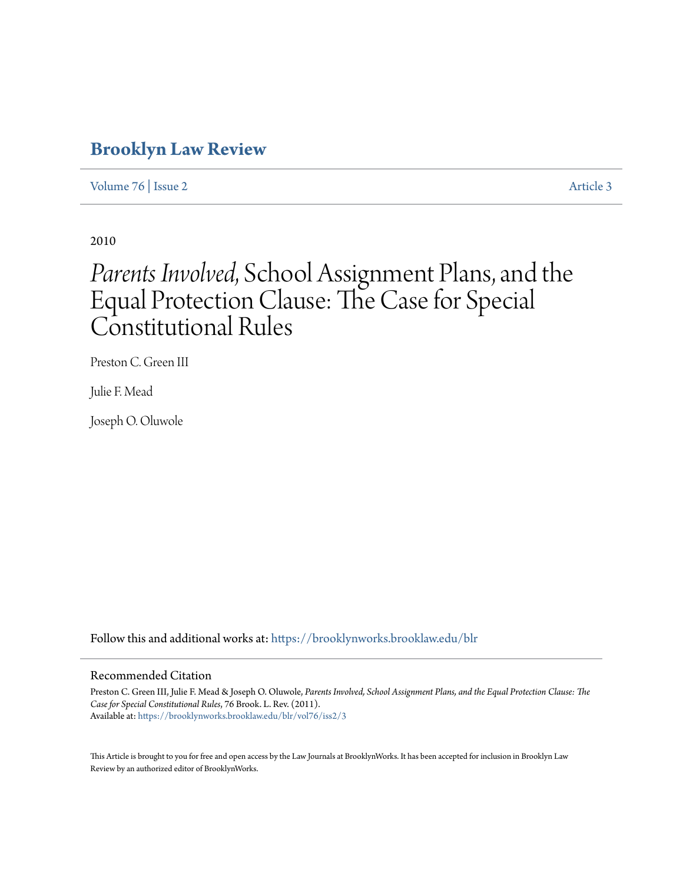# Brooklyn Law Review

Volume 76 | Issue 2 Article 3

2010

# *Parents Involved,* School Assignment Plans, and the Equal Protection Clause: The Case for Special Constitutional Rules

Preston C. Green III

Julie F. Mead

Joseph O. Oluwole

Follow this and additional works at: https://brooklynworks.brooklaw.edu/blr

## Recommended Citation

Preston C. Green III, Julie F. Mead & Joseph O. Oluwole, *Parents Involved, School Assignment Plans, and the Equal Protection Clause: The Case for Special Constitutional Rules*, 76 Brook. L. Rev. (2011).
Available at: https://brooklynworks.brooklaw.edu/blr/vol76/iss2/3

This Article is brought to you for free and open access by the Law Journals at BrooklynWorks. It has been accepted for inclusion in Brooklyn Law Review by an authorized editor of BrooklynWorks.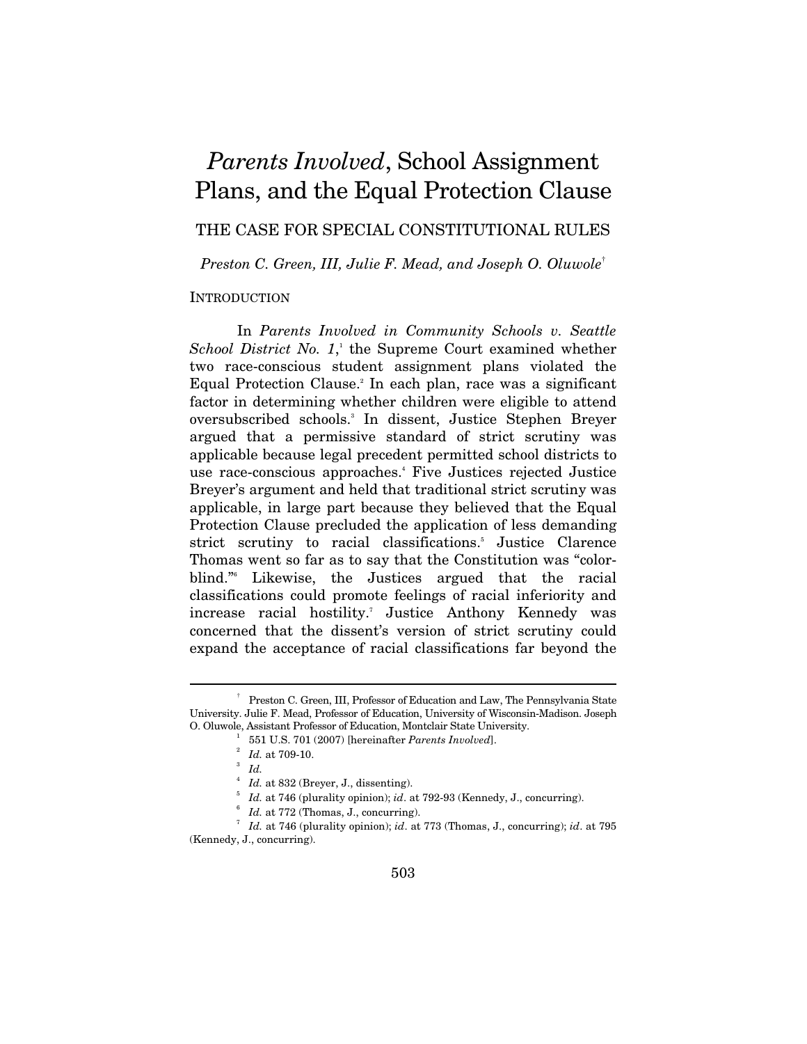# *Parents Involved*, School Assignment Plans, and the Equal Protection Clause

## THE CASE FOR SPECIAL CONSTITUTIONAL RULES

*Preston C. Green, III, Julie F. Mead, and Joseph O. Oluwole*[†]

INTRODUCTION

In *Parents Involved in Community Schools v. Seattle School District No. 1*,[1] the Supreme Court examined whether two race-conscious student assignment plans violated the Equal Protection Clause.[2] In each plan, race was a significant factor in determining whether children were eligible to attend oversubscribed schools.[3] In dissent, Justice Stephen Breyer argued that a permissive standard of strict scrutiny was applicable because legal precedent permitted school districts to use race-conscious approaches.[4] Five Justices rejected Justice Breyer's argument and held that traditional strict scrutiny was applicable, in large part because they believed that the Equal Protection Clause precluded the application of less demanding strict scrutiny to racial classifications.[5] Justice Clarence Thomas went so far as to say that the Constitution was "color-blind."[6] Likewise, the Justices argued that the racial classifications could promote feelings of racial inferiority and increase racial hostility.[7] Justice Anthony Kennedy was concerned that the dissent's version of strict scrutiny could expand the acceptance of racial classifications far beyond the

---

[†] Preston C. Green, III, Professor of Education and Law, The Pennsylvania State University. Julie F. Mead, Professor of Education, University of Wisconsin-Madison. Joseph O. Oluwole, Assistant Professor of Education, Montclair State University.

[1] 551 U.S. 701 (2007) [hereinafter *Parents Involved*].

[2] *Id.* at 709-10.

[3] *Id.*

[4] *Id.* at 832 (Breyer, J., dissenting).

[5] *Id.* at 746 (plurality opinion); *id*. at 792-93 (Kennedy, J., concurring).

[6] *Id.* at 772 (Thomas, J., concurring).

[7] *Id.* at 746 (plurality opinion); *id*. at 773 (Thomas, J., concurring); *id*. at 795 (Kennedy, J., concurring).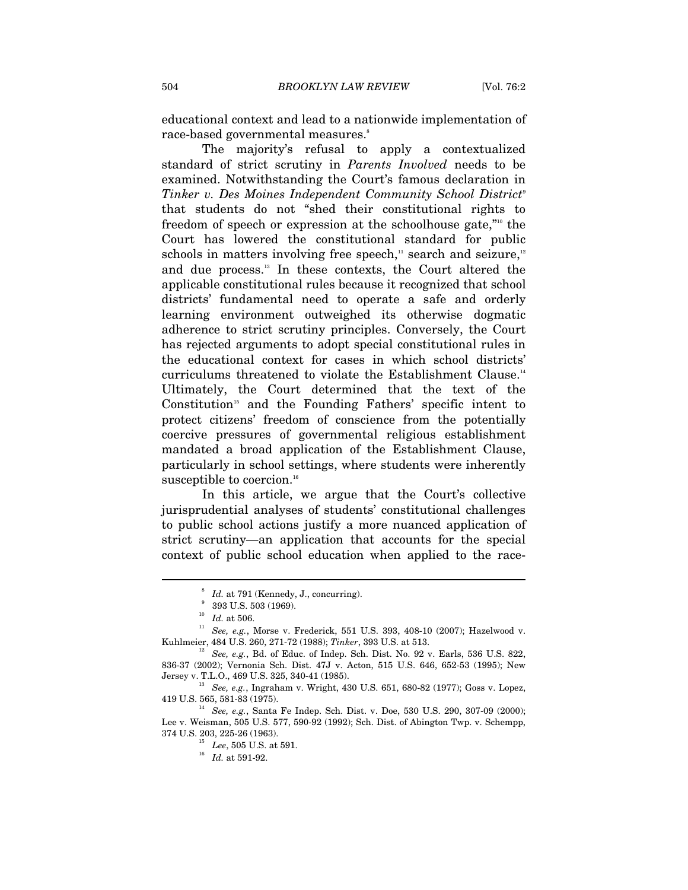educational context and lead to a nationwide implementation of race-based governmental measures.[8]

The majority's refusal to apply a contextualized standard of strict scrutiny in *Parents Involved* needs to be examined. Notwithstanding the Court's famous declaration in *Tinker v. Des Moines Independent Community School District*[9] that students do not "shed their constitutional rights to freedom of speech or expression at the schoolhouse gate,"[10] the Court has lowered the constitutional standard for public schools in matters involving free speech,[11] search and seizure,[12] and due process.[13] In these contexts, the Court altered the applicable constitutional rules because it recognized that school districts' fundamental need to operate a safe and orderly learning environment outweighed its otherwise dogmatic adherence to strict scrutiny principles. Conversely, the Court has rejected arguments to adopt special constitutional rules in the educational context for cases in which school districts' curriculums threatened to violate the Establishment Clause.[14] Ultimately, the Court determined that the text of the Constitution[15] and the Founding Fathers' specific intent to protect citizens' freedom of conscience from the potentially coercive pressures of governmental religious establishment mandated a broad application of the Establishment Clause, particularly in school settings, where students were inherently susceptible to coercion.[16]

In this article, we argue that the Court's collective jurisprudential analyses of students' constitutional challenges to public school actions justify a more nuanced application of strict scrutiny—an application that accounts for the special context of public school education when applied to the race-

---

[8] *Id.* at 791 (Kennedy, J., concurring).

[9] 393 U.S. 503 (1969).

[10] *Id.* at 506.

[11] *See, e.g.*, Morse v. Frederick, 551 U.S. 393, 408-10 (2007); Hazelwood v. Kuhlmeier, 484 U.S. 260, 271-72 (1988); *Tinker*, 393 U.S. at 513.

[12] *See, e.g.*, Bd. of Educ. of Indep. Sch. Dist. No. 92 v. Earls, 536 U.S. 822, 836-37 (2002); Vernonia Sch. Dist. 47J v. Acton, 515 U.S. 646, 652-53 (1995); New Jersey v. T.L.O., 469 U.S. 325, 340-41 (1985).

[13] *See, e.g.*, Ingraham v. Wright, 430 U.S. 651, 680-82 (1977); Goss v. Lopez, 419 U.S. 565, 581-83 (1975).

[14] *See, e.g.*, Santa Fe Indep. Sch. Dist. v. Doe, 530 U.S. 290, 307-09 (2000); Lee v. Weisman, 505 U.S. 577, 590-92 (1992); Sch. Dist. of Abington Twp. v. Schempp, 374 U.S. 203, 225-26 (1963).

[15] *Lee*, 505 U.S. at 591.

[16] *Id.* at 591-92.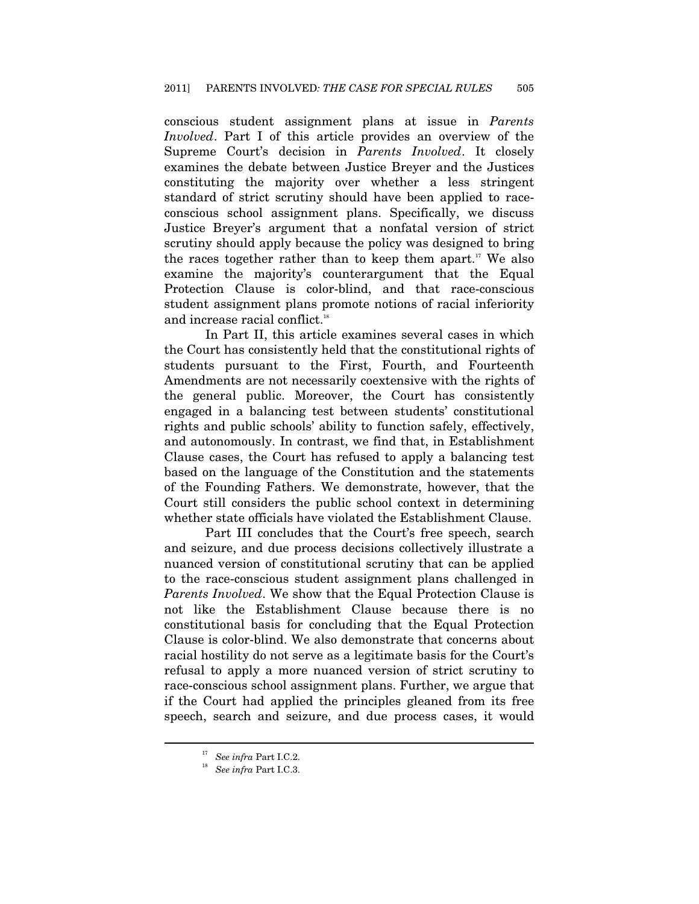conscious student assignment plans at issue in *Parents Involved*. Part I of this article provides an overview of the Supreme Court's decision in *Parents Involved*. It closely examines the debate between Justice Breyer and the Justices constituting the majority over whether a less stringent standard of strict scrutiny should have been applied to race-conscious school assignment plans. Specifically, we discuss Justice Breyer's argument that a nonfatal version of strict scrutiny should apply because the policy was designed to bring the races together rather than to keep them apart.[17] We also examine the majority's counterargument that the Equal Protection Clause is color-blind, and that race-conscious student assignment plans promote notions of racial inferiority and increase racial conflict.[18]

In Part II, this article examines several cases in which the Court has consistently held that the constitutional rights of students pursuant to the First, Fourth, and Fourteenth Amendments are not necessarily coextensive with the rights of the general public. Moreover, the Court has consistently engaged in a balancing test between students' constitutional rights and public schools' ability to function safely, effectively, and autonomously. In contrast, we find that, in Establishment Clause cases, the Court has refused to apply a balancing test based on the language of the Constitution and the statements of the Founding Fathers. We demonstrate, however, that the Court still considers the public school context in determining whether state officials have violated the Establishment Clause.

Part III concludes that the Court's free speech, search and seizure, and due process decisions collectively illustrate a nuanced version of constitutional scrutiny that can be applied to the race-conscious student assignment plans challenged in *Parents Involved*. We show that the Equal Protection Clause is not like the Establishment Clause because there is no constitutional basis for concluding that the Equal Protection Clause is color-blind. We also demonstrate that concerns about racial hostility do not serve as a legitimate basis for the Court's refusal to apply a more nuanced version of strict scrutiny to race-conscious school assignment plans. Further, we argue that if the Court had applied the principles gleaned from its free speech, search and seizure, and due process cases, it would

---

[17] *See infra* Part I.C.2.

[18] *See infra* Part I.C.3.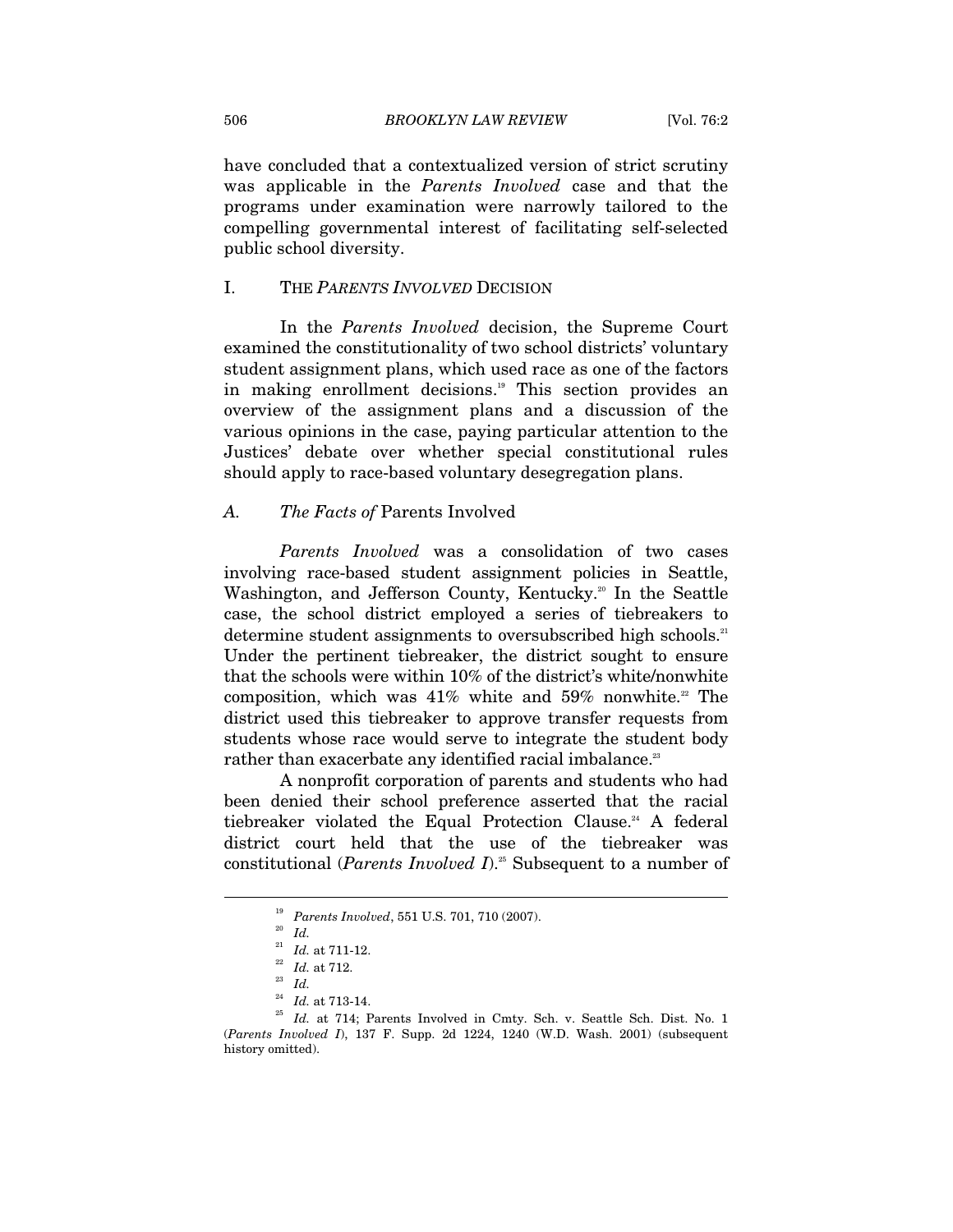have concluded that a contextualized version of strict scrutiny was applicable in the *Parents Involved* case and that the programs under examination were narrowly tailored to the compelling governmental interest of facilitating self-selected public school diversity.

## I. THE *PARENTS INVOLVED* DECISION

In the *Parents Involved* decision, the Supreme Court examined the constitutionality of two school districts' voluntary student assignment plans, which used race as one of the factors in making enrollment decisions.[19] This section provides an overview of the assignment plans and a discussion of the various opinions in the case, paying particular attention to the Justices' debate over whether special constitutional rules should apply to race-based voluntary desegregation plans.

### *A. The Facts of* Parents Involved

*Parents Involved* was a consolidation of two cases involving race-based student assignment policies in Seattle, Washington, and Jefferson County, Kentucky.[20] In the Seattle case, the school district employed a series of tiebreakers to determine student assignments to oversubscribed high schools.[21] Under the pertinent tiebreaker, the district sought to ensure that the schools were within 10% of the district's white/nonwhite composition, which was 41% white and 59% nonwhite.[22] The district used this tiebreaker to approve transfer requests from students whose race would serve to integrate the student body rather than exacerbate any identified racial imbalance.[23]

A nonprofit corporation of parents and students who had been denied their school preference asserted that the racial tiebreaker violated the Equal Protection Clause.[24] A federal district court held that the use of the tiebreaker was constitutional (*Parents Involved I*).[25] Subsequent to a number of

---

[19] *Parents Involved*, 551 U.S. 701, 710 (2007).

[20] *Id.*

[21] *Id.* at 711-12.

[22] *Id.* at 712.

[23] *Id.*

[24] *Id.* at 713-14.

[25] *Id.* at 714; Parents Involved in Cmty. Sch. v. Seattle Sch. Dist. No. 1 (*Parents Involved I*), 137 F. Supp. 2d 1224, 1240 (W.D. Wash. 2001) (subsequent history omitted).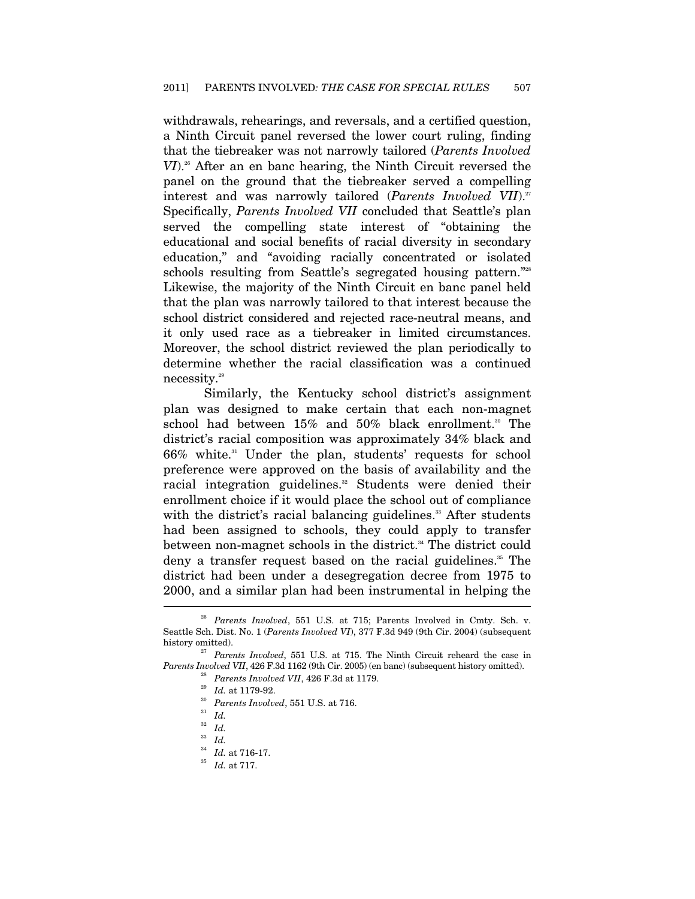withdrawals, rehearings, and reversals, and a certified question, a Ninth Circuit panel reversed the lower court ruling, finding that the tiebreaker was not narrowly tailored (*Parents Involved VI*).[26] After an en banc hearing, the Ninth Circuit reversed the panel on the ground that the tiebreaker served a compelling interest and was narrowly tailored (*Parents Involved VII*).[27] Specifically, *Parents Involved VII* concluded that Seattle's plan served the compelling state interest of "obtaining the educational and social benefits of racial diversity in secondary education," and "avoiding racially concentrated or isolated schools resulting from Seattle's segregated housing pattern."[28] Likewise, the majority of the Ninth Circuit en banc panel held that the plan was narrowly tailored to that interest because the school district considered and rejected race-neutral means, and it only used race as a tiebreaker in limited circumstances. Moreover, the school district reviewed the plan periodically to determine whether the racial classification was a continued necessity.[29]

Similarly, the Kentucky school district's assignment plan was designed to make certain that each non-magnet school had between 15% and 50% black enrollment.[30] The district's racial composition was approximately 34% black and 66% white.[31] Under the plan, students' requests for school preference were approved on the basis of availability and the racial integration guidelines.[32] Students were denied their enrollment choice if it would place the school out of compliance with the district's racial balancing guidelines.[33] After students had been assigned to schools, they could apply to transfer between non-magnet schools in the district.[34] The district could deny a transfer request based on the racial guidelines.[35] The district had been under a desegregation decree from 1975 to 2000, and a similar plan had been instrumental in helping the

---

[26] *Parents Involved*, 551 U.S. at 715; Parents Involved in Cmty. Sch. v. Seattle Sch. Dist. No. 1 (*Parents Involved VI*), 377 F.3d 949 (9th Cir. 2004) (subsequent history omitted).

[27] *Parents Involved*, 551 U.S. at 715. The Ninth Circuit reheard the case in *Parents Involved VII*, 426 F.3d 1162 (9th Cir. 2005) (en banc) (subsequent history omitted).

[28] *Parents Involved VII*, 426 F.3d at 1179.

[29] *Id.* at 1179-92.

[30] *Parents Involved*, 551 U.S. at 716.

[31] *Id.*

[32] *Id.*

[33] *Id.*

[34] *Id.* at 716-17.

[35] *Id.* at 717.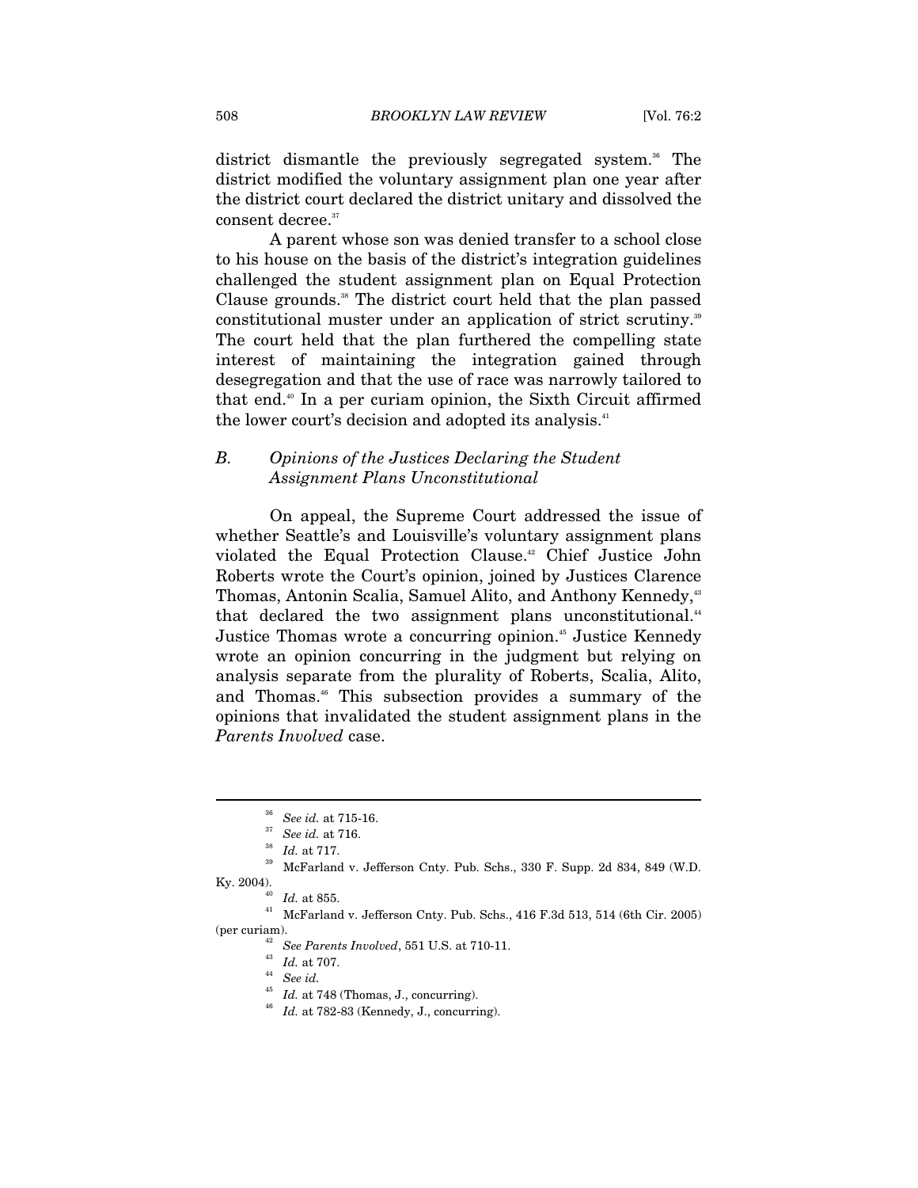district dismantle the previously segregated system.[36] The district modified the voluntary assignment plan one year after the district court declared the district unitary and dissolved the consent decree.[37]

A parent whose son was denied transfer to a school close to his house on the basis of the district's integration guidelines challenged the student assignment plan on Equal Protection Clause grounds.[38] The district court held that the plan passed constitutional muster under an application of strict scrutiny.[39] The court held that the plan furthered the compelling state interest of maintaining the integration gained through desegregation and that the use of race was narrowly tailored to that end.[40] In a per curiam opinion, the Sixth Circuit affirmed the lower court's decision and adopted its analysis.[41]

### B. *Opinions of the Justices Declaring the Student Assignment Plans Unconstitutional*

On appeal, the Supreme Court addressed the issue of whether Seattle's and Louisville's voluntary assignment plans violated the Equal Protection Clause.[42] Chief Justice John Roberts wrote the Court's opinion, joined by Justices Clarence Thomas, Antonin Scalia, Samuel Alito, and Anthony Kennedy,[43] that declared the two assignment plans unconstitutional.[44] Justice Thomas wrote a concurring opinion.[45] Justice Kennedy wrote an opinion concurring in the judgment but relying on analysis separate from the plurality of Roberts, Scalia, Alito, and Thomas.[46] This subsection provides a summary of the opinions that invalidated the student assignment plans in the *Parents Involved* case.

---

[36] *See id.* at 715-16.

[37] *See id.* at 716.

[38] *Id.* at 717.

[39] McFarland v. Jefferson Cnty. Pub. Schs., 330 F. Supp. 2d 834, 849 (W.D. Ky. 2004).

[40] *Id.* at 855.

[41] McFarland v. Jefferson Cnty. Pub. Schs., 416 F.3d 513, 514 (6th Cir. 2005) (per curiam).

[42] *See Parents Involved*, 551 U.S. at 710-11.

[43] *Id.* at 707.

[44] *See id.*

[45] *Id.* at 748 (Thomas, J., concurring).

[46] *Id.* at 782-83 (Kennedy, J., concurring).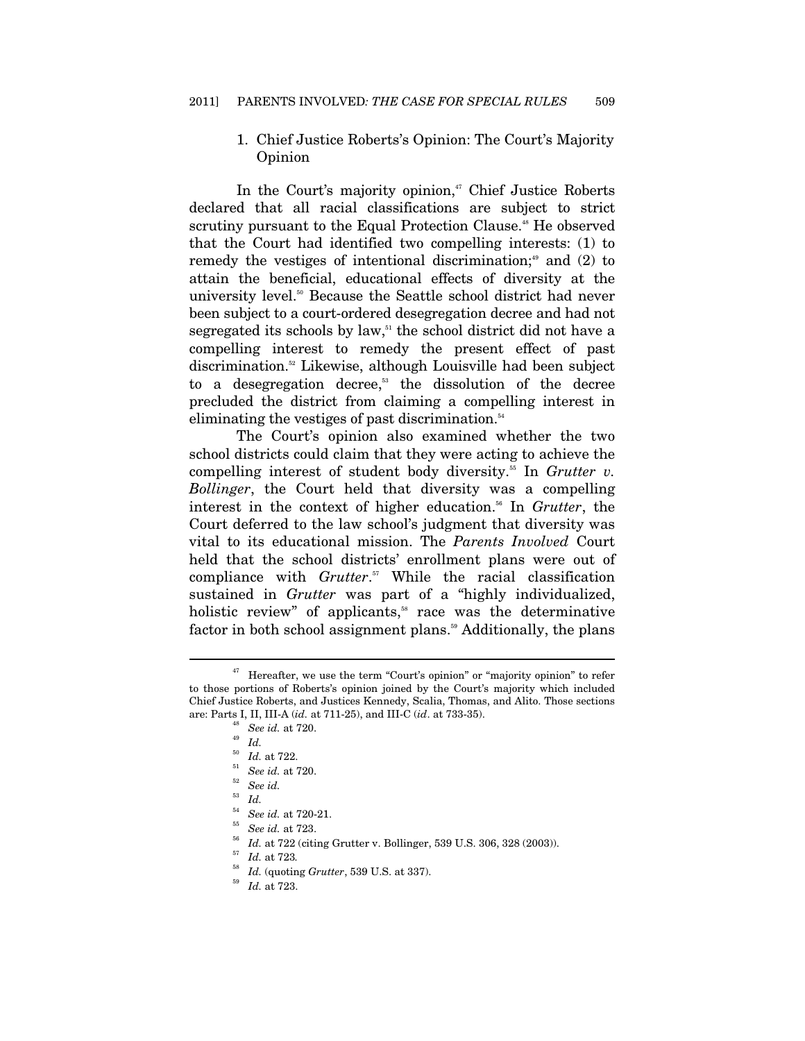### 1. Chief Justice Roberts's Opinion: The Court's Majority Opinion

In the Court's majority opinion,[47] Chief Justice Roberts declared that all racial classifications are subject to strict scrutiny pursuant to the Equal Protection Clause.[48] He observed that the Court had identified two compelling interests: (1) to remedy the vestiges of intentional discrimination;[49] and (2) to attain the beneficial, educational effects of diversity at the university level.[50] Because the Seattle school district had never been subject to a court-ordered desegregation decree and had not segregated its schools by law,[51] the school district did not have a compelling interest to remedy the present effect of past discrimination.[52] Likewise, although Louisville had been subject to a desegregation decree,[53] the dissolution of the decree precluded the district from claiming a compelling interest in eliminating the vestiges of past discrimination.[54]

The Court's opinion also examined whether the two school districts could claim that they were acting to achieve the compelling interest of student body diversity.[55] In *Grutter v. Bollinger*, the Court held that diversity was a compelling interest in the context of higher education.[56] In *Grutter*, the Court deferred to the law school's judgment that diversity was vital to its educational mission. The *Parents Involved* Court held that the school districts' enrollment plans were out of compliance with *Grutter*.[57] While the racial classification sustained in *Grutter* was part of a "highly individualized, holistic review" of applicants,[58] race was the determinative factor in both school assignment plans.[59] Additionally, the plans

---

[47] Hereafter, we use the term "Court's opinion" or "majority opinion" to refer to those portions of Roberts's opinion joined by the Court's majority which included Chief Justice Roberts, and Justices Kennedy, Scalia, Thomas, and Alito. Those sections are: Parts I, II, III-A (*id.* at 711-25), and III-C (*id*. at 733-35).

[48] *See id.* at 720.

[49] *Id.*

[50] *Id.* at 722.

[51] *See id.* at 720.

[52] *See id.*

[53] *Id.*

[54] *See id.* at 720-21.

[55] *See id.* at 723.

[56] *Id.* at 722 (citing Grutter v. Bollinger, 539 U.S. 306, 328 (2003)).

[57] *Id.* at 723.

[58] *Id.* (quoting *Grutter*, 539 U.S. at 337).

[59] *Id.* at 723.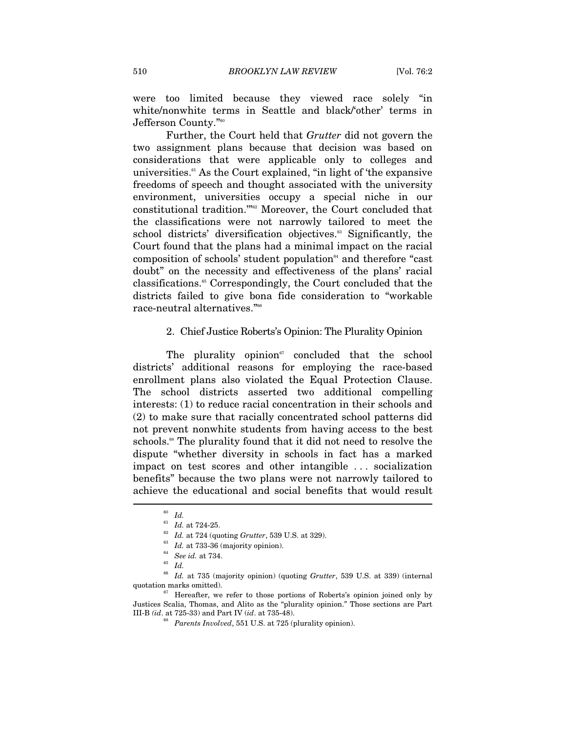were too limited because they viewed race solely "in white/nonwhite terms in Seattle and black/'other' terms in Jefferson County."[60]

Further, the Court held that *Grutter* did not govern the two assignment plans because that decision was based on considerations that were applicable only to colleges and universities.[61] As the Court explained, "in light of 'the expansive freedoms of speech and thought associated with the university environment, universities occupy a special niche in our constitutional tradition.'"[62] Moreover, the Court concluded that the classifications were not narrowly tailored to meet the school districts' diversification objectives.[63] Significantly, the Court found that the plans had a minimal impact on the racial composition of schools' student population[64] and therefore "cast doubt" on the necessity and effectiveness of the plans' racial classifications.[65] Correspondingly, the Court concluded that the districts failed to give bona fide consideration to "workable race-neutral alternatives."[66]

### 2. Chief Justice Roberts's Opinion: The Plurality Opinion

The plurality opinion[67] concluded that the school districts' additional reasons for employing the race-based enrollment plans also violated the Equal Protection Clause. The school districts asserted two additional compelling interests: (1) to reduce racial concentration in their schools and (2) to make sure that racially concentrated school patterns did not prevent nonwhite students from having access to the best schools.[68] The plurality found that it did not need to resolve the dispute "whether diversity in schools in fact has a marked impact on test scores and other intangible . . . socialization benefits" because the two plans were not narrowly tailored to achieve the educational and social benefits that would result

---

[60] *Id.*

[61] *Id.* at 724-25.

[62] *Id.* at 724 (quoting *Grutter*, 539 U.S. at 329).

[63] *Id.* at 733-36 (majority opinion).

[64] *See id.* at 734.

[65] *Id.*

[66] *Id.* at 735 (majority opinion) (quoting *Grutter*, 539 U.S. at 339) (internal quotation marks omitted).

[67] Hereafter, we refer to those portions of Roberts's opinion joined only by Justices Scalia, Thomas, and Alito as the "plurality opinion." Those sections are Part III-B *(id*. at 725-33) and Part IV (*id*. at 735-48).

[68] *Parents Involved*, 551 U.S. at 725 (plurality opinion).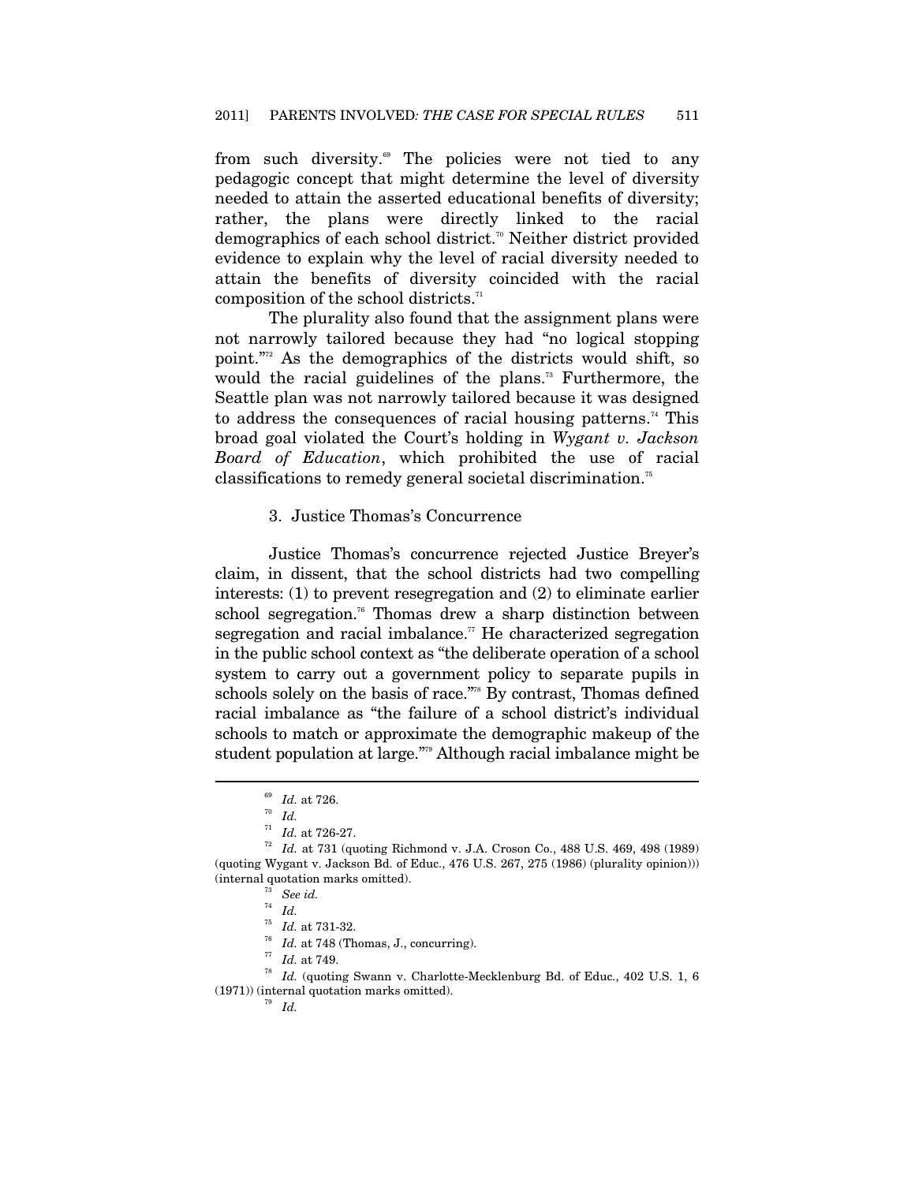from such diversity.[69] The policies were not tied to any pedagogic concept that might determine the level of diversity needed to attain the asserted educational benefits of diversity; rather, the plans were directly linked to the racial demographics of each school district.[70] Neither district provided evidence to explain why the level of racial diversity needed to attain the benefits of diversity coincided with the racial composition of the school districts.[71]

The plurality also found that the assignment plans were not narrowly tailored because they had "no logical stopping point."[72] As the demographics of the districts would shift, so would the racial guidelines of the plans.[73] Furthermore, the Seattle plan was not narrowly tailored because it was designed to address the consequences of racial housing patterns.[74] This broad goal violated the Court's holding in *Wygant v. Jackson Board of Education*, which prohibited the use of racial classifications to remedy general societal discrimination.[75]

### 3. Justice Thomas's Concurrence

Justice Thomas's concurrence rejected Justice Breyer's claim, in dissent, that the school districts had two compelling interests: (1) to prevent resegregation and (2) to eliminate earlier school segregation.[76] Thomas drew a sharp distinction between segregation and racial imbalance.[77] He characterized segregation in the public school context as "the deliberate operation of a school system to carry out a government policy to separate pupils in schools solely on the basis of race."[78] By contrast, Thomas defined racial imbalance as "the failure of a school district's individual schools to match or approximate the demographic makeup of the student population at large."[79] Although racial imbalance might be

---

[69] *Id.* at 726.

[70] *Id.*

[71] *Id.* at 726-27.

[72] *Id.* at 731 (quoting Richmond v. J.A. Croson Co., 488 U.S. 469, 498 (1989) (quoting Wygant v. Jackson Bd. of Educ., 476 U.S. 267, 275 (1986) (plurality opinion))) (internal quotation marks omitted).

[73] *See id.*

[74] *Id.*

[75] *Id.* at 731-32.

[76] *Id.* at 748 (Thomas, J., concurring).

[77] *Id.* at 749.

[78] *Id.* (quoting Swann v. Charlotte-Mecklenburg Bd. of Educ., 402 U.S. 1, 6 (1971)) (internal quotation marks omitted).

[79] *Id.*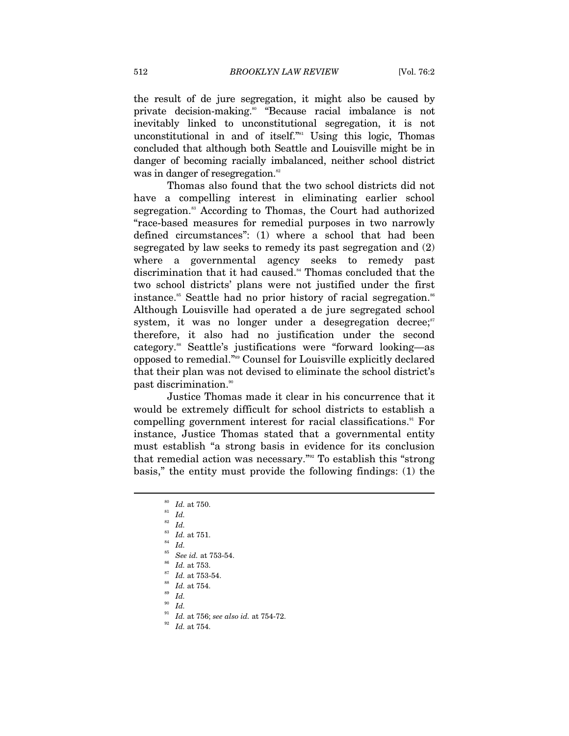the result of de jure segregation, it might also be caused by private decision-making.[80] "Because racial imbalance is not inevitably linked to unconstitutional segregation, it is not unconstitutional in and of itself."[81] Using this logic, Thomas concluded that although both Seattle and Louisville might be in danger of becoming racially imbalanced, neither school district was in danger of resegregation.[82]

Thomas also found that the two school districts did not have a compelling interest in eliminating earlier school segregation.[83] According to Thomas, the Court had authorized "race-based measures for remedial purposes in two narrowly defined circumstances": (1) where a school that had been segregated by law seeks to remedy its past segregation and (2) where a governmental agency seeks to remedy past discrimination that it had caused.[84] Thomas concluded that the two school districts' plans were not justified under the first instance.[85] Seattle had no prior history of racial segregation.[86] Although Louisville had operated a de jure segregated school system, it was no longer under a desegregation decree;[87] therefore, it also had no justification under the second category.[88] Seattle's justifications were "forward looking—as opposed to remedial."[89] Counsel for Louisville explicitly declared that their plan was not devised to eliminate the school district's past discrimination.[90]

Justice Thomas made it clear in his concurrence that it would be extremely difficult for school districts to establish a compelling government interest for racial classifications.[91] For instance, Justice Thomas stated that a governmental entity must establish "a strong basis in evidence for its conclusion that remedial action was necessary."[92] To establish this "strong basis," the entity must provide the following findings: (1) the

---

[80] *Id.* at 750.

[81] *Id.*

[82] *Id.*

[83] *Id.* at 751.

[84] *Id.*

[85] *See id.* at 753-54.

[86] *Id.* at 753.

[87] *Id.* at 753-54.

[88] *Id.* at 754.

[89] *Id.*

[90] *Id.*

[91] *Id.* at 756; *see also id.* at 754-72.

[92] *Id.* at 754.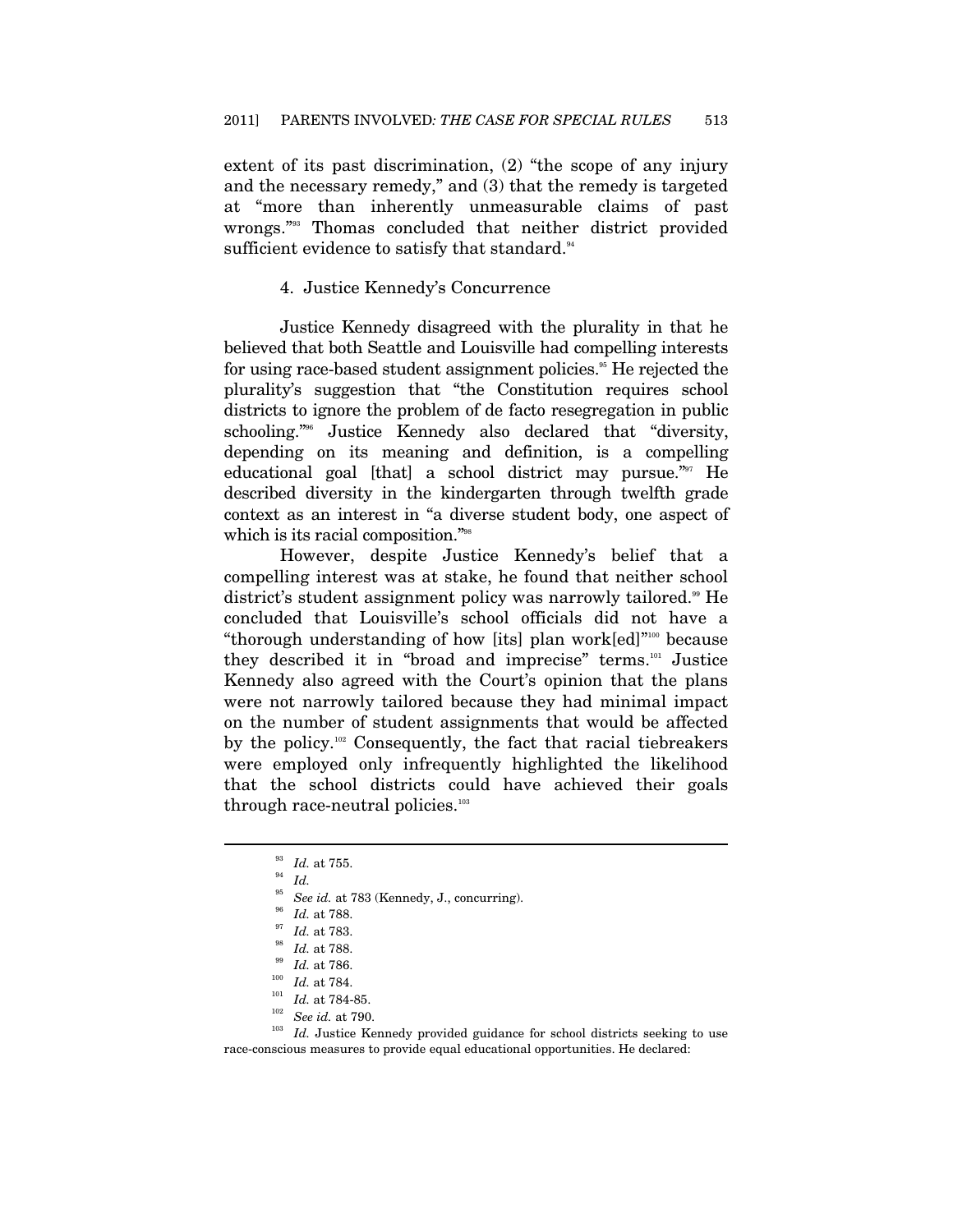extent of its past discrimination, (2) "the scope of any injury and the necessary remedy," and (3) that the remedy is targeted at "more than inherently unmeasurable claims of past wrongs."[93] Thomas concluded that neither district provided sufficient evidence to satisfy that standard.[94]

#### 4. Justice Kennedy's Concurrence

Justice Kennedy disagreed with the plurality in that he believed that both Seattle and Louisville had compelling interests for using race-based student assignment policies.[95] He rejected the plurality's suggestion that "the Constitution requires school districts to ignore the problem of de facto resegregation in public schooling."[96] Justice Kennedy also declared that "diversity, depending on its meaning and definition, is a compelling educational goal [that] a school district may pursue."[97] He described diversity in the kindergarten through twelfth grade context as an interest in "a diverse student body, one aspect of which is its racial composition."[98]

However, despite Justice Kennedy's belief that a compelling interest was at stake, he found that neither school district's student assignment policy was narrowly tailored.[99] He concluded that Louisville's school officials did not have a "thorough understanding of how [its] plan work[ed]"[100] because they described it in "broad and imprecise" terms.[101] Justice Kennedy also agreed with the Court's opinion that the plans were not narrowly tailored because they had minimal impact on the number of student assignments that would be affected by the policy.[102] Consequently, the fact that racial tiebreakers were employed only infrequently highlighted the likelihood that the school districts could have achieved their goals through race-neutral policies.[103]

---

[93] *Id.* at 755.

[94] *Id.*

[95] *See id.* at 783 (Kennedy, J., concurring).

[96] *Id.* at 788.

[97] *Id.* at 783.

[98] *Id.* at 788.

[99] *Id.* at 786.

[100] *Id.* at 784.

[101] *Id.* at 784-85.

[102] *See id.* at 790.

[103] *Id.* Justice Kennedy provided guidance for school districts seeking to use race-conscious measures to provide equal educational opportunities. He declared: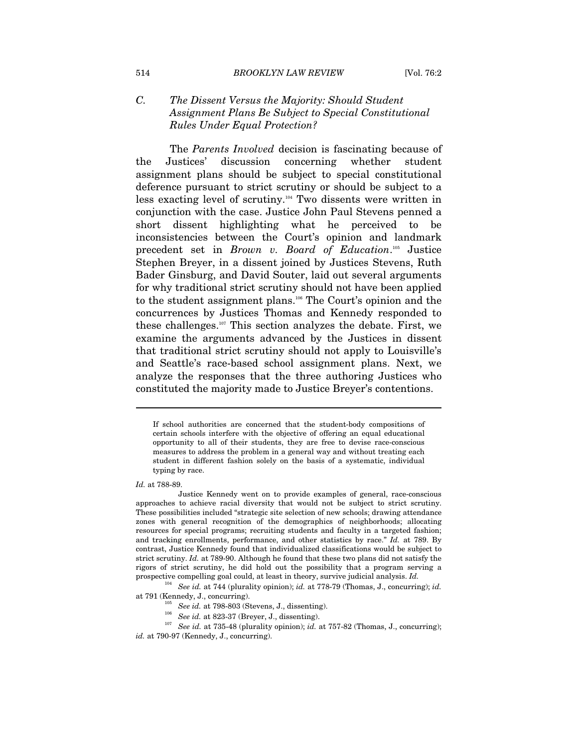### C. *The Dissent Versus the Majority: Should Student Assignment Plans Be Subject to Special Constitutional Rules Under Equal Protection?*

The *Parents Involved* decision is fascinating because of the Justices' discussion concerning whether student assignment plans should be subject to special constitutional deference pursuant to strict scrutiny or should be subject to a less exacting level of scrutiny.[104] Two dissents were written in conjunction with the case. Justice John Paul Stevens penned a short dissent highlighting what he perceived to be inconsistencies between the Court's opinion and landmark precedent set in *Brown v. Board of Education*.[105] Justice Stephen Breyer, in a dissent joined by Justices Stevens, Ruth Bader Ginsburg, and David Souter, laid out several arguments for why traditional strict scrutiny should not have been applied to the student assignment plans.[106] The Court's opinion and the concurrences by Justices Thomas and Kennedy responded to these challenges.[107] This section analyzes the debate. First, we examine the arguments advanced by the Justices in dissent that traditional strict scrutiny should not apply to Louisville's and Seattle's race-based school assignment plans. Next, we analyze the responses that the three authoring Justices who constituted the majority made to Justice Breyer's contentions.

---

> If school authorities are concerned that the student-body compositions of certain schools interfere with the objective of offering an equal educational opportunity to all of their students, they are free to devise race-conscious measures to address the problem in a general way and without treating each student in different fashion solely on the basis of a systematic, individual typing by race.

*Id.* at 788-89.

Justice Kennedy went on to provide examples of general, race-conscious approaches to achieve racial diversity that would not be subject to strict scrutiny. These possibilities included "strategic site selection of new schools; drawing attendance zones with general recognition of the demographics of neighborhoods; allocating resources for special programs; recruiting students and faculty in a targeted fashion; and tracking enrollments, performance, and other statistics by race." *Id.* at 789. By contrast, Justice Kennedy found that individualized classifications would be subject to strict scrutiny. *Id.* at 789-90. Although he found that these two plans did not satisfy the rigors of strict scrutiny, he did hold out the possibility that a program serving a prospective compelling goal could, at least in theory, survive judicial analysis. *Id.*

[104] *See id.* at 744 (plurality opinion); *id.* at 778-79 (Thomas, J., concurring); *id.* at 791 (Kennedy, J., concurring).

[105] *See id.* at 798-803 (Stevens, J., dissenting).

[106] *See id.* at 823-37 (Breyer, J., dissenting).

[107] *See id.* at 735-48 (plurality opinion); *id.* at 757-82 (Thomas, J., concurring); *id.* at 790-97 (Kennedy, J., concurring).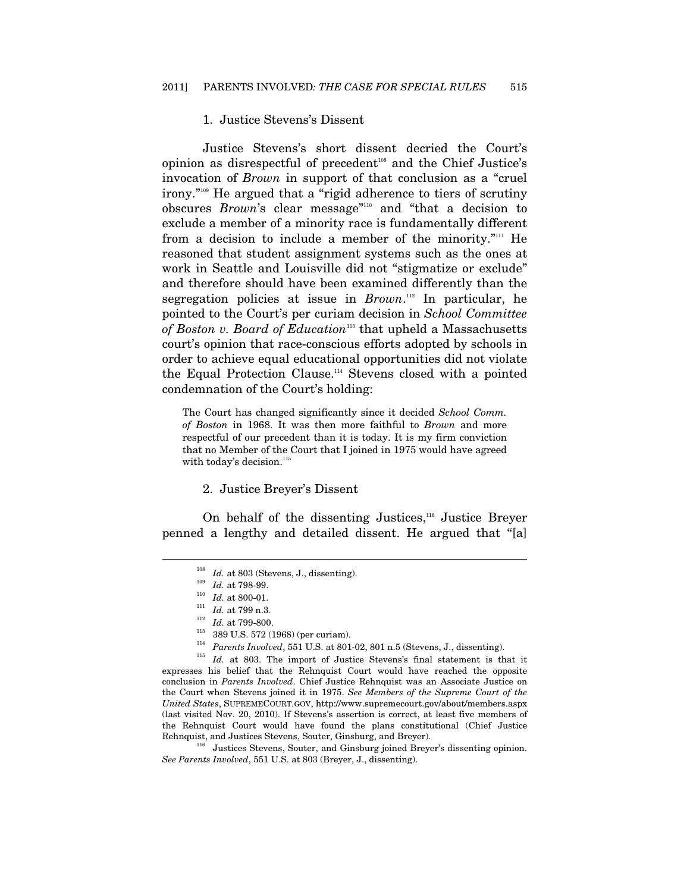### 1. Justice Stevens's Dissent

Justice Stevens's short dissent decried the Court's opinion as disrespectful of precedent[108] and the Chief Justice's invocation of *Brown* in support of that conclusion as a "cruel irony."[109] He argued that a "rigid adherence to tiers of scrutiny obscures *Brown*'s clear message"[110] and "that a decision to exclude a member of a minority race is fundamentally different from a decision to include a member of the minority."[111] He reasoned that student assignment systems such as the ones at work in Seattle and Louisville did not "stigmatize or exclude" and therefore should have been examined differently than the segregation policies at issue in *Brown*.[112] In particular, he pointed to the Court's per curiam decision in *School Committee of Boston v. Board of Education*[113] that upheld a Massachusetts court's opinion that race-conscious efforts adopted by schools in order to achieve equal educational opportunities did not violate the Equal Protection Clause.[114] Stevens closed with a pointed condemnation of the Court's holding:

> The Court has changed significantly since it decided *School Comm. of Boston* in 1968. It was then more faithful to *Brown* and more respectful of our precedent than it is today. It is my firm conviction that no Member of the Court that I joined in 1975 would have agreed with today's decision.[115]

### 2. Justice Breyer's Dissent

On behalf of the dissenting Justices,[116] Justice Breyer penned a lengthy and detailed dissent. He argued that "[a]

---

[108] *Id.* at 803 (Stevens, J., dissenting).

[109] *Id.* at 798-99.

[110] *Id.* at 800-01.

[111] *Id.* at 799 n.3.

[112] *Id.* at 799-800.

[113] 389 U.S. 572 (1968) (per curiam).

[114] *Parents Involved*, 551 U.S. at 801-02, 801 n.5 (Stevens, J., dissenting).

[115] *Id.* at 803. The import of Justice Stevens's final statement is that it expresses his belief that the Rehnquist Court would have reached the opposite conclusion in *Parents Involved*. Chief Justice Rehnquist was an Associate Justice on the Court when Stevens joined it in 1975. *See Members of the Supreme Court of the United States*, SUPREMECOURT.GOV, http://www.supremecourt.gov/about/members.aspx (last visited Nov. 20, 2010). If Stevens's assertion is correct, at least five members of the Rehnquist Court would have found the plans constitutional (Chief Justice Rehnquist, and Justices Stevens, Souter, Ginsburg, and Breyer).

[116] Justices Stevens, Souter, and Ginsburg joined Breyer's dissenting opinion. *See Parents Involved*, 551 U.S. at 803 (Breyer, J., dissenting).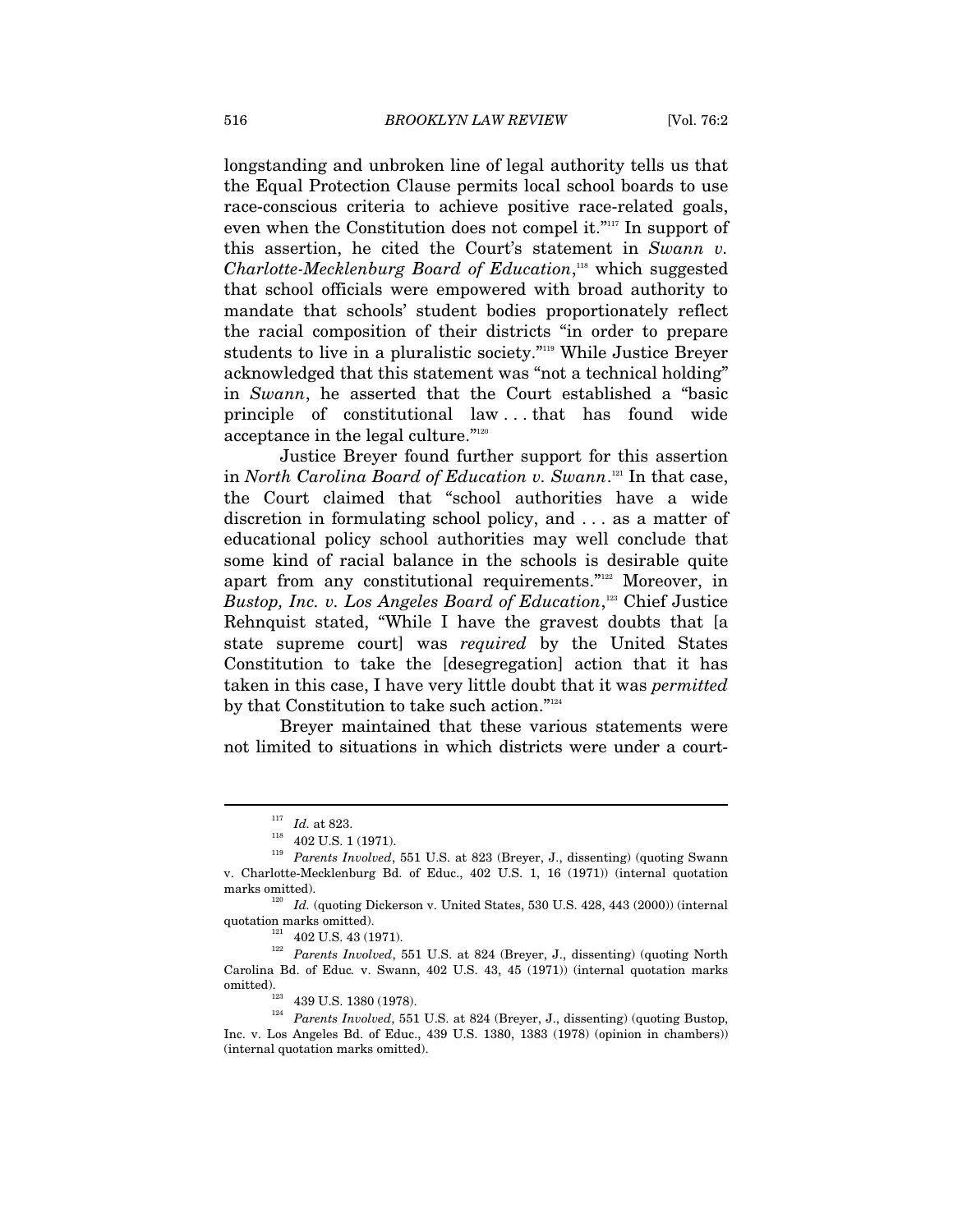longstanding and unbroken line of legal authority tells us that the Equal Protection Clause permits local school boards to use race-conscious criteria to achieve positive race-related goals, even when the Constitution does not compel it."[117] In support of this assertion, he cited the Court's statement in *Swann v. Charlotte-Mecklenburg Board of Education*,[118] which suggested that school officials were empowered with broad authority to mandate that schools' student bodies proportionately reflect the racial composition of their districts "in order to prepare students to live in a pluralistic society."[119] While Justice Breyer acknowledged that this statement was "not a technical holding" in *Swann*, he asserted that the Court established a "basic principle of constitutional law . . . that has found wide acceptance in the legal culture."[120]

Justice Breyer found further support for this assertion in *North Carolina Board of Education v. Swann*.[121] In that case, the Court claimed that "school authorities have a wide discretion in formulating school policy, and . . . as a matter of educational policy school authorities may well conclude that some kind of racial balance in the schools is desirable quite apart from any constitutional requirements."[122] Moreover, in *Bustop, Inc. v. Los Angeles Board of Education*,[123] Chief Justice Rehnquist stated, "While I have the gravest doubts that [a state supreme court] was *required* by the United States Constitution to take the [desegregation] action that it has taken in this case, I have very little doubt that it was *permitted* by that Constitution to take such action."[124]

Breyer maintained that these various statements were not limited to situations in which districts were under a court-

---

[117] *Id.* at 823.

[118] 402 U.S. 1 (1971).

[119] *Parents Involved*, 551 U.S. at 823 (Breyer, J., dissenting) (quoting Swann v. Charlotte-Mecklenburg Bd. of Educ., 402 U.S. 1, 16 (1971)) (internal quotation marks omitted).

[120] *Id.* (quoting Dickerson v. United States, 530 U.S. 428, 443 (2000)) (internal quotation marks omitted).

[121] 402 U.S. 43 (1971).

[122] *Parents Involved*, 551 U.S. at 824 (Breyer, J., dissenting) (quoting North Carolina Bd. of Educ. v. Swann, 402 U.S. 43, 45 (1971)) (internal quotation marks omitted).

[123] 439 U.S. 1380 (1978).

[124] *Parents Involved*, 551 U.S. at 824 (Breyer, J., dissenting) (quoting Bustop, Inc. v. Los Angeles Bd. of Educ., 439 U.S. 1380, 1383 (1978) (opinion in chambers)) (internal quotation marks omitted).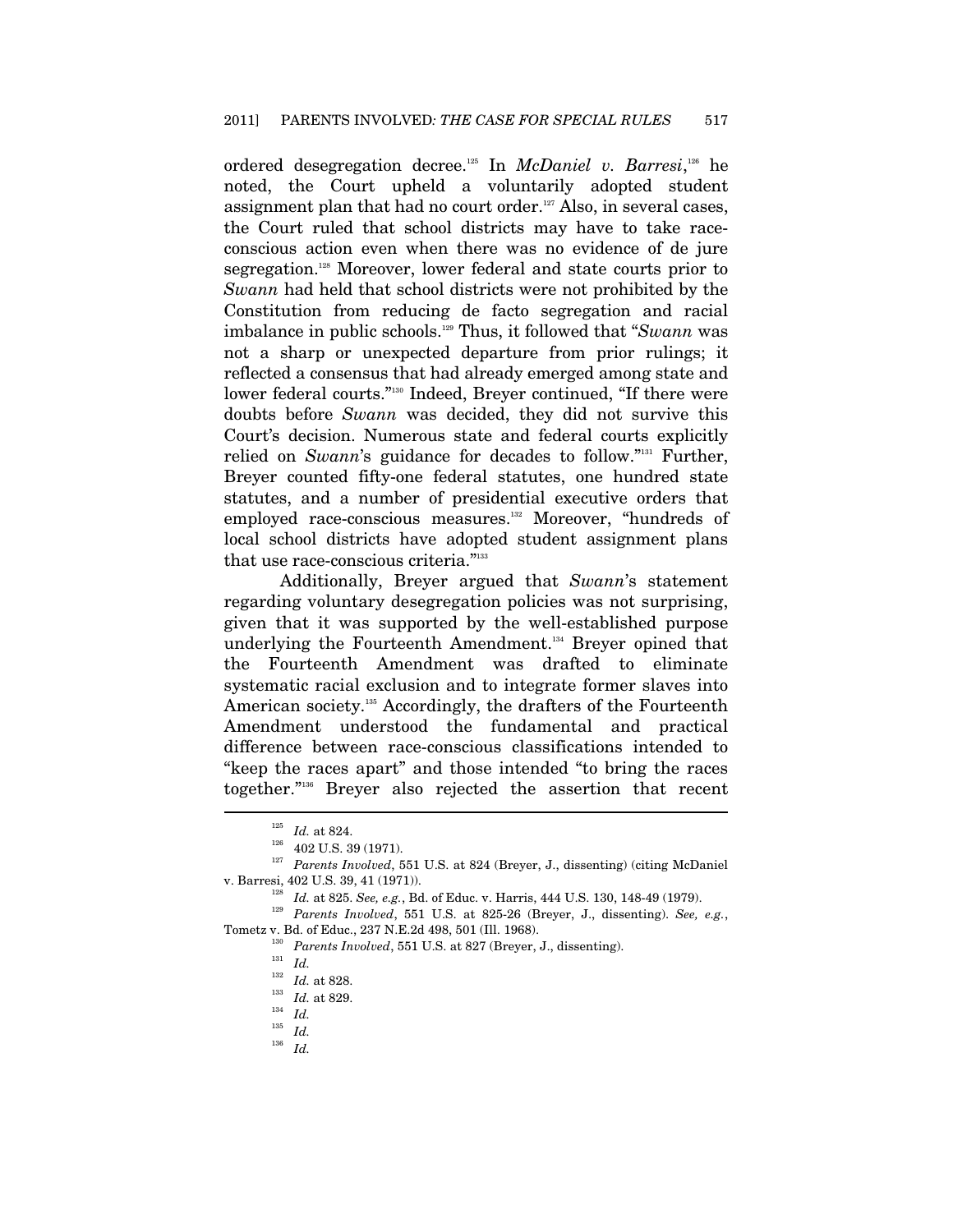ordered desegregation decree.[125] In *McDaniel v. Barresi*,[126] he noted, the Court upheld a voluntarily adopted student assignment plan that had no court order.[127] Also, in several cases, the Court ruled that school districts may have to take race-conscious action even when there was no evidence of de jure segregation.[128] Moreover, lower federal and state courts prior to *Swann* had held that school districts were not prohibited by the Constitution from reducing de facto segregation and racial imbalance in public schools.[129] Thus, it followed that "*Swann* was not a sharp or unexpected departure from prior rulings; it reflected a consensus that had already emerged among state and lower federal courts."[130] Indeed, Breyer continued, "If there were doubts before *Swann* was decided, they did not survive this Court's decision. Numerous state and federal courts explicitly relied on *Swann*'s guidance for decades to follow."[131] Further, Breyer counted fifty-one federal statutes, one hundred state statutes, and a number of presidential executive orders that employed race-conscious measures.[132] Moreover, "hundreds of local school districts have adopted student assignment plans that use race-conscious criteria."[133]

Additionally, Breyer argued that *Swann*'s statement regarding voluntary desegregation policies was not surprising, given that it was supported by the well-established purpose underlying the Fourteenth Amendment.[134] Breyer opined that the Fourteenth Amendment was drafted to eliminate systematic racial exclusion and to integrate former slaves into American society.[135] Accordingly, the drafters of the Fourteenth Amendment understood the fundamental and practical difference between race-conscious classifications intended to "keep the races apart" and those intended "to bring the races together."[136] Breyer also rejected the assertion that recent

---

[125] *Id.* at 824.

[126] 402 U.S. 39 (1971).

[127] *Parents Involved*, 551 U.S. at 824 (Breyer, J., dissenting) (citing McDaniel v. Barresi, 402 U.S. 39, 41 (1971)).

[128] *Id.* at 825. *See, e.g.*, Bd. of Educ. v. Harris, 444 U.S. 130, 148-49 (1979).

[129] *Parents Involved*, 551 U.S. at 825-26 (Breyer, J., dissenting). *See, e.g.*, Tometz v. Bd. of Educ., 237 N.E.2d 498, 501 (Ill. 1968).

[130] *Parents Involved*, 551 U.S. at 827 (Breyer, J., dissenting).

[131] *Id.*

[132] *Id.* at 828.

[133] *Id.* at 829.

[134] *Id.*

[135] *Id.*

[136] *Id.*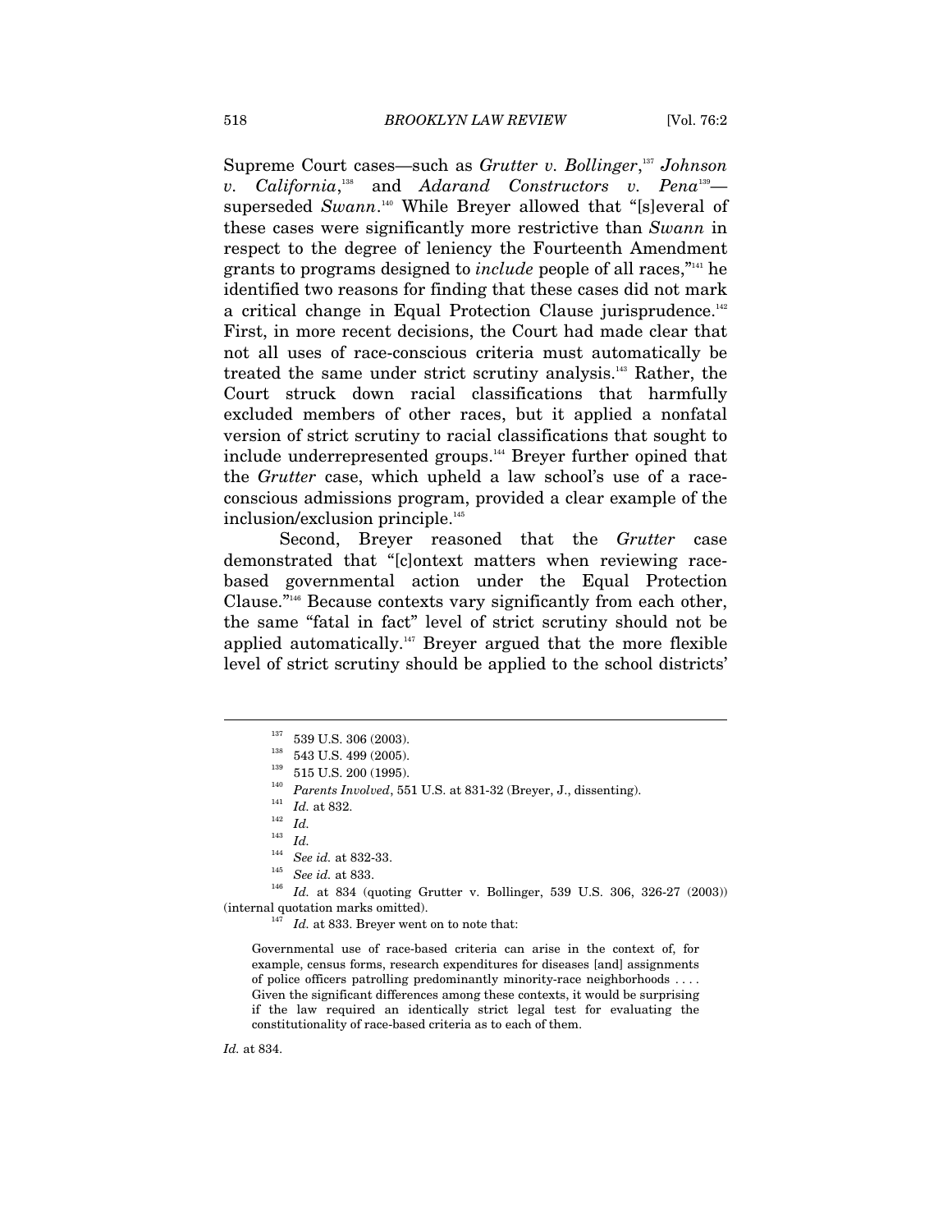Supreme Court cases—such as *Grutter v. Bollinger*,[137] *Johnson v. California*,[138] and *Adarand Constructors v. Pena*[139]—superseded *Swann*.[140] While Breyer allowed that "[s]everal of these cases were significantly more restrictive than *Swann* in respect to the degree of leniency the Fourteenth Amendment grants to programs designed to *include* people of all races,"[141] he identified two reasons for finding that these cases did not mark a critical change in Equal Protection Clause jurisprudence.[142] First, in more recent decisions, the Court had made clear that not all uses of race-conscious criteria must automatically be treated the same under strict scrutiny analysis.[143] Rather, the Court struck down racial classifications that harmfully excluded members of other races, but it applied a nonfatal version of strict scrutiny to racial classifications that sought to include underrepresented groups.[144] Breyer further opined that the *Grutter* case, which upheld a law school's use of a race-conscious admissions program, provided a clear example of the inclusion/exclusion principle.[145]

Second, Breyer reasoned that the *Grutter* case demonstrated that "[c]ontext matters when reviewing race-based governmental action under the Equal Protection Clause."[146] Because contexts vary significantly from each other, the same "fatal in fact" level of strict scrutiny should not be applied automatically.[147] Breyer argued that the more flexible level of strict scrutiny should be applied to the school districts'

---

[137] 539 U.S. 306 (2003).

[138] 543 U.S. 499 (2005).

[139] 515 U.S. 200 (1995).

[140] *Parents Involved*, 551 U.S. at 831-32 (Breyer, J., dissenting).

[141] *Id.* at 832.

[142] *Id.*

[143] *Id.*

[144] *See id.* at 832-33.

[145] *See id.* at 833.

[146] *Id.* at 834 (quoting Grutter v. Bollinger, 539 U.S. 306, 326-27 (2003)) (internal quotation marks omitted).

[147] *Id.* at 833. Breyer went on to note that:

> Governmental use of race-based criteria can arise in the context of, for example, census forms, research expenditures for diseases [and] assignments of police officers patrolling predominantly minority-race neighborhoods . . . . Given the significant differences among these contexts, it would be surprising if the law required an identically strict legal test for evaluating the constitutionality of race-based criteria as to each of them.

*Id.* at 834.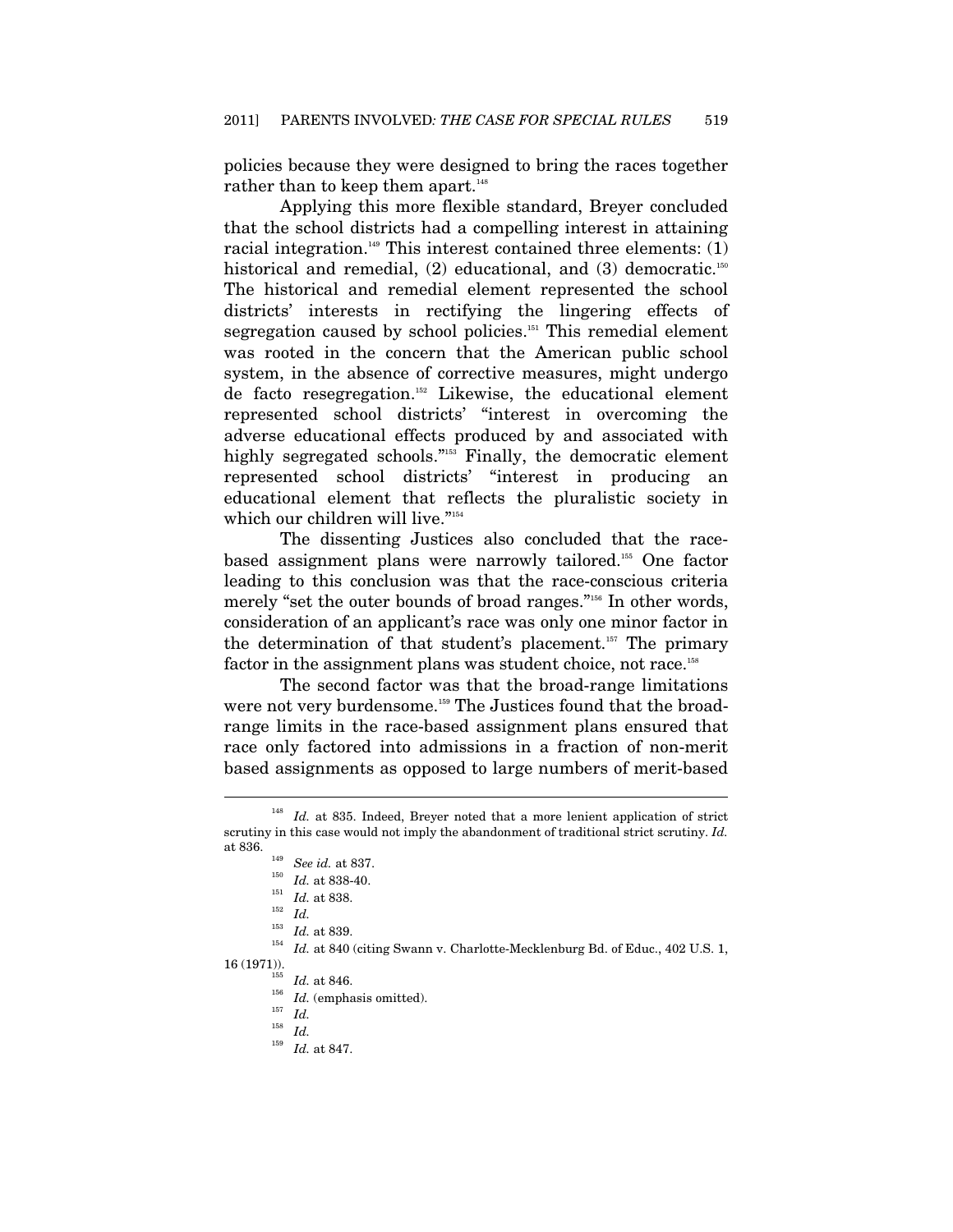policies because they were designed to bring the races together rather than to keep them apart.[148]

Applying this more flexible standard, Breyer concluded that the school districts had a compelling interest in attaining racial integration.[149] This interest contained three elements: (1) historical and remedial, (2) educational, and (3) democratic.[150] The historical and remedial element represented the school districts' interests in rectifying the lingering effects of segregation caused by school policies.[151] This remedial element was rooted in the concern that the American public school system, in the absence of corrective measures, might undergo de facto resegregation.[152] Likewise, the educational element represented school districts' "interest in overcoming the adverse educational effects produced by and associated with highly segregated schools."[153] Finally, the democratic element represented school districts' "interest in producing an educational element that reflects the pluralistic society in which our children will live."[154]

The dissenting Justices also concluded that the race-based assignment plans were narrowly tailored.[155] One factor leading to this conclusion was that the race-conscious criteria merely "set the outer bounds of broad ranges."[156] In other words, consideration of an applicant's race was only one minor factor in the determination of that student's placement.[157] The primary factor in the assignment plans was student choice, not race.[158]

The second factor was that the broad-range limitations were not very burdensome.[159] The Justices found that the broad-range limits in the race-based assignment plans ensured that race only factored into admissions in a fraction of non-merit based assignments as opposed to large numbers of merit-based

---

[148] *Id.* at 835. Indeed, Breyer noted that a more lenient application of strict scrutiny in this case would not imply the abandonment of traditional strict scrutiny. *Id.* at 836.

[149] *See id.* at 837.

[150] *Id.* at 838-40.

[151] *Id.* at 838.

[152] *Id.*

[153] *Id.* at 839.

[154] *Id.* at 840 (citing Swann v. Charlotte-Mecklenburg Bd. of Educ., 402 U.S. 1, 16 (1971)).

[155] *Id.* at 846.

[156] *Id.* (emphasis omitted).

[157] *Id.*

[158] *Id.*

[159] *Id.* at 847.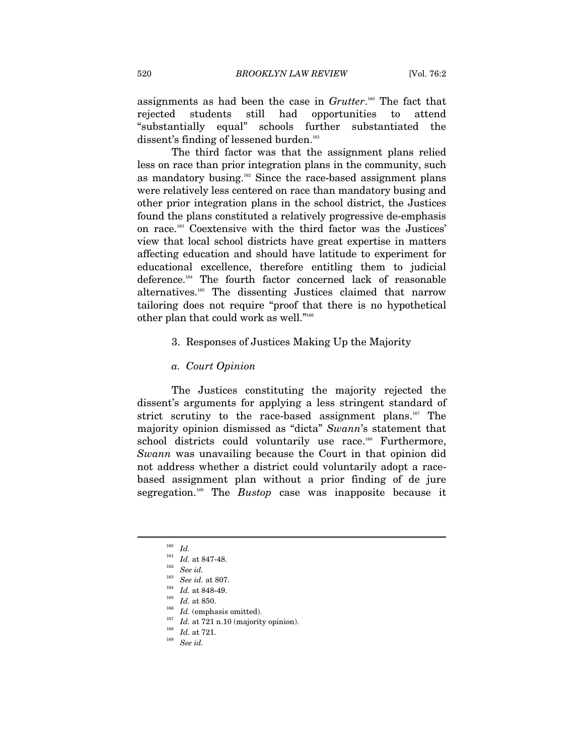assignments as had been the case in *Grutter*.[160] The fact that rejected students still had opportunities to attend "substantially equal" schools further substantiated the dissent's finding of lessened burden.[161]

The third factor was that the assignment plans relied less on race than prior integration plans in the community, such as mandatory busing.[162] Since the race-based assignment plans were relatively less centered on race than mandatory busing and other prior integration plans in the school district, the Justices found the plans constituted a relatively progressive de-emphasis on race.[163] Coextensive with the third factor was the Justices' view that local school districts have great expertise in matters affecting education and should have latitude to experiment for educational excellence, therefore entitling them to judicial deference.[164] The fourth factor concerned lack of reasonable alternatives.[165] The dissenting Justices claimed that narrow tailoring does not require "proof that there is no hypothetical other plan that could work as well."[166]

### 3. Responses of Justices Making Up the Majority

#### *a. Court Opinion*

The Justices constituting the majority rejected the dissent's arguments for applying a less stringent standard of strict scrutiny to the race-based assignment plans.[167] The majority opinion dismissed as "dicta" *Swann*'s statement that school districts could voluntarily use race.[168] Furthermore, *Swann* was unavailing because the Court in that opinion did not address whether a district could voluntarily adopt a race-based assignment plan without a prior finding of de jure segregation.[169] The *Bustop* case was inapposite because it

---

[160] *Id.*

[161] *Id.* at 847-48.

[162] *See id.*

[163] *See id.* at 807.

[164] *Id.* at 848-49.

[165] *Id.* at 850.

[166] *Id.* (emphasis omitted).

[167] *Id.* at 721 n.10 (majority opinion).

[168] *Id.* at 721.

[169] *See id.*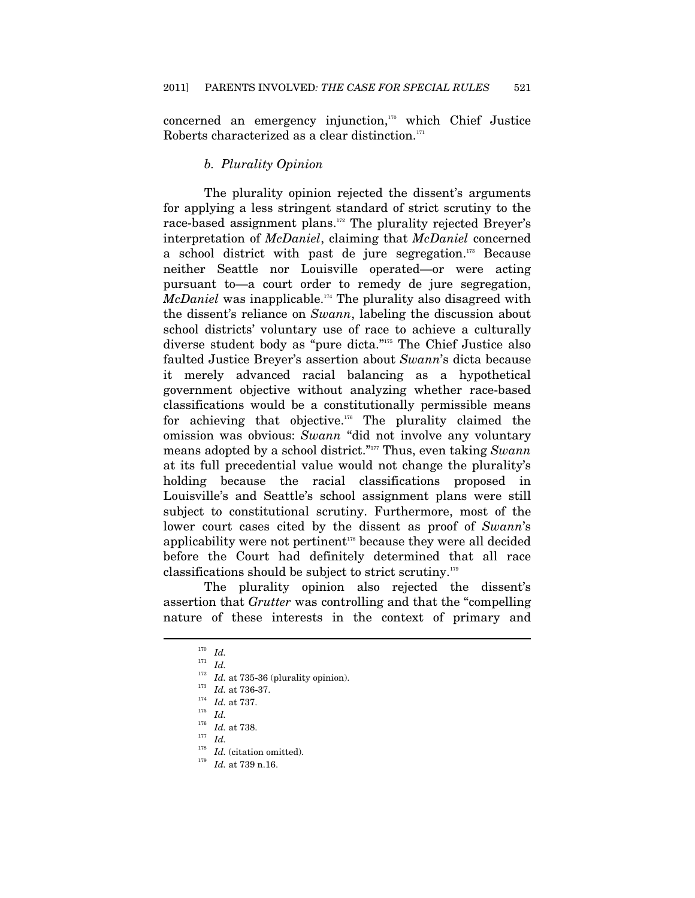concerned an emergency injunction,[170] which Chief Justice Roberts characterized as a clear distinction.[171]

### *b. Plurality Opinion*

The plurality opinion rejected the dissent's arguments for applying a less stringent standard of strict scrutiny to the race-based assignment plans.[172] The plurality rejected Breyer's interpretation of *McDaniel*, claiming that *McDaniel* concerned a school district with past de jure segregation.[173] Because neither Seattle nor Louisville operated—or were acting pursuant to—a court order to remedy de jure segregation, *McDaniel* was inapplicable.[174] The plurality also disagreed with the dissent's reliance on *Swann*, labeling the discussion about school districts' voluntary use of race to achieve a culturally diverse student body as "pure dicta."[175] The Chief Justice also faulted Justice Breyer's assertion about *Swann*'s dicta because it merely advanced racial balancing as a hypothetical government objective without analyzing whether race-based classifications would be a constitutionally permissible means for achieving that objective.[176] The plurality claimed the omission was obvious: *Swann* "did not involve any voluntary means adopted by a school district."[177] Thus, even taking *Swann* at its full precedential value would not change the plurality's holding because the racial classifications proposed in Louisville's and Seattle's school assignment plans were still subject to constitutional scrutiny. Furthermore, most of the lower court cases cited by the dissent as proof of *Swann*'s applicability were not pertinent[178] because they were all decided before the Court had definitely determined that all race classifications should be subject to strict scrutiny.[179]

The plurality opinion also rejected the dissent's assertion that *Grutter* was controlling and that the "compelling nature of these interests in the context of primary and

---

[170] *Id.*

[171] *Id.*

[172] *Id.* at 735-36 (plurality opinion).

[173] *Id.* at 736-37.

[174] *Id.* at 737.

[175] *Id.*

[176] *Id.* at 738.

[177] *Id.*

[178] *Id.* (citation omitted).

[179] *Id.* at 739 n.16.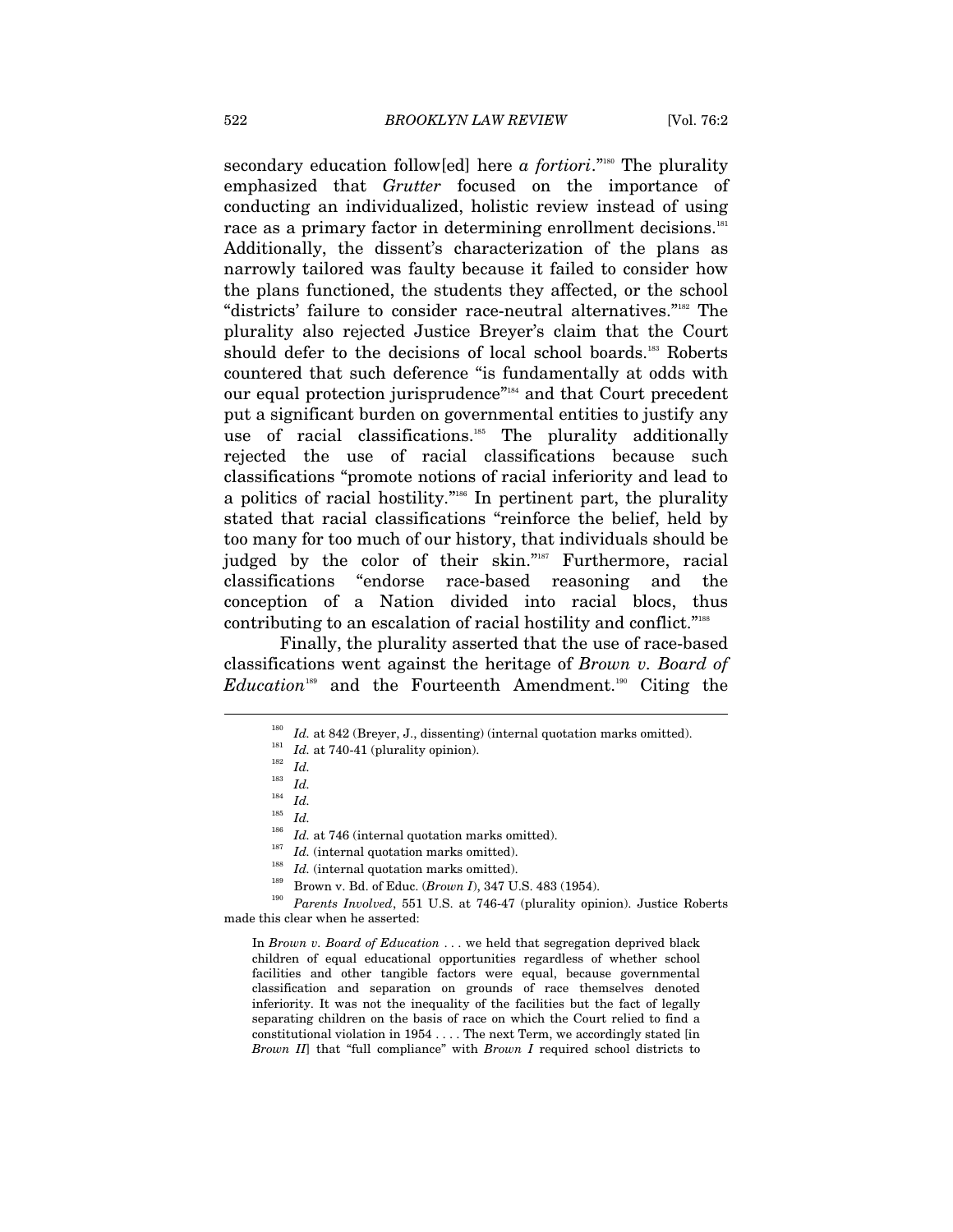secondary education follow[ed] here *a fortiori*."[180] The plurality emphasized that *Grutter* focused on the importance of conducting an individualized, holistic review instead of using race as a primary factor in determining enrollment decisions.[181] Additionally, the dissent's characterization of the plans as narrowly tailored was faulty because it failed to consider how the plans functioned, the students they affected, or the school "districts' failure to consider race-neutral alternatives."[182] The plurality also rejected Justice Breyer's claim that the Court should defer to the decisions of local school boards.[183] Roberts countered that such deference "is fundamentally at odds with our equal protection jurisprudence"[184] and that Court precedent put a significant burden on governmental entities to justify any use of racial classifications.[185] The plurality additionally rejected the use of racial classifications because such classifications "promote notions of racial inferiority and lead to a politics of racial hostility."[186] In pertinent part, the plurality stated that racial classifications "reinforce the belief, held by too many for too much of our history, that individuals should be judged by the color of their skin."[187] Furthermore, racial classifications "endorse race-based reasoning and the conception of a Nation divided into racial blocs, thus contributing to an escalation of racial hostility and conflict."[188]

Finally, the plurality asserted that the use of race-based classifications went against the heritage of *Brown v. Board of Education*[189] and the Fourteenth Amendment.[190] Citing the

---

[180] *Id.* at 842 (Breyer, J., dissenting) (internal quotation marks omitted).

[181] *Id.* at 740-41 (plurality opinion).

[182] *Id.*

[183] *Id.*

[184] *Id.*

[185] *Id.*

[186] *Id.* at 746 (internal quotation marks omitted).

[187] *Id.* (internal quotation marks omitted).

[188] *Id.* (internal quotation marks omitted).

[189] Brown v. Bd. of Educ. (*Brown I*), 347 U.S. 483 (1954).

[190] *Parents Involved*, 551 U.S. at 746-47 (plurality opinion). Justice Roberts made this clear when he asserted:

> In *Brown v. Board of Education* . . . we held that segregation deprived black children of equal educational opportunities regardless of whether school facilities and other tangible factors were equal, because governmental classification and separation on grounds of race themselves denoted inferiority. It was not the inequality of the facilities but the fact of legally separating children on the basis of race on which the Court relied to find a constitutional violation in 1954 . . . . The next Term, we accordingly stated [in *Brown II*] that "full compliance" with *Brown I* required school districts to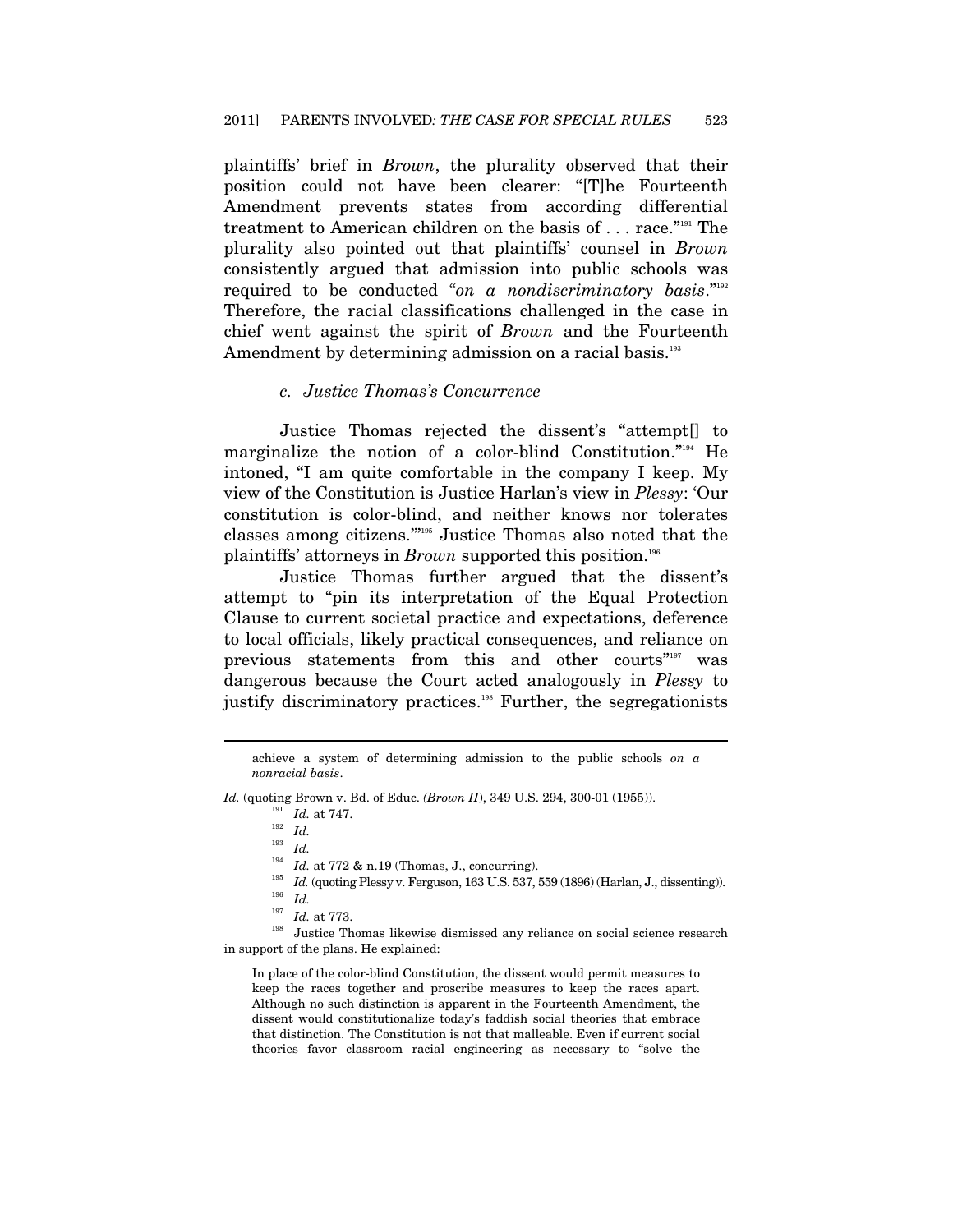plaintiffs' brief in *Brown*, the plurality observed that their position could not have been clearer: "[T]he Fourteenth Amendment prevents states from according differential treatment to American children on the basis of . . . race."[191] The plurality also pointed out that plaintiffs' counsel in *Brown* consistently argued that admission into public schools was required to be conducted "*on a nondiscriminatory basis*."[192] Therefore, the racial classifications challenged in the case in chief went against the spirit of *Brown* and the Fourteenth Amendment by determining admission on a racial basis.[193]

### c. Justice Thomas's Concurrence

Justice Thomas rejected the dissent's "attempt[] to marginalize the notion of a color-blind Constitution."[194] He intoned, "I am quite comfortable in the company I keep. My view of the Constitution is Justice Harlan's view in *Plessy*: 'Our constitution is color-blind, and neither knows nor tolerates classes among citizens.'"[195] Justice Thomas also noted that the plaintiffs' attorneys in *Brown* supported this position.[196]

Justice Thomas further argued that the dissent's attempt to "pin its interpretation of the Equal Protection Clause to current societal practice and expectations, deference to local officials, likely practical consequences, and reliance on previous statements from this and other courts"[197] was dangerous because the Court acted analogously in *Plessy* to justify discriminatory practices.[198] Further, the segregationists

---

> achieve a system of determining admission to the public schools *on a nonracial basis*.

*Id.* (quoting Brown v. Bd. of Educ. *(Brown II)*, 349 U.S. 294, 300-01 (1955)).

[191] *Id.* at 747.

[192] *Id.*

[193] *Id.*

[194] *Id.* at 772 & n.19 (Thomas, J., concurring).

[195] *Id.* (quoting Plessy v. Ferguson, 163 U.S. 537, 559 (1896) (Harlan, J., dissenting)).

[196] *Id.*

[197] *Id.* at 773.

[198] Justice Thomas likewise dismissed any reliance on social science research in support of the plans. He explained:

> In place of the color-blind Constitution, the dissent would permit measures to keep the races together and proscribe measures to keep the races apart. Although no such distinction is apparent in the Fourteenth Amendment, the dissent would constitutionalize today's faddish social theories that embrace that distinction. The Constitution is not that malleable. Even if current social theories favor classroom racial engineering as necessary to "solve the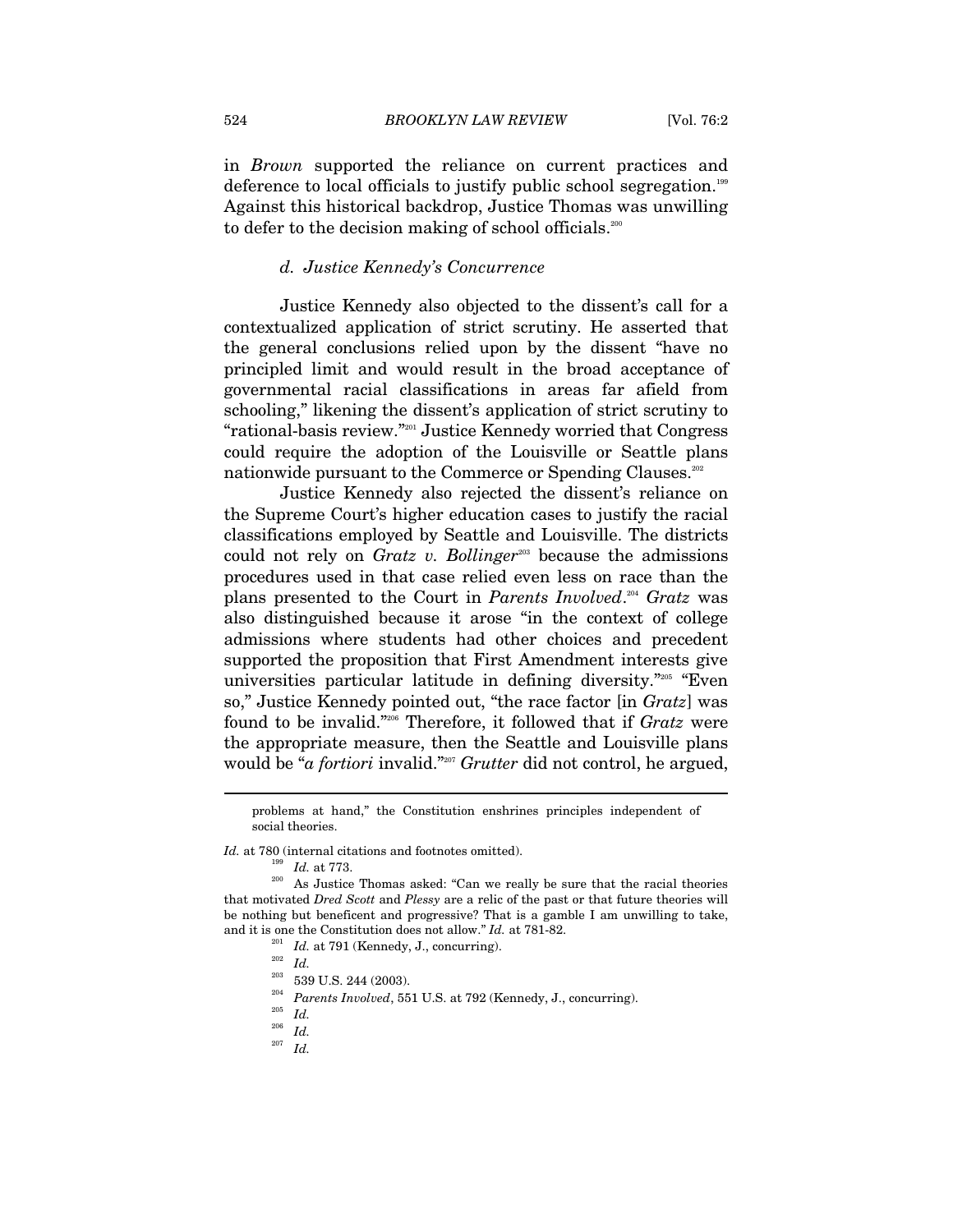in *Brown* supported the reliance on current practices and deference to local officials to justify public school segregation.[199] Against this historical backdrop, Justice Thomas was unwilling to defer to the decision making of school officials.[200]

#### d. Justice Kennedy's Concurrence

Justice Kennedy also objected to the dissent's call for a contextualized application of strict scrutiny. He asserted that the general conclusions relied upon by the dissent "have no principled limit and would result in the broad acceptance of governmental racial classifications in areas far afield from schooling," likening the dissent's application of strict scrutiny to "rational-basis review."[201] Justice Kennedy worried that Congress could require the adoption of the Louisville or Seattle plans nationwide pursuant to the Commerce or Spending Clauses.[202]

Justice Kennedy also rejected the dissent's reliance on the Supreme Court's higher education cases to justify the racial classifications employed by Seattle and Louisville. The districts could not rely on *Gratz v. Bollinger*[203] because the admissions procedures used in that case relied even less on race than the plans presented to the Court in *Parents Involved*.[204] *Gratz* was also distinguished because it arose "in the context of college admissions where students had other choices and precedent supported the proposition that First Amendment interests give universities particular latitude in defining diversity."[205] "Even so," Justice Kennedy pointed out, "the race factor [in *Gratz*] was found to be invalid."[206] Therefore, it followed that if *Gratz* were the appropriate measure, then the Seattle and Louisville plans would be "*a fortiori* invalid."[207] *Grutter* did not control, he argued,

---

> problems at hand," the Constitution enshrines principles independent of social theories.

*Id.* at 780 (internal citations and footnotes omitted).

[199] *Id.* at 773.

[200] As Justice Thomas asked: "Can we really be sure that the racial theories that motivated *Dred Scott* and *Plessy* are a relic of the past or that future theories will be nothing but beneficent and progressive? That is a gamble I am unwilling to take, and it is one the Constitution does not allow." *Id.* at 781-82.

[201] *Id.* at 791 (Kennedy, J., concurring).

[202] *Id.*

[203] 539 U.S. 244 (2003).

[204] *Parents Involved*, 551 U.S. at 792 (Kennedy, J., concurring).

[205] *Id.*

[206] *Id.*

[207] *Id.*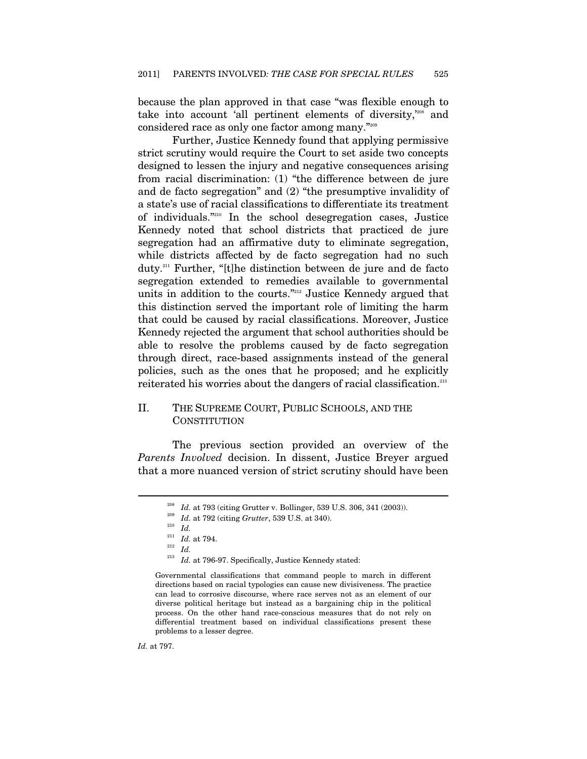because the plan approved in that case "was flexible enough to take into account 'all pertinent elements of diversity,'[208] and considered race as only one factor among many."[209]

Further, Justice Kennedy found that applying permissive strict scrutiny would require the Court to set aside two concepts designed to lessen the injury and negative consequences arising from racial discrimination: (1) "the difference between de jure and de facto segregation" and (2) "the presumptive invalidity of a state's use of racial classifications to differentiate its treatment of individuals."[210] In the school desegregation cases, Justice Kennedy noted that school districts that practiced de jure segregation had an affirmative duty to eliminate segregation, while districts affected by de facto segregation had no such duty.[211] Further, "[t]he distinction between de jure and de facto segregation extended to remedies available to governmental units in addition to the courts."[212] Justice Kennedy argued that this distinction served the important role of limiting the harm that could be caused by racial classifications. Moreover, Justice Kennedy rejected the argument that school authorities should be able to resolve the problems caused by de facto segregation through direct, race-based assignments instead of the general policies, such as the ones that he proposed; and he explicitly reiterated his worries about the dangers of racial classification.[213]

## II. THE SUPREME COURT, PUBLIC SCHOOLS, AND THE CONSTITUTION

The previous section provided an overview of the *Parents Involved* decision. In dissent, Justice Breyer argued that a more nuanced version of strict scrutiny should have been

---

[208] *Id.* at 793 (citing Grutter v. Bollinger, 539 U.S. 306, 341 (2003)).

[209] *Id.* at 792 (citing *Grutter*, 539 U.S. at 340).

[210] *Id.*

[211] *Id.* at 794.

[212] *Id.*

[213] *Id.* at 796-97. Specifically, Justice Kennedy stated:

> Governmental classifications that command people to march in different directions based on racial typologies can cause new divisiveness. The practice can lead to corrosive discourse, where race serves not as an element of our diverse political heritage but instead as a bargaining chip in the political process. On the other hand race-conscious measures that do not rely on differential treatment based on individual classifications present these problems to a lesser degree.

*Id.* at 797.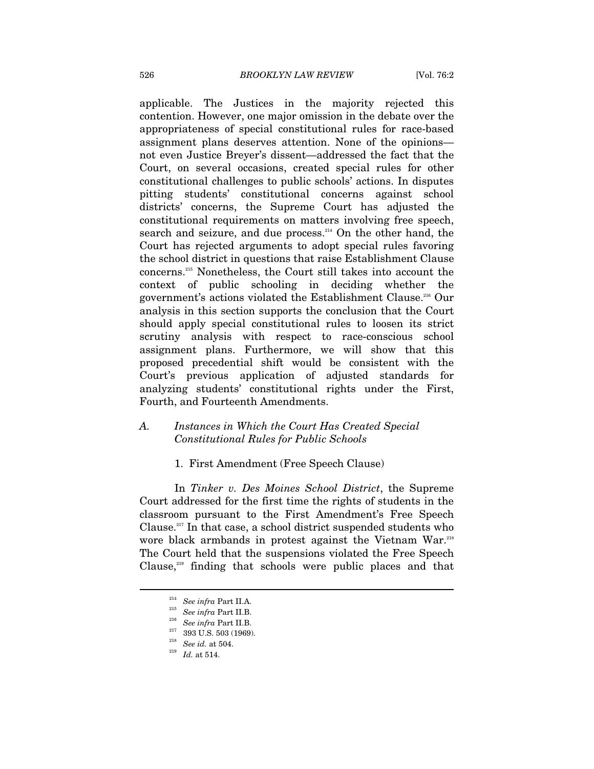applicable. The Justices in the majority rejected this contention. However, one major omission in the debate over the appropriateness of special constitutional rules for race-based assignment plans deserves attention. None of the opinions—not even Justice Breyer's dissent—addressed the fact that the Court, on several occasions, created special rules for other constitutional challenges to public schools' actions. In disputes pitting students' constitutional concerns against school districts' concerns, the Supreme Court has adjusted the constitutional requirements on matters involving free speech, search and seizure, and due process.[214] On the other hand, the Court has rejected arguments to adopt special rules favoring the school district in questions that raise Establishment Clause concerns.[215] Nonetheless, the Court still takes into account the context of public schooling in deciding whether the government's actions violated the Establishment Clause.[216] Our analysis in this section supports the conclusion that the Court should apply special constitutional rules to loosen its strict scrutiny analysis with respect to race-conscious school assignment plans. Furthermore, we will show that this proposed precedential shift would be consistent with the Court's previous application of adjusted standards for analyzing students' constitutional rights under the First, Fourth, and Fourteenth Amendments.

### A. *Instances in Which the Court Has Created Special Constitutional Rules for Public Schools*

#### 1. First Amendment (Free Speech Clause)

In *Tinker v. Des Moines School District*, the Supreme Court addressed for the first time the rights of students in the classroom pursuant to the First Amendment's Free Speech Clause.[217] In that case, a school district suspended students who wore black armbands in protest against the Vietnam War.[218] The Court held that the suspensions violated the Free Speech Clause,[219] finding that schools were public places and that

---

[214] *See infra* Part II.A.

[215] *See infra* Part II.B.

[216] *See infra* Part II.B.

[217] 393 U.S. 503 (1969).

[218] *See id.* at 504.

[219] *Id.* at 514.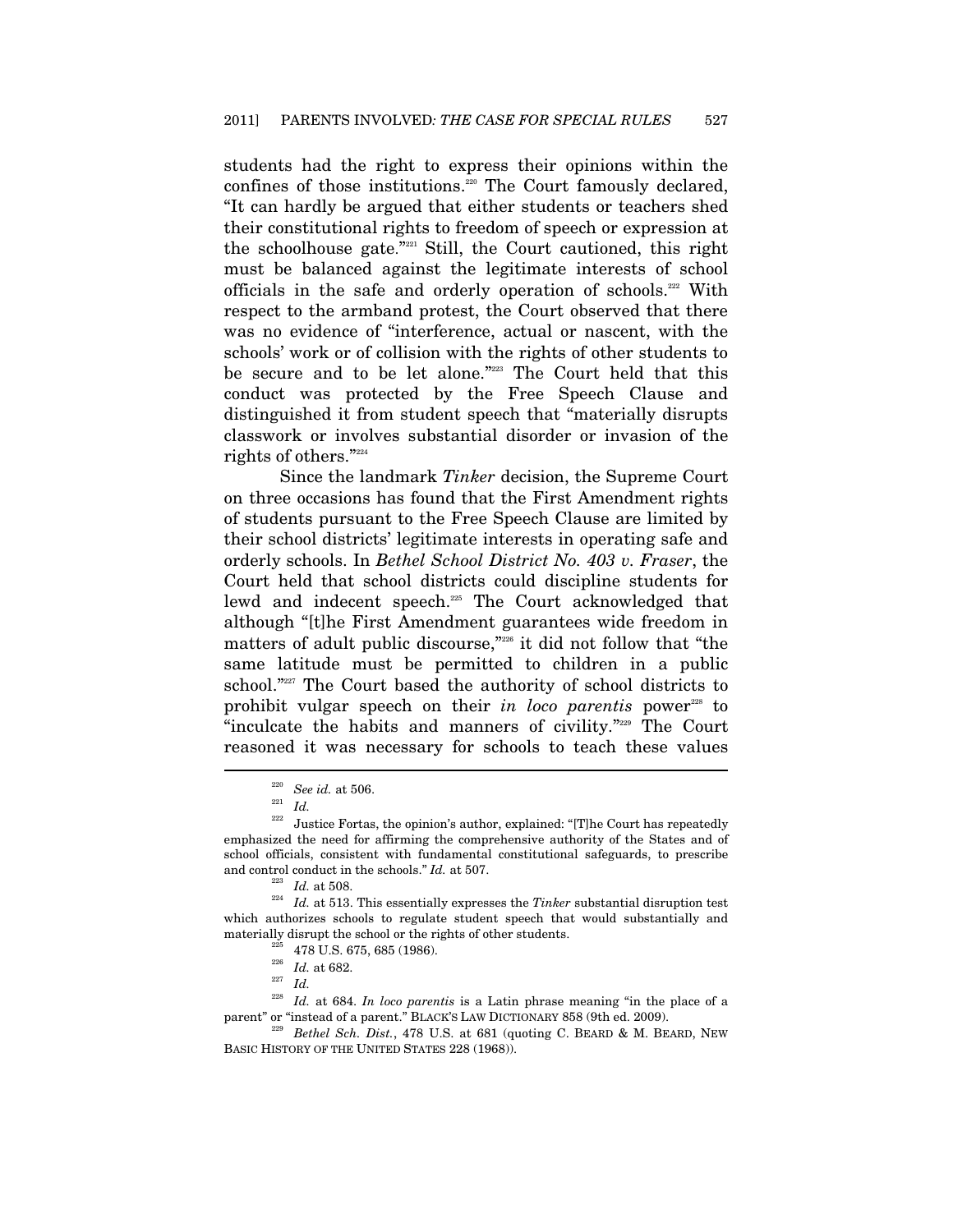students had the right to express their opinions within the confines of those institutions.[220] The Court famously declared, "It can hardly be argued that either students or teachers shed their constitutional rights to freedom of speech or expression at the schoolhouse gate."[221] Still, the Court cautioned, this right must be balanced against the legitimate interests of school officials in the safe and orderly operation of schools.[222] With respect to the armband protest, the Court observed that there was no evidence of "interference, actual or nascent, with the schools' work or of collision with the rights of other students to be secure and to be let alone."[223] The Court held that this conduct was protected by the Free Speech Clause and distinguished it from student speech that "materially disrupts classwork or involves substantial disorder or invasion of the rights of others."[224]

Since the landmark *Tinker* decision, the Supreme Court on three occasions has found that the First Amendment rights of students pursuant to the Free Speech Clause are limited by their school districts' legitimate interests in operating safe and orderly schools. In *Bethel School District No. 403 v. Fraser*, the Court held that school districts could discipline students for lewd and indecent speech.[225] The Court acknowledged that although "[t]he First Amendment guarantees wide freedom in matters of adult public discourse,"[226] it did not follow that "the same latitude must be permitted to children in a public school."[227] The Court based the authority of school districts to prohibit vulgar speech on their *in loco parentis* power[228] to "inculcate the habits and manners of civility."[229] The Court reasoned it was necessary for schools to teach these values

---

[220] *See id.* at 506.

[221] *Id.*

[222] Justice Fortas, the opinion's author, explained: "[T]he Court has repeatedly emphasized the need for affirming the comprehensive authority of the States and of school officials, consistent with fundamental constitutional safeguards, to prescribe and control conduct in the schools." *Id.* at 507.

[223] *Id.* at 508.

[224] *Id.* at 513. This essentially expresses the *Tinker* substantial disruption test which authorizes schools to regulate student speech that would substantially and materially disrupt the school or the rights of other students.

[225] 478 U.S. 675, 685 (1986).

[226] *Id.* at 682.

[227] *Id.*

[228] *Id.* at 684. *In loco parentis* is a Latin phrase meaning "in the place of a parent" or "instead of a parent." BLACK'S LAW DICTIONARY 858 (9th ed. 2009).

[229] *Bethel Sch. Dist.*, 478 U.S. at 681 (quoting C. BEARD & M. BEARD, NEW BASIC HISTORY OF THE UNITED STATES 228 (1968)).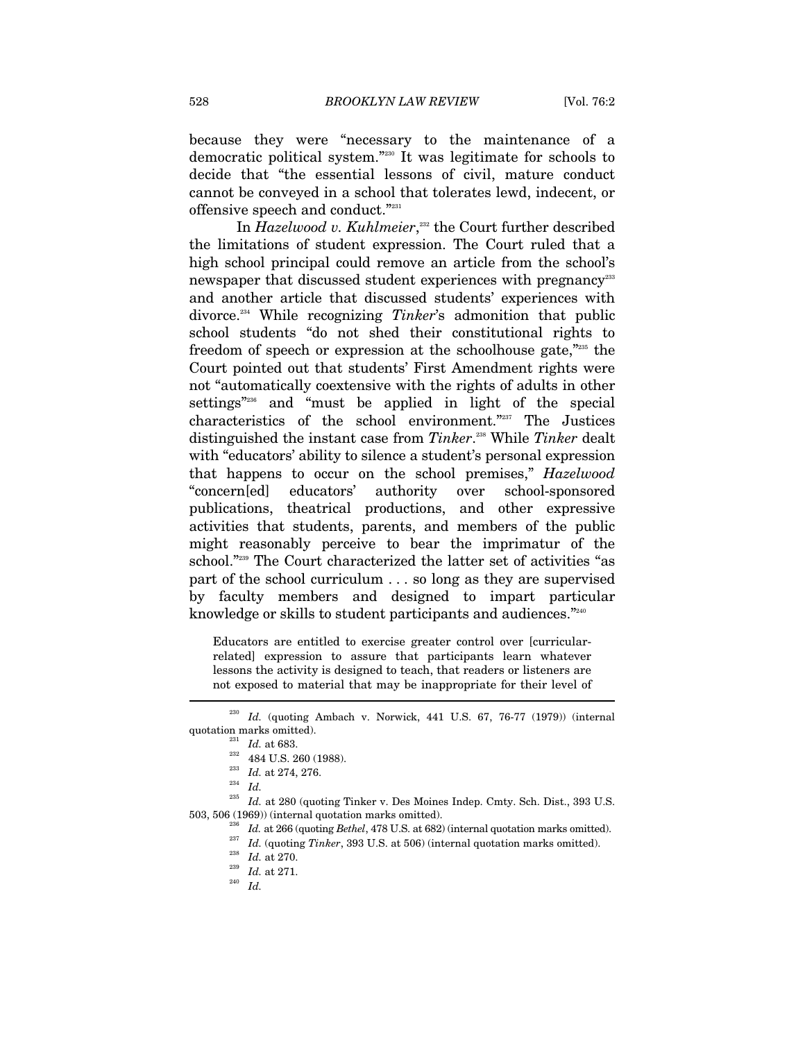because they were "necessary to the maintenance of a democratic political system."[230] It was legitimate for schools to decide that "the essential lessons of civil, mature conduct cannot be conveyed in a school that tolerates lewd, indecent, or offensive speech and conduct."[231]

In *Hazelwood v. Kuhlmeier*,[232] the Court further described the limitations of student expression. The Court ruled that a high school principal could remove an article from the school's newspaper that discussed student experiences with pregnancy[233] and another article that discussed students' experiences with divorce.[234] While recognizing *Tinker*'s admonition that public school students "do not shed their constitutional rights to freedom of speech or expression at the schoolhouse gate,"[235] the Court pointed out that students' First Amendment rights were not "automatically coextensive with the rights of adults in other settings"[236] and "must be applied in light of the special characteristics of the school environment."[237] The Justices distinguished the instant case from *Tinker*.[238] While *Tinker* dealt with "educators' ability to silence a student's personal expression that happens to occur on the school premises," *Hazelwood* "concern[ed] educators' authority over school-sponsored publications, theatrical productions, and other expressive activities that students, parents, and members of the public might reasonably perceive to bear the imprimatur of the school."[239] The Court characterized the latter set of activities "as part of the school curriculum . . . so long as they are supervised by faculty members and designed to impart particular knowledge or skills to student participants and audiences."[240]

> Educators are entitled to exercise greater control over [curricular-related] expression to assure that participants learn whatever lessons the activity is designed to teach, that readers or listeners are not exposed to material that may be inappropriate for their level of

---

[230] *Id.* (quoting Ambach v. Norwick, 441 U.S. 67, 76-77 (1979)) (internal quotation marks omitted).

[231] *Id.* at 683.

[232] 484 U.S. 260 (1988).

[233] *Id.* at 274, 276.

[234] *Id.*

[235] *Id.* at 280 (quoting Tinker v. Des Moines Indep. Cmty. Sch. Dist., 393 U.S. 503, 506 (1969)) (internal quotation marks omitted).

[236] *Id.* at 266 (quoting *Bethel*, 478 U.S. at 682) (internal quotation marks omitted).

[237] *Id.* (quoting *Tinker*, 393 U.S. at 506) (internal quotation marks omitted).

[238] *Id.* at 270.

[239] *Id.* at 271.

[240] *Id.*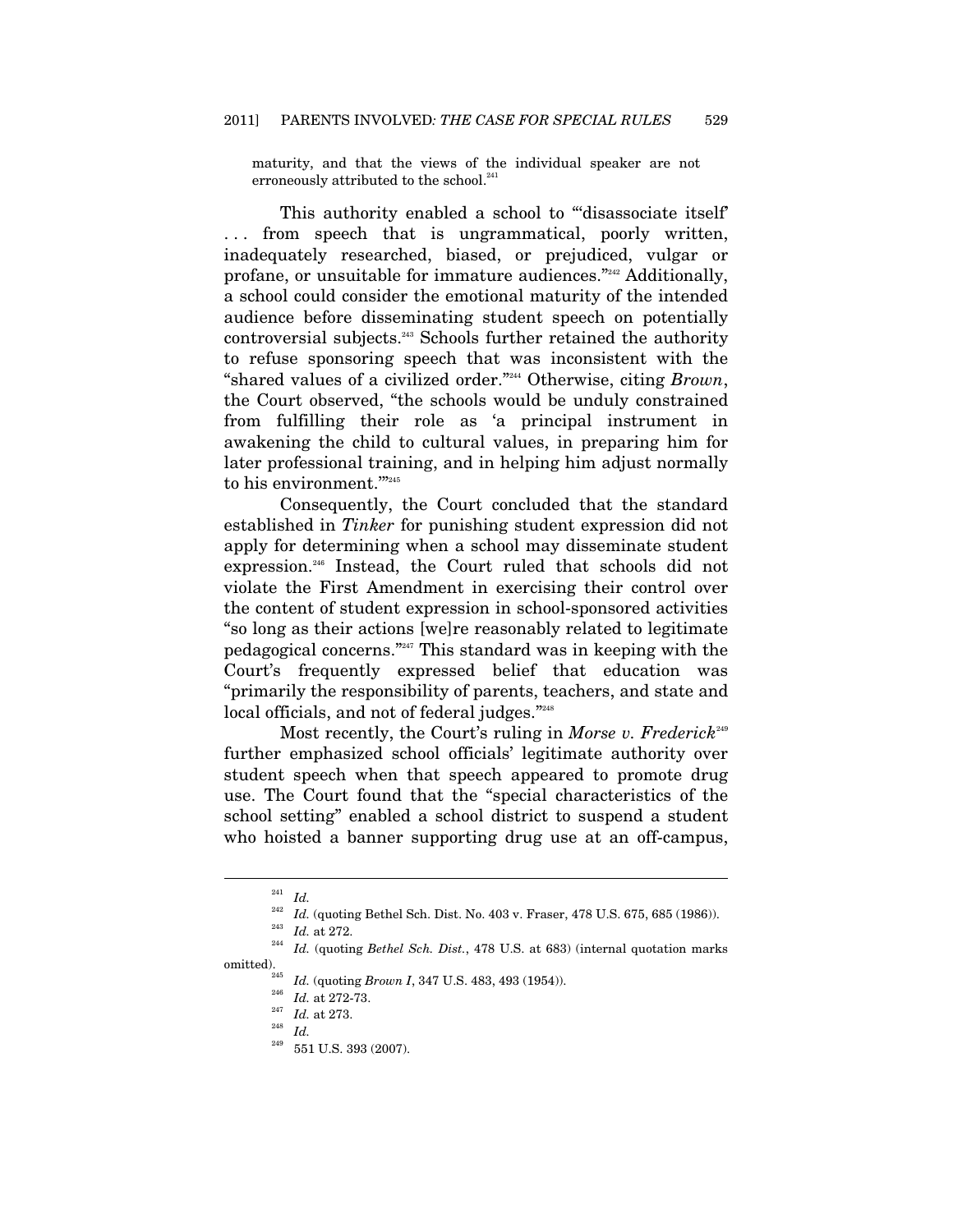maturity, and that the views of the individual speaker are not erroneously attributed to the school.[241]

This authority enabled a school to "'disassociate itself' . . . from speech that is ungrammatical, poorly written, inadequately researched, biased, or prejudiced, vulgar or profane, or unsuitable for immature audiences."[242] Additionally, a school could consider the emotional maturity of the intended audience before disseminating student speech on potentially controversial subjects.[243] Schools further retained the authority to refuse sponsoring speech that was inconsistent with the "shared values of a civilized order."[244] Otherwise, citing *Brown*, the Court observed, "the schools would be unduly constrained from fulfilling their role as 'a principal instrument in awakening the child to cultural values, in preparing him for later professional training, and in helping him adjust normally to his environment.'"[245]

Consequently, the Court concluded that the standard established in *Tinker* for punishing student expression did not apply for determining when a school may disseminate student expression.[246] Instead, the Court ruled that schools did not violate the First Amendment in exercising their control over the content of student expression in school-sponsored activities "so long as their actions [we]re reasonably related to legitimate pedagogical concerns."[247] This standard was in keeping with the Court's frequently expressed belief that education was "primarily the responsibility of parents, teachers, and state and local officials, and not of federal judges."[248]

Most recently, the Court's ruling in *Morse v. Frederick*[249] further emphasized school officials' legitimate authority over student speech when that speech appeared to promote drug use. The Court found that the "special characteristics of the school setting" enabled a school district to suspend a student who hoisted a banner supporting drug use at an off-campus,

---

[241] *Id.*

[242] *Id.* (quoting Bethel Sch. Dist. No. 403 v. Fraser, 478 U.S. 675, 685 (1986)).

[243] *Id.* at 272.

[244] *Id.* (quoting *Bethel Sch. Dist.*, 478 U.S. at 683) (internal quotation marks omitted).

[245] *Id.* (quoting *Brown I*, 347 U.S. 483, 493 (1954)).

[246] *Id.* at 272-73.

[247] *Id.* at 273.

[248] *Id.*

[249] 551 U.S. 393 (2007).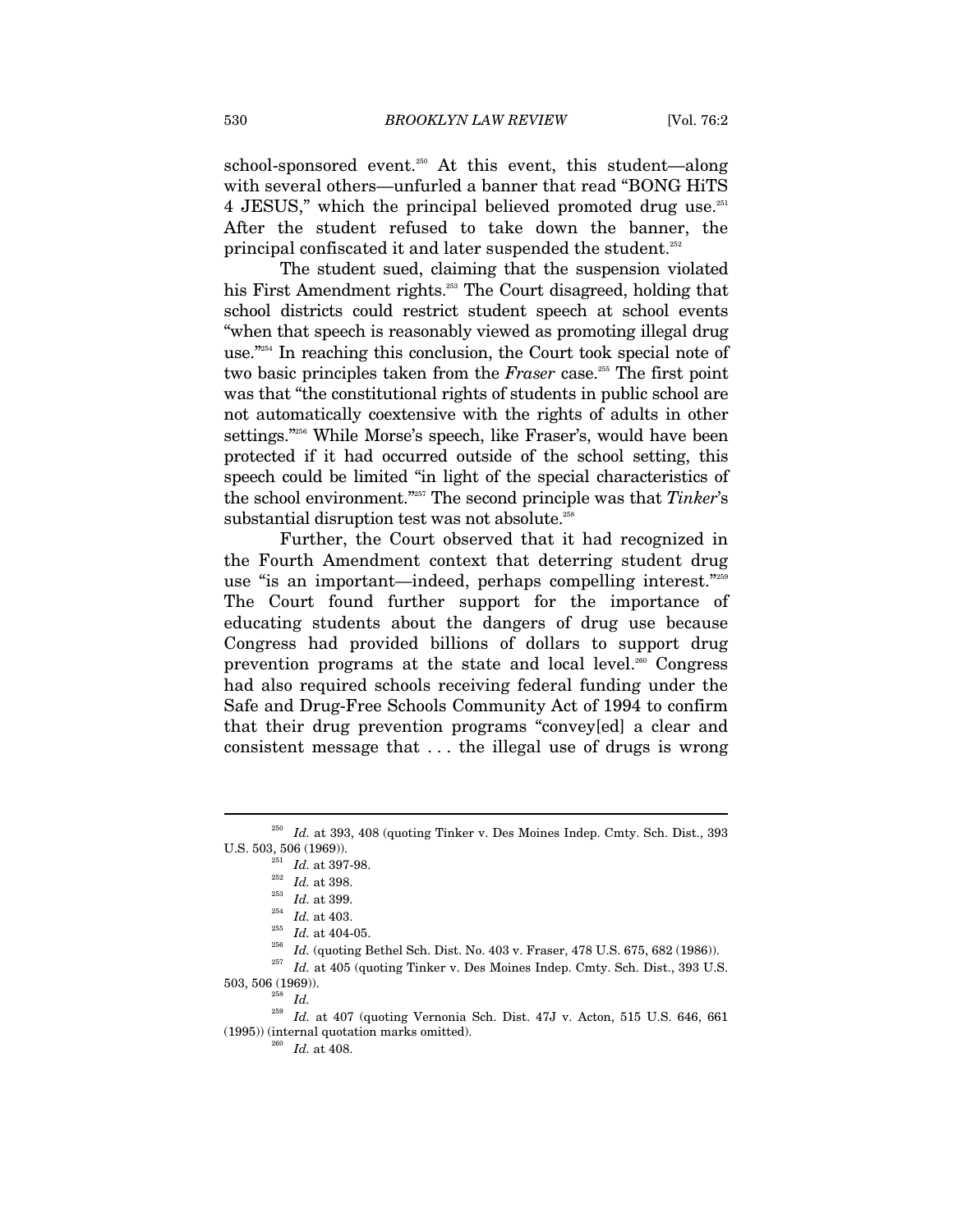school-sponsored event.[250] At this event, this student—along with several others—unfurled a banner that read "BONG HiTS 4 JESUS," which the principal believed promoted drug use.[251] After the student refused to take down the banner, the principal confiscated it and later suspended the student.[252]

The student sued, claiming that the suspension violated his First Amendment rights.[253] The Court disagreed, holding that school districts could restrict student speech at school events "when that speech is reasonably viewed as promoting illegal drug use."[254] In reaching this conclusion, the Court took special note of two basic principles taken from the *Fraser* case.[255] The first point was that "the constitutional rights of students in public school are not automatically coextensive with the rights of adults in other settings."[256] While Morse's speech, like Fraser's, would have been protected if it had occurred outside of the school setting, this speech could be limited "in light of the special characteristics of the school environment."[257] The second principle was that *Tinker*'s substantial disruption test was not absolute.[258]

Further, the Court observed that it had recognized in the Fourth Amendment context that deterring student drug use "is an important—indeed, perhaps compelling interest."[259] The Court found further support for the importance of educating students about the dangers of drug use because Congress had provided billions of dollars to support drug prevention programs at the state and local level.[260] Congress had also required schools receiving federal funding under the Safe and Drug-Free Schools Community Act of 1994 to confirm that their drug prevention programs "convey[ed] a clear and consistent message that . . . the illegal use of drugs is wrong

---

[250] *Id.* at 393, 408 (quoting Tinker v. Des Moines Indep. Cmty. Sch. Dist., 393 U.S. 503, 506 (1969)).

[251] *Id.* at 397-98.

[252] *Id.* at 398.

[253] *Id.* at 399.

[254] *Id.* at 403.

[255] *Id.* at 404-05.

[256] *Id.* (quoting Bethel Sch. Dist. No. 403 v. Fraser, 478 U.S. 675, 682 (1986)).

[257] *Id.* at 405 (quoting Tinker v. Des Moines Indep. Cmty. Sch. Dist., 393 U.S. 503, 506 (1969)).

[258] *Id.*

[259] *Id.* at 407 (quoting Vernonia Sch. Dist. 47J v. Acton, 515 U.S. 646, 661 (1995)) (internal quotation marks omitted).

[260] *Id.* at 408.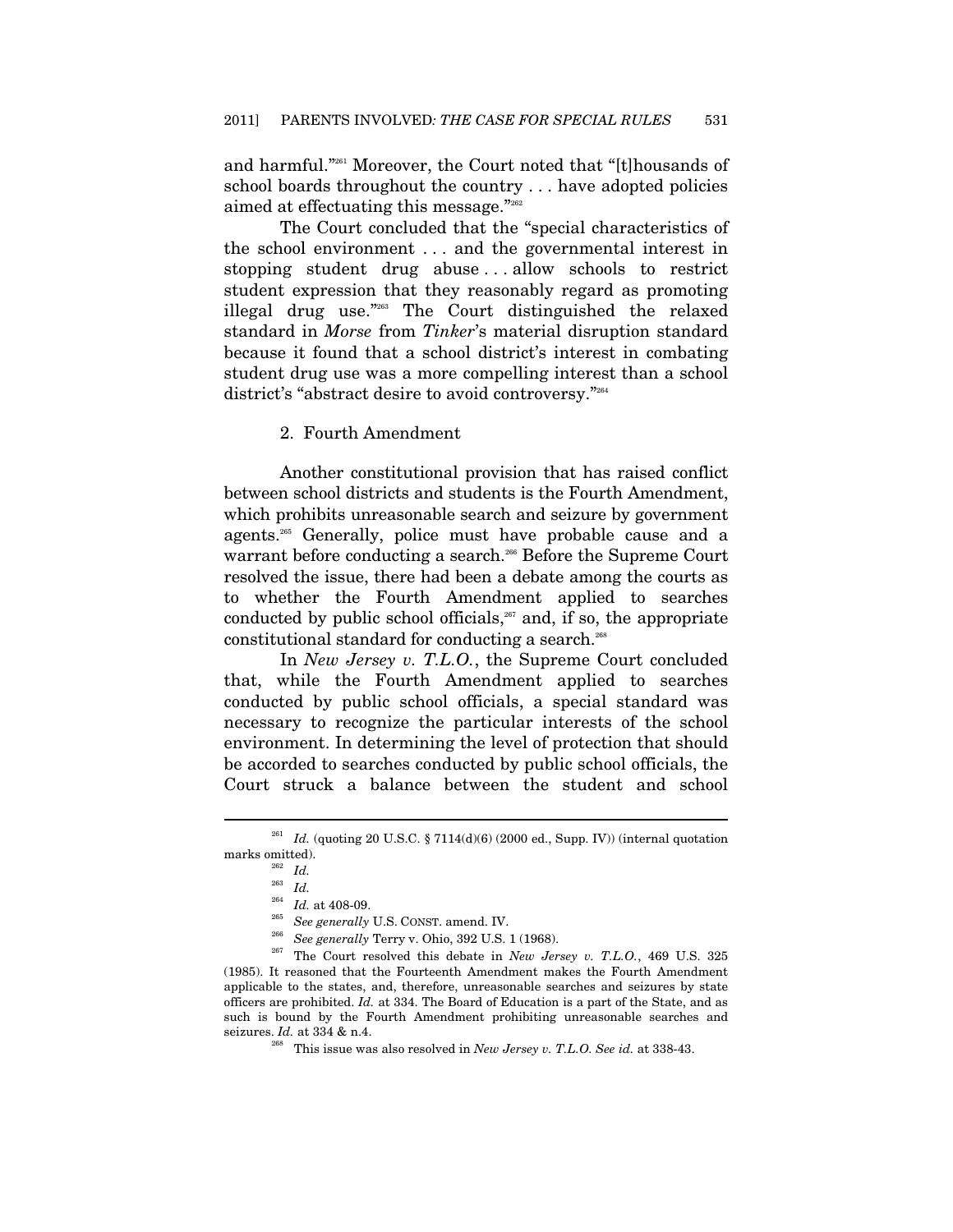and harmful."[261] Moreover, the Court noted that "[t]housands of school boards throughout the country . . . have adopted policies aimed at effectuating this message."[262]

The Court concluded that the "special characteristics of the school environment . . . and the governmental interest in stopping student drug abuse . . . allow schools to restrict student expression that they reasonably regard as promoting illegal drug use."[263] The Court distinguished the relaxed standard in *Morse* from *Tinker*'s material disruption standard because it found that a school district's interest in combating student drug use was a more compelling interest than a school district's "abstract desire to avoid controversy."[264]

### 2. Fourth Amendment

Another constitutional provision that has raised conflict between school districts and students is the Fourth Amendment, which prohibits unreasonable search and seizure by government agents.[265] Generally, police must have probable cause and a warrant before conducting a search.[266] Before the Supreme Court resolved the issue, there had been a debate among the courts as to whether the Fourth Amendment applied to searches conducted by public school officials,[267] and, if so, the appropriate constitutional standard for conducting a search.[268]

In *New Jersey v. T.L.O.*, the Supreme Court concluded that, while the Fourth Amendment applied to searches conducted by public school officials, a special standard was necessary to recognize the particular interests of the school environment. In determining the level of protection that should be accorded to searches conducted by public school officials, the Court struck a balance between the student and school

---

[261] *Id.* (quoting 20 U.S.C. § 7114(d)(6) (2000 ed., Supp. IV)) (internal quotation marks omitted).

[262] *Id.*

[263] *Id.*

[264] *Id.* at 408-09.

[265] *See generally* U.S. CONST. amend. IV.

[266] *See generally* Terry v. Ohio, 392 U.S. 1 (1968).

[267] The Court resolved this debate in *New Jersey v. T.L.O.*, 469 U.S. 325 (1985). It reasoned that the Fourteenth Amendment makes the Fourth Amendment applicable to the states, and, therefore, unreasonable searches and seizures by state officers are prohibited. *Id.* at 334. The Board of Education is a part of the State, and as such is bound by the Fourth Amendment prohibiting unreasonable searches and seizures. *Id.* at 334 & n.4.

[268] This issue was also resolved in *New Jersey v. T.L.O. See id.* at 338-43.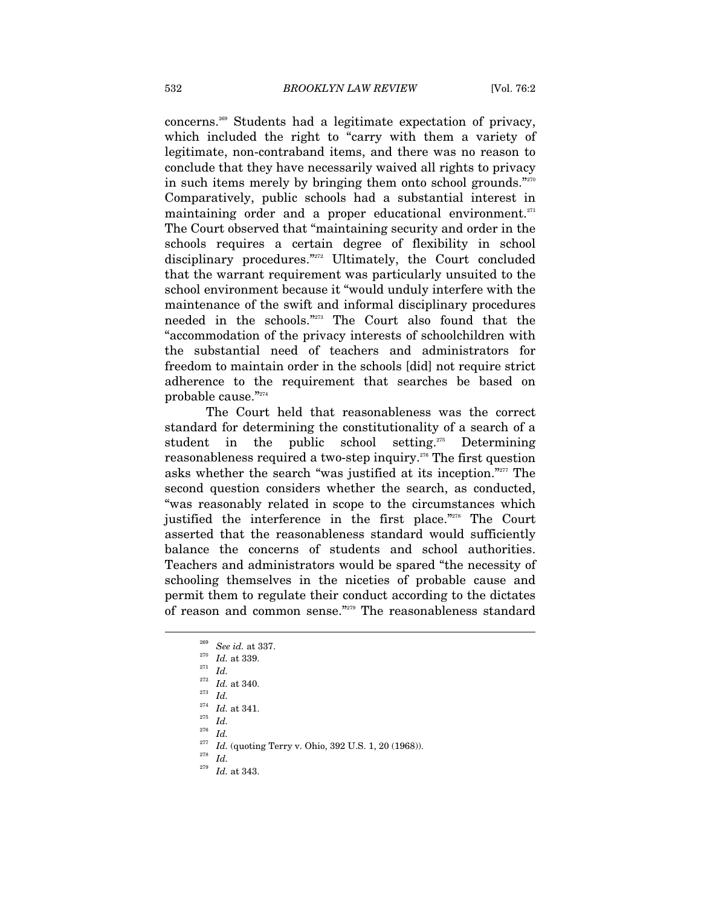concerns.[269] Students had a legitimate expectation of privacy, which included the right to "carry with them a variety of legitimate, non-contraband items, and there was no reason to conclude that they have necessarily waived all rights to privacy in such items merely by bringing them onto school grounds."[270] Comparatively, public schools had a substantial interest in maintaining order and a proper educational environment.[271] The Court observed that "maintaining security and order in the schools requires a certain degree of flexibility in school disciplinary procedures."[272] Ultimately, the Court concluded that the warrant requirement was particularly unsuited to the school environment because it "would unduly interfere with the maintenance of the swift and informal disciplinary procedures needed in the schools."[273] The Court also found that the "accommodation of the privacy interests of schoolchildren with the substantial need of teachers and administrators for freedom to maintain order in the schools [did] not require strict adherence to the requirement that searches be based on probable cause."[274]

The Court held that reasonableness was the correct standard for determining the constitutionality of a search of a student in the public school setting.[275] Determining reasonableness required a two-step inquiry.[276] The first question asks whether the search "was justified at its inception."[277] The second question considers whether the search, as conducted, "was reasonably related in scope to the circumstances which justified the interference in the first place."[278] The Court asserted that the reasonableness standard would sufficiently balance the concerns of students and school authorities. Teachers and administrators would be spared "the necessity of schooling themselves in the niceties of probable cause and permit them to regulate their conduct according to the dictates of reason and common sense."[279] The reasonableness standard

---

[269] *See id.* at 337.

[270] *Id.* at 339.

[271] *Id.*

[272] *Id.* at 340.

[273] *Id.*

[274] *Id.* at 341.

[275] *Id.*

[276] *Id.*

[277] *Id.* (quoting Terry v. Ohio, 392 U.S. 1, 20 (1968)).

[278] *Id.*

[279] *Id.* at 343.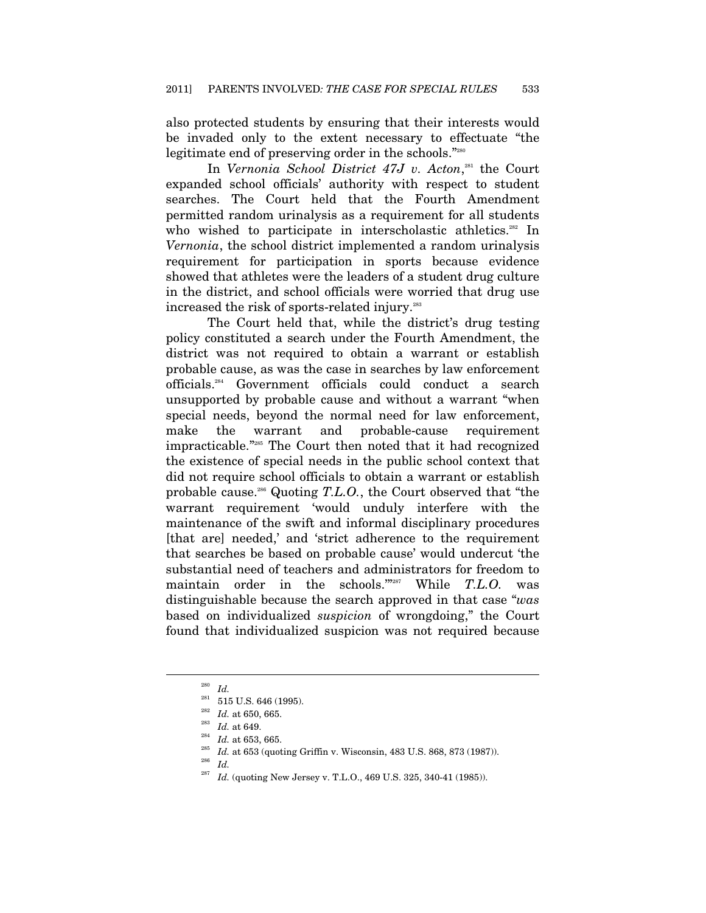also protected students by ensuring that their interests would be invaded only to the extent necessary to effectuate "the legitimate end of preserving order in the schools."[280]

In *Vernonia School District 47J v. Acton*,[281] the Court expanded school officials' authority with respect to student searches. The Court held that the Fourth Amendment permitted random urinalysis as a requirement for all students who wished to participate in interscholastic athletics.[282] In *Vernonia*, the school district implemented a random urinalysis requirement for participation in sports because evidence showed that athletes were the leaders of a student drug culture in the district, and school officials were worried that drug use increased the risk of sports-related injury.[283]

The Court held that, while the district's drug testing policy constituted a search under the Fourth Amendment, the district was not required to obtain a warrant or establish probable cause, as was the case in searches by law enforcement officials.[284] Government officials could conduct a search unsupported by probable cause and without a warrant "when special needs, beyond the normal need for law enforcement, make the warrant and probable-cause requirement impracticable."[285] The Court then noted that it had recognized the existence of special needs in the public school context that did not require school officials to obtain a warrant or establish probable cause.[286] Quoting *T.L.O.*, the Court observed that "the warrant requirement 'would unduly interfere with the maintenance of the swift and informal disciplinary procedures [that are] needed,' and 'strict adherence to the requirement that searches be based on probable cause' would undercut 'the substantial need of teachers and administrators for freedom to maintain order in the schools.'"[287] While *T.L.O.* was distinguishable because the search approved in that case "*was* based on individualized *suspicion* of wrongdoing," the Court found that individualized suspicion was not required because

---

[280] *Id.*

[281] 515 U.S. 646 (1995).

[282] *Id.* at 650, 665.

[283] *Id.* at 649.

[284] *Id.* at 653, 665.

[285] *Id.* at 653 (quoting Griffin v. Wisconsin, 483 U.S. 868, 873 (1987)).

[286] *Id.*

[287] *Id.* (quoting New Jersey v. T.L.O., 469 U.S. 325, 340-41 (1985)).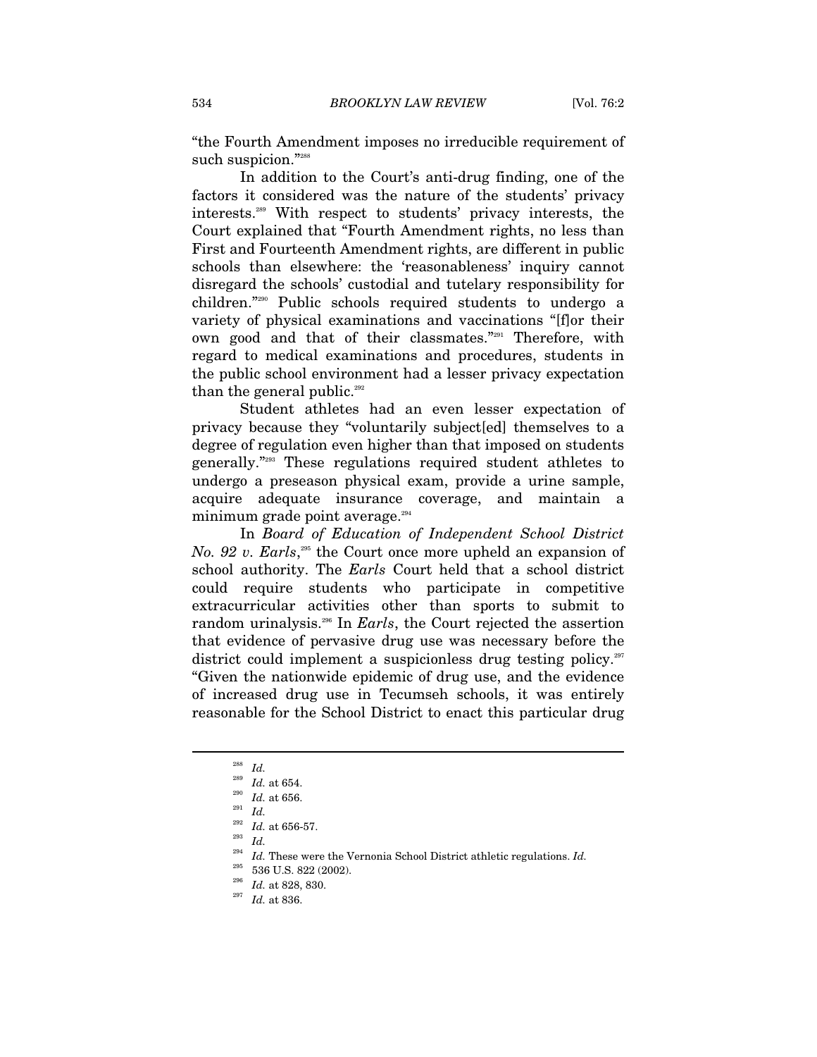"the Fourth Amendment imposes no irreducible requirement of such suspicion."[288]

In addition to the Court's anti-drug finding, one of the factors it considered was the nature of the students' privacy interests.[289] With respect to students' privacy interests, the Court explained that "Fourth Amendment rights, no less than First and Fourteenth Amendment rights, are different in public schools than elsewhere: the 'reasonableness' inquiry cannot disregard the schools' custodial and tutelary responsibility for children."[290] Public schools required students to undergo a variety of physical examinations and vaccinations "[f]or their own good and that of their classmates."[291] Therefore, with regard to medical examinations and procedures, students in the public school environment had a lesser privacy expectation than the general public.[292]

Student athletes had an even lesser expectation of privacy because they "voluntarily subject[ed] themselves to a degree of regulation even higher than that imposed on students generally."[293] These regulations required student athletes to undergo a preseason physical exam, provide a urine sample, acquire adequate insurance coverage, and maintain a minimum grade point average.[294]

In *Board of Education of Independent School District No. 92 v. Earls*,[295] the Court once more upheld an expansion of school authority. The *Earls* Court held that a school district could require students who participate in competitive extracurricular activities other than sports to submit to random urinalysis.[296] In *Earls*, the Court rejected the assertion that evidence of pervasive drug use was necessary before the district could implement a suspicionless drug testing policy.[297] "Given the nationwide epidemic of drug use, and the evidence of increased drug use in Tecumseh schools, it was entirely reasonable for the School District to enact this particular drug

---

[288] *Id.*

[289] *Id.* at 654.

[290] *Id.* at 656.

[291] *Id.*

[292] *Id.* at 656-57.

[293] *Id.*

[294] *Id.* These were the Vernonia School District athletic regulations. *Id.*

[295] 536 U.S. 822 (2002).

[296] *Id.* at 828, 830.

[297] *Id.* at 836.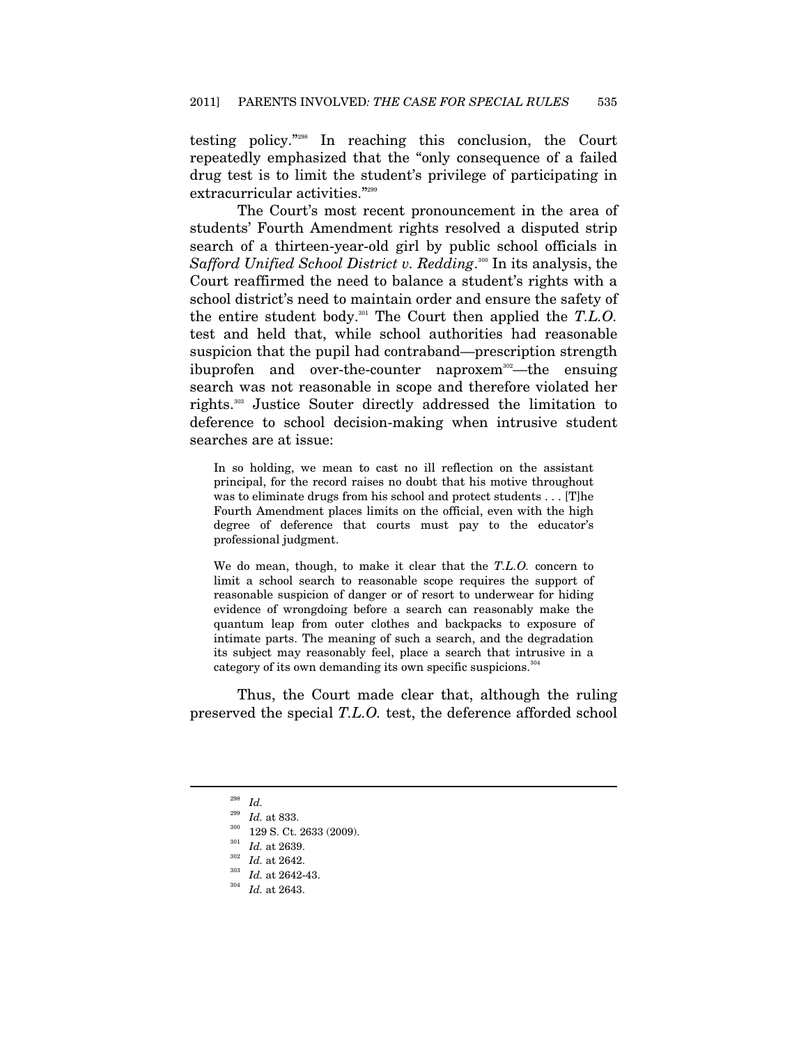testing policy."[298] In reaching this conclusion, the Court repeatedly emphasized that the "only consequence of a failed drug test is to limit the student's privilege of participating in extracurricular activities."[299]

The Court's most recent pronouncement in the area of students' Fourth Amendment rights resolved a disputed strip search of a thirteen-year-old girl by public school officials in *Safford Unified School District v. Redding*.[300] In its analysis, the Court reaffirmed the need to balance a student's rights with a school district's need to maintain order and ensure the safety of the entire student body.[301] The Court then applied the *T.L.O.* test and held that, while school authorities had reasonable suspicion that the pupil had contraband—prescription strength ibuprofen and over-the-counter naproxem[302]—the ensuing search was not reasonable in scope and therefore violated her rights.[303] Justice Souter directly addressed the limitation to deference to school decision-making when intrusive student searches are at issue:

> In so holding, we mean to cast no ill reflection on the assistant principal, for the record raises no doubt that his motive throughout was to eliminate drugs from his school and protect students . . . [T]he Fourth Amendment places limits on the official, even with the high degree of deference that courts must pay to the educator's professional judgment.
>
> We do mean, though, to make it clear that the *T.L.O.* concern to limit a school search to reasonable scope requires the support of reasonable suspicion of danger or of resort to underwear for hiding evidence of wrongdoing before a search can reasonably make the quantum leap from outer clothes and backpacks to exposure of intimate parts. The meaning of such a search, and the degradation its subject may reasonably feel, place a search that intrusive in a category of its own demanding its own specific suspicions.[304]

Thus, the Court made clear that, although the ruling preserved the special *T.L.O.* test, the deference afforded school

---

[298] *Id.*

[299] *Id.* at 833.

[300] 129 S. Ct. 2633 (2009).

[301] *Id.* at 2639.

[302] *Id.* at 2642.

[303] *Id.* at 2642-43.

[304] *Id.* at 2643.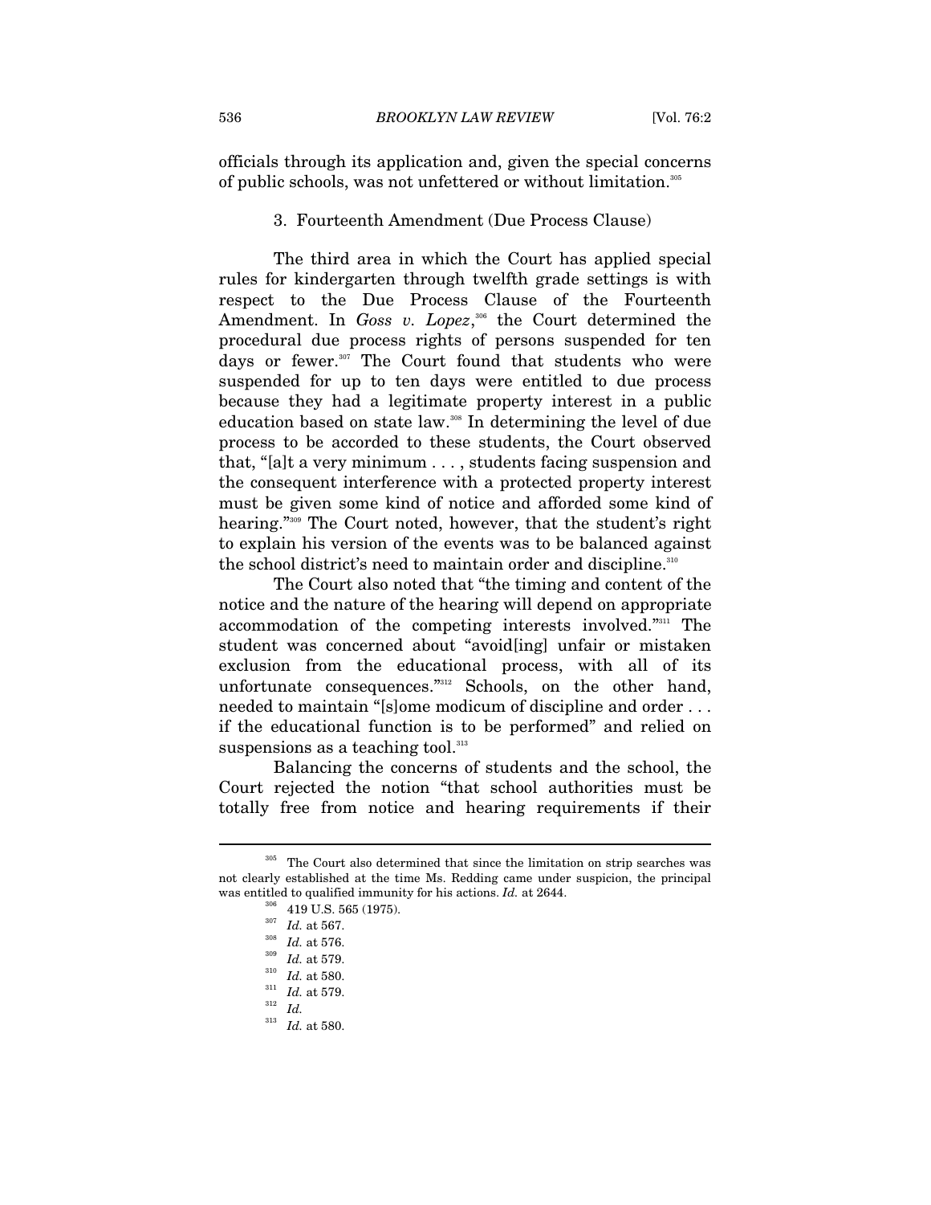officials through its application and, given the special concerns of public schools, was not unfettered or without limitation.[305]

### 3. Fourteenth Amendment (Due Process Clause)

The third area in which the Court has applied special rules for kindergarten through twelfth grade settings is with respect to the Due Process Clause of the Fourteenth Amendment. In *Goss v. Lopez*,[306] the Court determined the procedural due process rights of persons suspended for ten days or fewer.[307] The Court found that students who were suspended for up to ten days were entitled to due process because they had a legitimate property interest in a public education based on state law.[308] In determining the level of due process to be accorded to these students, the Court observed that, "[a]t a very minimum . . . , students facing suspension and the consequent interference with a protected property interest must be given some kind of notice and afforded some kind of hearing."[309] The Court noted, however, that the student's right to explain his version of the events was to be balanced against the school district's need to maintain order and discipline.[310]

The Court also noted that "the timing and content of the notice and the nature of the hearing will depend on appropriate accommodation of the competing interests involved."[311] The student was concerned about "avoid[ing] unfair or mistaken exclusion from the educational process, with all of its unfortunate consequences."[312] Schools, on the other hand, needed to maintain "[s]ome modicum of discipline and order . . . if the educational function is to be performed" and relied on suspensions as a teaching tool.[313]

Balancing the concerns of students and the school, the Court rejected the notion "that school authorities must be totally free from notice and hearing requirements if their

---

[305] The Court also determined that since the limitation on strip searches was not clearly established at the time Ms. Redding came under suspicion, the principal was entitled to qualified immunity for his actions. *Id.* at 2644.

[306] 419 U.S. 565 (1975).

[307] *Id.* at 567.

[308] *Id.* at 576.

[309] *Id.* at 579.

[310] *Id.* at 580.

[311] *Id.* at 579.

[312] *Id.*

[313] *Id.* at 580.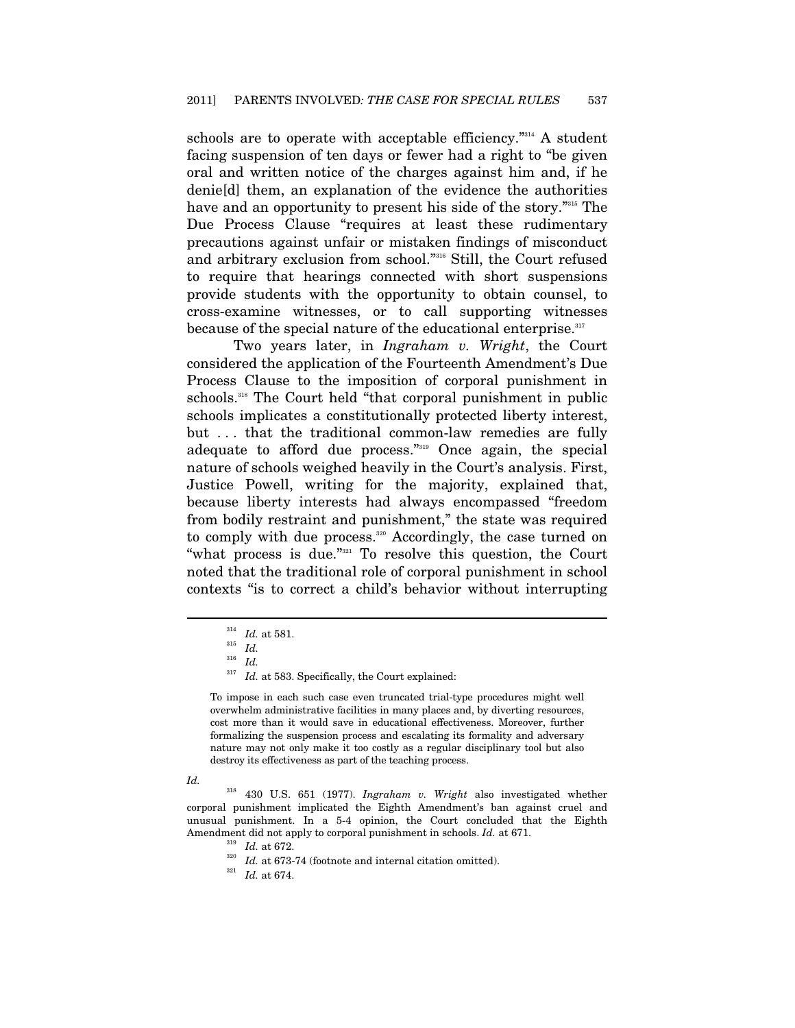schools are to operate with acceptable efficiency."[314] A student facing suspension of ten days or fewer had a right to "be given oral and written notice of the charges against him and, if he denie[d] them, an explanation of the evidence the authorities have and an opportunity to present his side of the story."[315] The Due Process Clause "requires at least these rudimentary precautions against unfair or mistaken findings of misconduct and arbitrary exclusion from school."[316] Still, the Court refused to require that hearings connected with short suspensions provide students with the opportunity to obtain counsel, to cross-examine witnesses, or to call supporting witnesses because of the special nature of the educational enterprise.[317]

Two years later, in *Ingraham v. Wright*, the Court considered the application of the Fourteenth Amendment's Due Process Clause to the imposition of corporal punishment in schools.[318] The Court held "that corporal punishment in public schools implicates a constitutionally protected liberty interest, but . . . that the traditional common-law remedies are fully adequate to afford due process."[319] Once again, the special nature of schools weighed heavily in the Court's analysis. First, Justice Powell, writing for the majority, explained that, because liberty interests had always encompassed "freedom from bodily restraint and punishment," the state was required to comply with due process.[320] Accordingly, the case turned on "what process is due."[321] To resolve this question, the Court noted that the traditional role of corporal punishment in school contexts "is to correct a child's behavior without interrupting

---

[314] *Id.* at 581.

[315] *Id.*

[316] *Id.*

[317] *Id.* at 583. Specifically, the Court explained:

> To impose in each such case even truncated trial-type procedures might well overwhelm administrative facilities in many places and, by diverting resources, cost more than it would save in educational effectiveness. Moreover, further formalizing the suspension process and escalating its formality and adversary nature may not only make it too costly as a regular disciplinary tool but also destroy its effectiveness as part of the teaching process.

*Id.*

[318] 430 U.S. 651 (1977). *Ingraham v. Wright* also investigated whether corporal punishment implicated the Eighth Amendment's ban against cruel and unusual punishment. In a 5-4 opinion, the Court concluded that the Eighth Amendment did not apply to corporal punishment in schools. *Id.* at 671.

[319] *Id.* at 672.

[320] *Id.* at 673-74 (footnote and internal citation omitted).

[321] *Id.* at 674.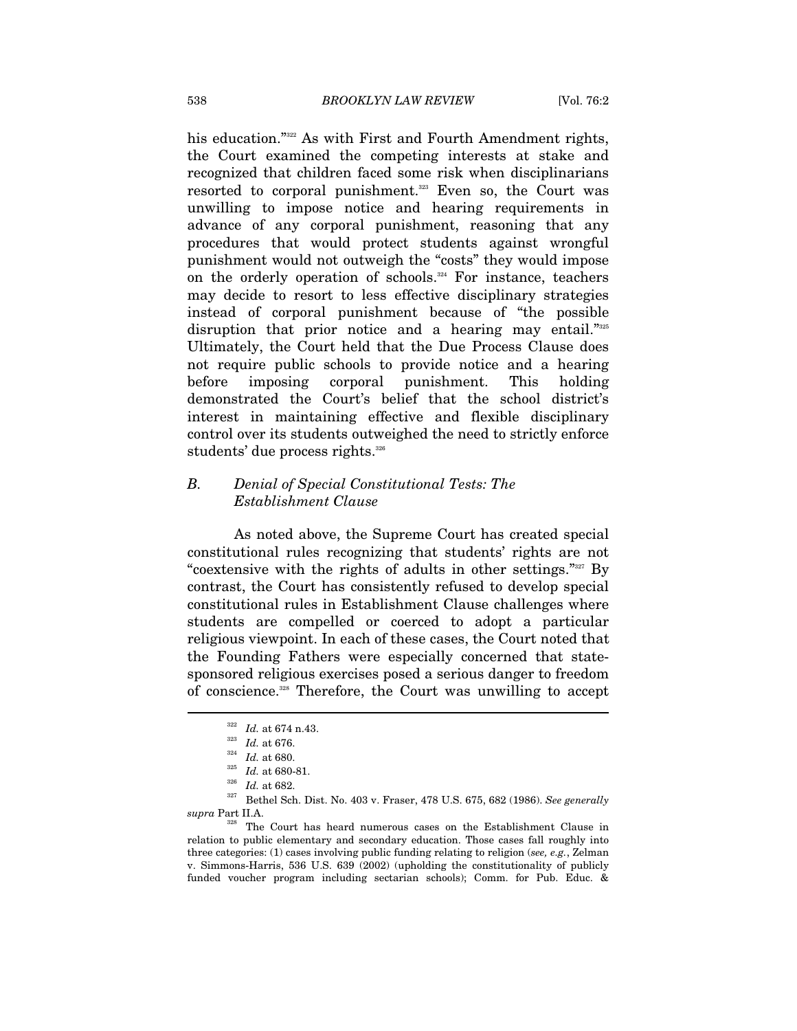his education."[322] As with First and Fourth Amendment rights, the Court examined the competing interests at stake and recognized that children faced some risk when disciplinarians resorted to corporal punishment.[323] Even so, the Court was unwilling to impose notice and hearing requirements in advance of any corporal punishment, reasoning that any procedures that would protect students against wrongful punishment would not outweigh the "costs" they would impose on the orderly operation of schools.[324] For instance, teachers may decide to resort to less effective disciplinary strategies instead of corporal punishment because of "the possible disruption that prior notice and a hearing may entail."[325] Ultimately, the Court held that the Due Process Clause does not require public schools to provide notice and a hearing before imposing corporal punishment. This holding demonstrated the Court's belief that the school district's interest in maintaining effective and flexible disciplinary control over its students outweighed the need to strictly enforce students' due process rights.[326]

### *B. Denial of Special Constitutional Tests: The Establishment Clause*

As noted above, the Supreme Court has created special constitutional rules recognizing that students' rights are not "coextensive with the rights of adults in other settings."[327] By contrast, the Court has consistently refused to develop special constitutional rules in Establishment Clause challenges where students are compelled or coerced to adopt a particular religious viewpoint. In each of these cases, the Court noted that the Founding Fathers were especially concerned that state-sponsored religious exercises posed a serious danger to freedom of conscience.[328] Therefore, the Court was unwilling to accept

---

[322] *Id.* at 674 n.43.

[323] *Id.* at 676.

[324] *Id.* at 680.

[325] *Id.* at 680-81.

[326] *Id.* at 682.

[327] Bethel Sch. Dist. No. 403 v. Fraser, 478 U.S. 675, 682 (1986). *See generally supra* Part II.A.

[328] The Court has heard numerous cases on the Establishment Clause in relation to public elementary and secondary education. Those cases fall roughly into three categories: (1) cases involving public funding relating to religion (*see, e.g.*, Zelman v. Simmons-Harris, 536 U.S. 639 (2002) (upholding the constitutionality of publicly funded voucher program including sectarian schools); Comm. for Pub. Educ. &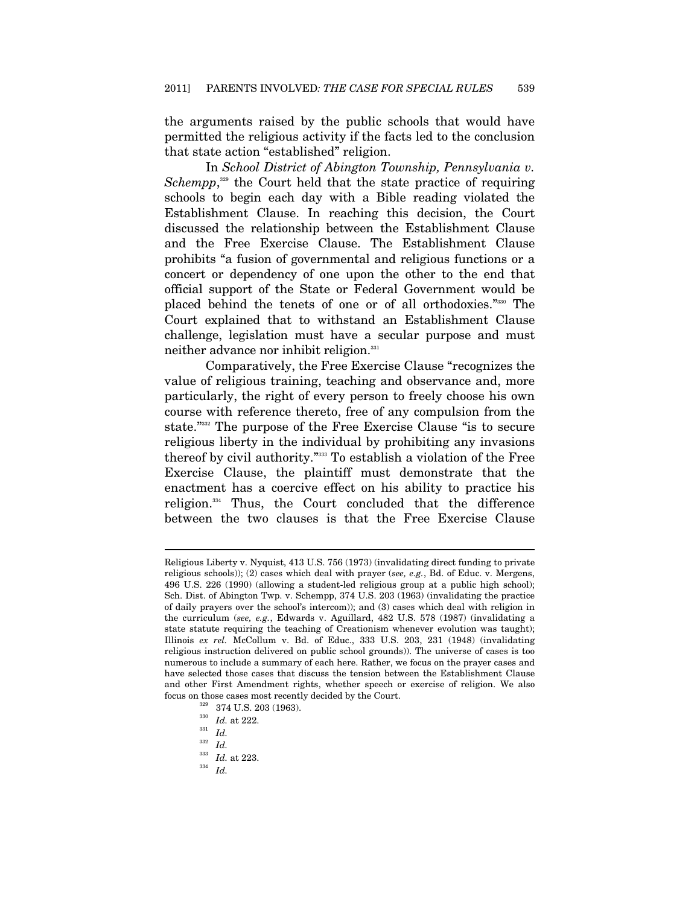the arguments raised by the public schools that would have permitted the religious activity if the facts led to the conclusion that state action "established" religion.

In *School District of Abington Township, Pennsylvania v. Schempp*,[329] the Court held that the state practice of requiring schools to begin each day with a Bible reading violated the Establishment Clause. In reaching this decision, the Court discussed the relationship between the Establishment Clause and the Free Exercise Clause. The Establishment Clause prohibits "a fusion of governmental and religious functions or a concert or dependency of one upon the other to the end that official support of the State or Federal Government would be placed behind the tenets of one or of all orthodoxies."[330] The Court explained that to withstand an Establishment Clause challenge, legislation must have a secular purpose and must neither advance nor inhibit religion.[331]

Comparatively, the Free Exercise Clause "recognizes the value of religious training, teaching and observance and, more particularly, the right of every person to freely choose his own course with reference thereto, free of any compulsion from the state."[332] The purpose of the Free Exercise Clause "is to secure religious liberty in the individual by prohibiting any invasions thereof by civil authority."[333] To establish a violation of the Free Exercise Clause, the plaintiff must demonstrate that the enactment has a coercive effect on his ability to practice his religion.[334] Thus, the Court concluded that the difference between the two clauses is that the Free Exercise Clause

---

Religious Liberty v. Nyquist, 413 U.S. 756 (1973) (invalidating direct funding to private religious schools)); (2) cases which deal with prayer (*see, e.g.*, Bd. of Educ. v. Mergens, 496 U.S. 226 (1990) (allowing a student-led religious group at a public high school); Sch. Dist. of Abington Twp. v. Schempp, 374 U.S. 203 (1963) (invalidating the practice of daily prayers over the school's intercom)); and (3) cases which deal with religion in the curriculum (*see, e.g.*, Edwards v. Aguillard, 482 U.S. 578 (1987) (invalidating a state statute requiring the teaching of Creationism whenever evolution was taught); Illinois *ex rel.* McCollum v. Bd. of Educ., 333 U.S. 203, 231 (1948) (invalidating religious instruction delivered on public school grounds)). The universe of cases is too numerous to include a summary of each here. Rather, we focus on the prayer cases and have selected those cases that discuss the tension between the Establishment Clause and other First Amendment rights, whether speech or exercise of religion. We also focus on those cases most recently decided by the Court.

[329] 374 U.S. 203 (1963).

[330] *Id.* at 222.

[331] *Id.*

[332] *Id.*

[333] *Id.* at 223.

[334] *Id.*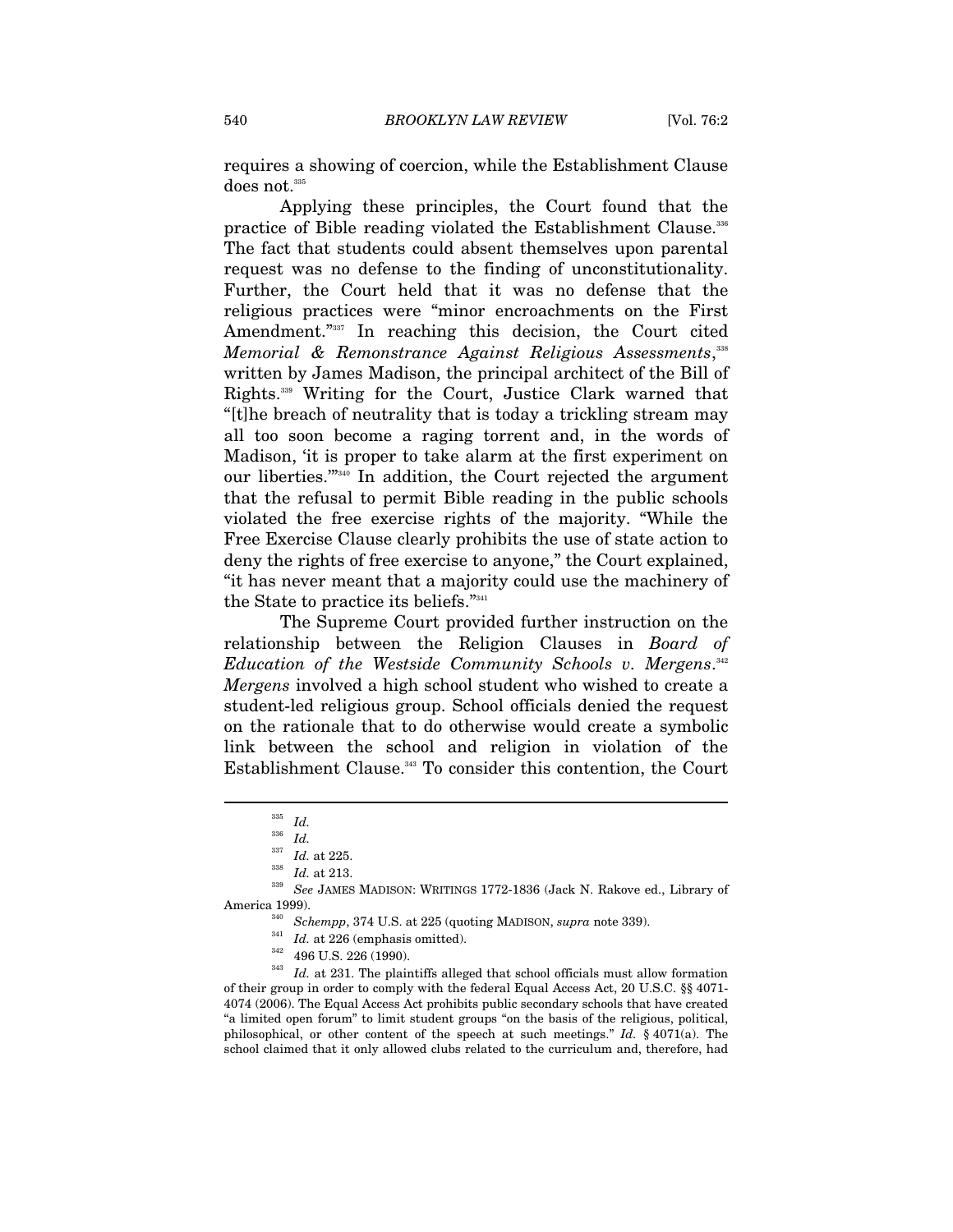requires a showing of coercion, while the Establishment Clause does not.[335]

Applying these principles, the Court found that the practice of Bible reading violated the Establishment Clause.[336] The fact that students could absent themselves upon parental request was no defense to the finding of unconstitutionality. Further, the Court held that it was no defense that the religious practices were "minor encroachments on the First Amendment."[337] In reaching this decision, the Court cited *Memorial & Remonstrance Against Religious Assessments*,[338] written by James Madison, the principal architect of the Bill of Rights.[339] Writing for the Court, Justice Clark warned that "[t]he breach of neutrality that is today a trickling stream may all too soon become a raging torrent and, in the words of Madison, 'it is proper to take alarm at the first experiment on our liberties.'"[340] In addition, the Court rejected the argument that the refusal to permit Bible reading in the public schools violated the free exercise rights of the majority. "While the Free Exercise Clause clearly prohibits the use of state action to deny the rights of free exercise to anyone," the Court explained, "it has never meant that a majority could use the machinery of the State to practice its beliefs."[341]

The Supreme Court provided further instruction on the relationship between the Religion Clauses in *Board of Education of the Westside Community Schools v. Mergens*.[342] *Mergens* involved a high school student who wished to create a student-led religious group. School officials denied the request on the rationale that to do otherwise would create a symbolic link between the school and religion in violation of the Establishment Clause.[343] To consider this contention, the Court

---

[335] *Id.*

[336] *Id.*

[337] *Id.* at 225.

[338] *Id.* at 213.

[339] *See* JAMES MADISON: WRITINGS 1772-1836 (Jack N. Rakove ed., Library of America 1999).

[340] *Schempp*, 374 U.S. at 225 (quoting MADISON, *supra* note 339).

[341] *Id.* at 226 (emphasis omitted).

[342] 496 U.S. 226 (1990).

[343] *Id.* at 231. The plaintiffs alleged that school officials must allow formation of their group in order to comply with the federal Equal Access Act, 20 U.S.C. §§ 4071-4074 (2006). The Equal Access Act prohibits public secondary schools that have created "a limited open forum" to limit student groups "on the basis of the religious, political, philosophical, or other content of the speech at such meetings." *Id.* § 4071(a). The school claimed that it only allowed clubs related to the curriculum and, therefore, had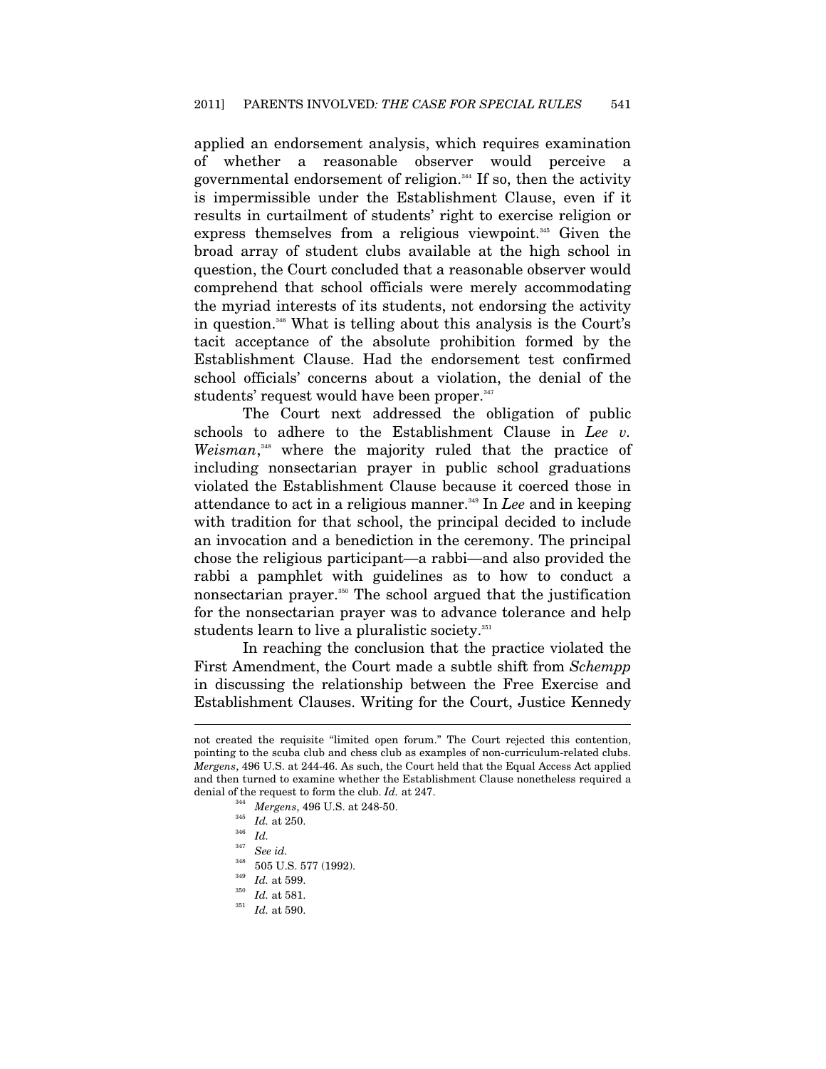applied an endorsement analysis, which requires examination of whether a reasonable observer would perceive a governmental endorsement of religion.[344] If so, then the activity is impermissible under the Establishment Clause, even if it results in curtailment of students' right to exercise religion or express themselves from a religious viewpoint.[345] Given the broad array of student clubs available at the high school in question, the Court concluded that a reasonable observer would comprehend that school officials were merely accommodating the myriad interests of its students, not endorsing the activity in question.[346] What is telling about this analysis is the Court's tacit acceptance of the absolute prohibition formed by the Establishment Clause. Had the endorsement test confirmed school officials' concerns about a violation, the denial of the students' request would have been proper.[347]

The Court next addressed the obligation of public schools to adhere to the Establishment Clause in *Lee v. Weisman*,[348] where the majority ruled that the practice of including nonsectarian prayer in public school graduations violated the Establishment Clause because it coerced those in attendance to act in a religious manner.[349] In *Lee* and in keeping with tradition for that school, the principal decided to include an invocation and a benediction in the ceremony. The principal chose the religious participant—a rabbi—and also provided the rabbi a pamphlet with guidelines as to how to conduct a nonsectarian prayer.[350] The school argued that the justification for the nonsectarian prayer was to advance tolerance and help students learn to live a pluralistic society.[351]

In reaching the conclusion that the practice violated the First Amendment, the Court made a subtle shift from *Schempp* in discussing the relationship between the Free Exercise and Establishment Clauses. Writing for the Court, Justice Kennedy

---

not created the requisite "limited open forum." The Court rejected this contention, pointing to the scuba club and chess club as examples of non-curriculum-related clubs. *Mergens*, 496 U.S. at 244-46. As such, the Court held that the Equal Access Act applied and then turned to examine whether the Establishment Clause nonetheless required a denial of the request to form the club. *Id.* at 247.

[344] *Mergens*, 496 U.S. at 248-50.

[345] *Id.* at 250.

[346] *Id.*

[347] *See id.*

[348] 505 U.S. 577 (1992).

[349] *Id.* at 599.

[350] *Id.* at 581.

[351] *Id.* at 590.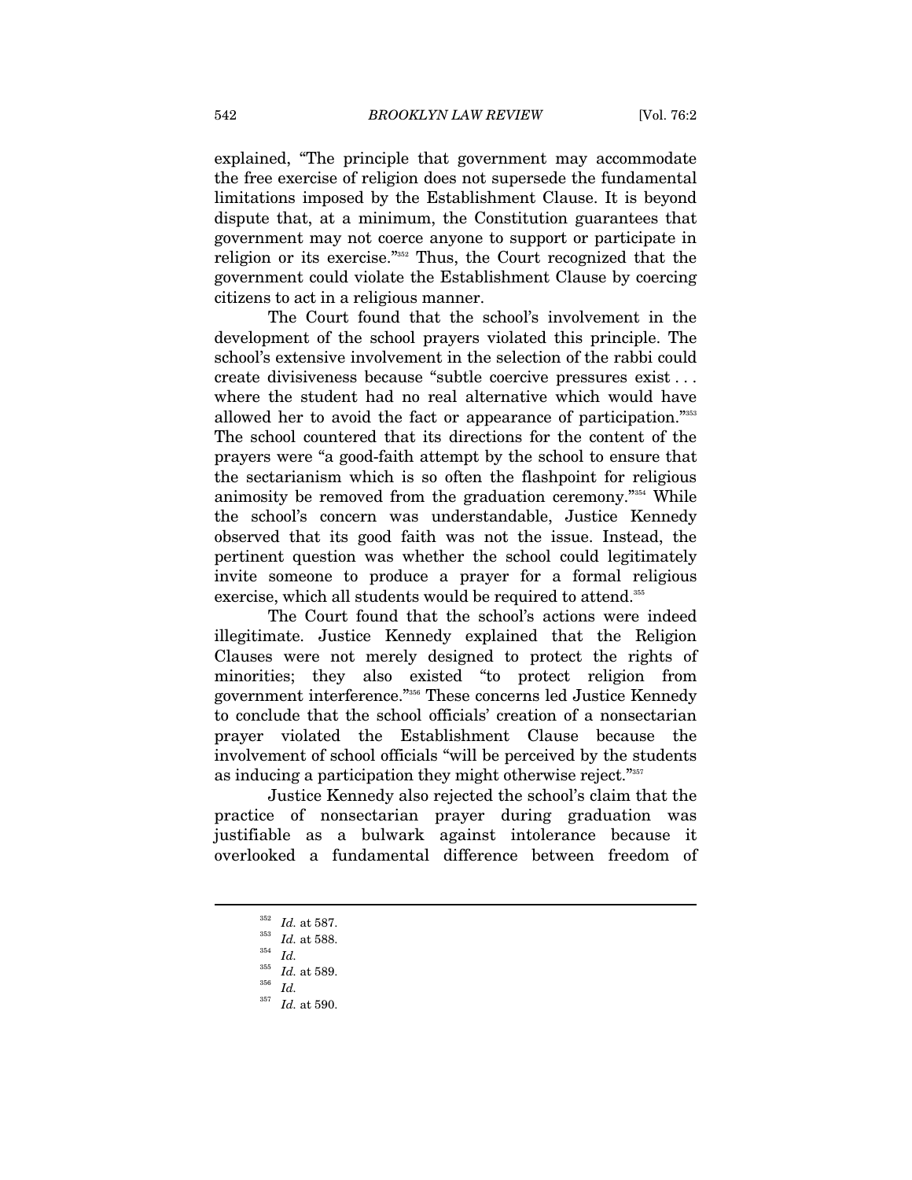explained, "The principle that government may accommodate the free exercise of religion does not supersede the fundamental limitations imposed by the Establishment Clause. It is beyond dispute that, at a minimum, the Constitution guarantees that government may not coerce anyone to support or participate in religion or its exercise."[352] Thus, the Court recognized that the government could violate the Establishment Clause by coercing citizens to act in a religious manner.

The Court found that the school's involvement in the development of the school prayers violated this principle. The school's extensive involvement in the selection of the rabbi could create divisiveness because "subtle coercive pressures exist . . . where the student had no real alternative which would have allowed her to avoid the fact or appearance of participation."[353] The school countered that its directions for the content of the prayers were "a good-faith attempt by the school to ensure that the sectarianism which is so often the flashpoint for religious animosity be removed from the graduation ceremony."[354] While the school's concern was understandable, Justice Kennedy observed that its good faith was not the issue. Instead, the pertinent question was whether the school could legitimately invite someone to produce a prayer for a formal religious exercise, which all students would be required to attend.[355]

The Court found that the school's actions were indeed illegitimate. Justice Kennedy explained that the Religion Clauses were not merely designed to protect the rights of minorities; they also existed "to protect religion from government interference."[356] These concerns led Justice Kennedy to conclude that the school officials' creation of a nonsectarian prayer violated the Establishment Clause because the involvement of school officials "will be perceived by the students as inducing a participation they might otherwise reject."[357]

Justice Kennedy also rejected the school's claim that the practice of nonsectarian prayer during graduation was justifiable as a bulwark against intolerance because it overlooked a fundamental difference between freedom of

---

[352] *Id.* at 587.

[353] *Id.* at 588.

[354] *Id.*

[355] *Id.* at 589.

[356] *Id.*

[357] *Id.* at 590.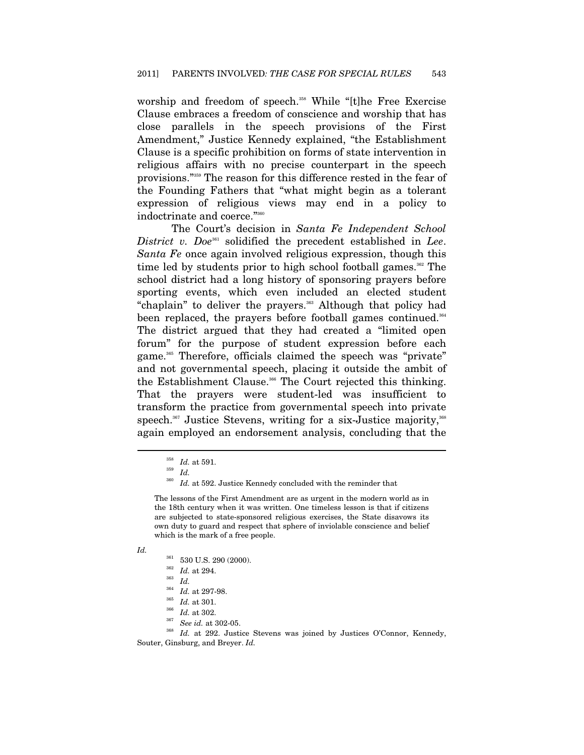worship and freedom of speech.[358] While "[t]he Free Exercise Clause embraces a freedom of conscience and worship that has close parallels in the speech provisions of the First Amendment," Justice Kennedy explained, "the Establishment Clause is a specific prohibition on forms of state intervention in religious affairs with no precise counterpart in the speech provisions."[359] The reason for this difference rested in the fear of the Founding Fathers that "what might begin as a tolerant expression of religious views may end in a policy to indoctrinate and coerce."[360]

The Court's decision in *Santa Fe Independent School District v. Doe*[361] solidified the precedent established in *Lee*. *Santa Fe* once again involved religious expression, though this time led by students prior to high school football games.[362] The school district had a long history of sponsoring prayers before sporting events, which even included an elected student "chaplain" to deliver the prayers.[363] Although that policy had been replaced, the prayers before football games continued.[364] The district argued that they had created a "limited open forum" for the purpose of student expression before each game.[365] Therefore, officials claimed the speech was "private" and not governmental speech, placing it outside the ambit of the Establishment Clause.[366] The Court rejected this thinking. That the prayers were student-led was insufficient to transform the practice from governmental speech into private speech.[367] Justice Stevens, writing for a six-Justice majority,[368] again employed an endorsement analysis, concluding that the

---

[358] *Id.* at 591.

[359] *Id.*

[360] *Id.* at 592. Justice Kennedy concluded with the reminder that

> The lessons of the First Amendment are as urgent in the modern world as in the 18th century when it was written. One timeless lesson is that if citizens are subjected to state-sponsored religious exercises, the State disavows its own duty to guard and respect that sphere of inviolable conscience and belief which is the mark of a free people.

*Id.*

[361] 530 U.S. 290 (2000).

[362] *Id.* at 294.

[363] *Id.*

[364] *Id.* at 297-98.

[365] *Id.* at 301.

[366] *Id.* at 302.

[367] *See id.* at 302-05.

[368] *Id.* at 292. Justice Stevens was joined by Justices O'Connor, Kennedy, Souter, Ginsburg, and Breyer. *Id.*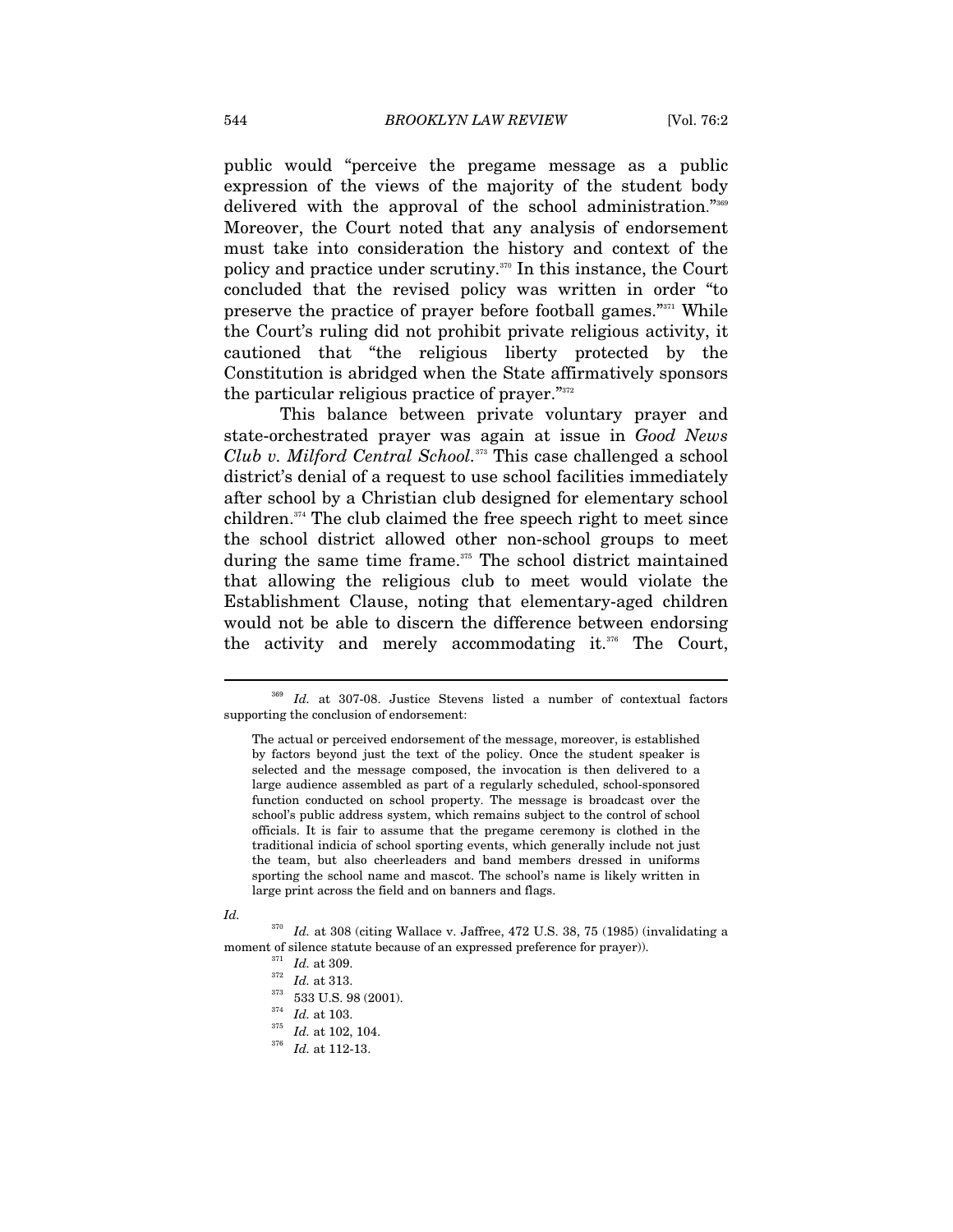public would "perceive the pregame message as a public expression of the views of the majority of the student body delivered with the approval of the school administration."[369] Moreover, the Court noted that any analysis of endorsement must take into consideration the history and context of the policy and practice under scrutiny.[370] In this instance, the Court concluded that the revised policy was written in order "to preserve the practice of prayer before football games."[371] While the Court's ruling did not prohibit private religious activity, it cautioned that "the religious liberty protected by the Constitution is abridged when the State affirmatively sponsors the particular religious practice of prayer."[372]

This balance between private voluntary prayer and state-orchestrated prayer was again at issue in *Good News Club v. Milford Central School*.[373] This case challenged a school district's denial of a request to use school facilities immediately after school by a Christian club designed for elementary school children.[374] The club claimed the free speech right to meet since the school district allowed other non-school groups to meet during the same time frame.[375] The school district maintained that allowing the religious club to meet would violate the Establishment Clause, noting that elementary-aged children would not be able to discern the difference between endorsing the activity and merely accommodating it.[376] The Court,

---

[369] *Id.* at 307-08. Justice Stevens listed a number of contextual factors supporting the conclusion of endorsement:

> The actual or perceived endorsement of the message, moreover, is established by factors beyond just the text of the policy. Once the student speaker is selected and the message composed, the invocation is then delivered to a large audience assembled as part of a regularly scheduled, school-sponsored function conducted on school property. The message is broadcast over the school's public address system, which remains subject to the control of school officials. It is fair to assume that the pregame ceremony is clothed in the traditional indicia of school sporting events, which generally include not just the team, but also cheerleaders and band members dressed in uniforms sporting the school name and mascot. The school's name is likely written in large print across the field and on banners and flags.

*Id.*

[370] *Id.* at 308 (citing Wallace v. Jaffree, 472 U.S. 38, 75 (1985) (invalidating a moment of silence statute because of an expressed preference for prayer)).

[371] *Id.* at 309.

[372] *Id.* at 313.

[373] 533 U.S. 98 (2001).

[374] *Id.* at 103.

[375] *Id.* at 102, 104.

[376] *Id.* at 112-13.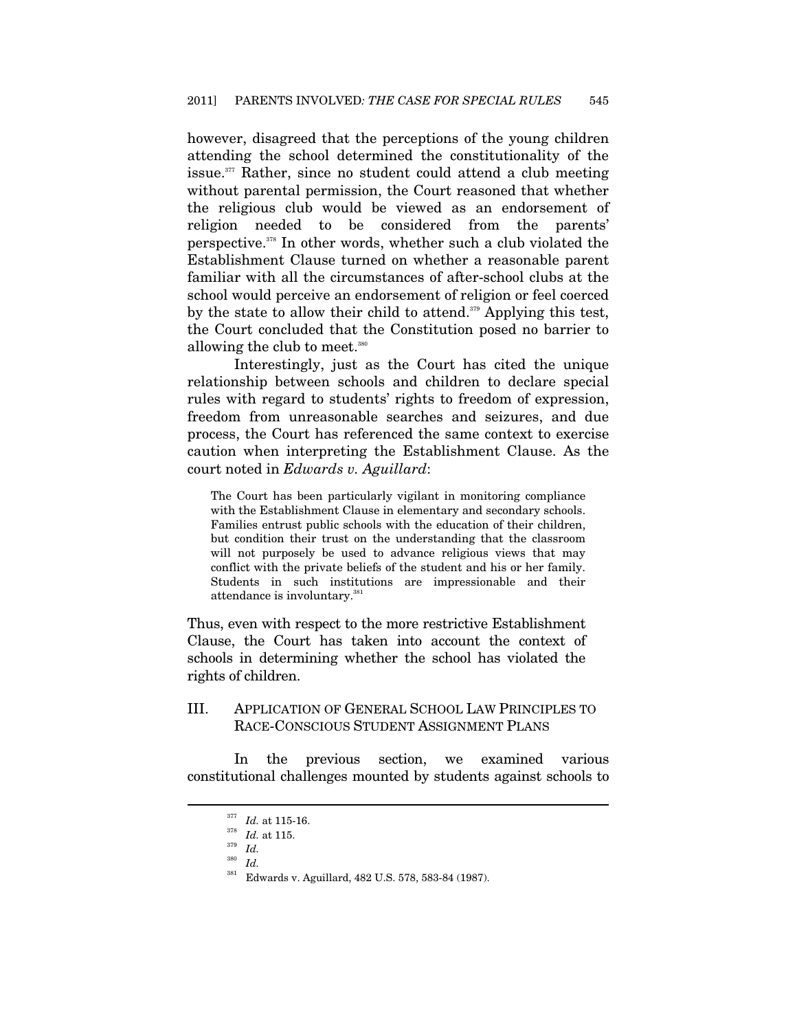however, disagreed that the perceptions of the young children attending the school determined the constitutionality of the issue.[377] Rather, since no student could attend a club meeting without parental permission, the Court reasoned that whether the religious club would be viewed as an endorsement of religion needed to be considered from the parents' perspective.[378] In other words, whether such a club violated the Establishment Clause turned on whether a reasonable parent familiar with all the circumstances of after-school clubs at the school would perceive an endorsement of religion or feel coerced by the state to allow their child to attend.[379] Applying this test, the Court concluded that the Constitution posed no barrier to allowing the club to meet.[380]

Interestingly, just as the Court has cited the unique relationship between schools and children to declare special rules with regard to students' rights to freedom of expression, freedom from unreasonable searches and seizures, and due process, the Court has referenced the same context to exercise caution when interpreting the Establishment Clause. As the court noted in *Edwards v. Aguillard*:

> The Court has been particularly vigilant in monitoring compliance with the Establishment Clause in elementary and secondary schools. Families entrust public schools with the education of their children, but condition their trust on the understanding that the classroom will not purposely be used to advance religious views that may conflict with the private beliefs of the student and his or her family. Students in such institutions are impressionable and their attendance is involuntary.[381]

Thus, even with respect to the more restrictive Establishment Clause, the Court has taken into account the context of schools in determining whether the school has violated the rights of children.

## III. APPLICATION OF GENERAL SCHOOL LAW PRINCIPLES TO RACE-CONSCIOUS STUDENT ASSIGNMENT PLANS

In the previous section, we examined various constitutional challenges mounted by students against schools to

---

[377] *Id.* at 115-16.

[378] *Id.* at 115.

[379] *Id.*

[380] *Id.*

[381] Edwards v. Aguillard, 482 U.S. 578, 583-84 (1987).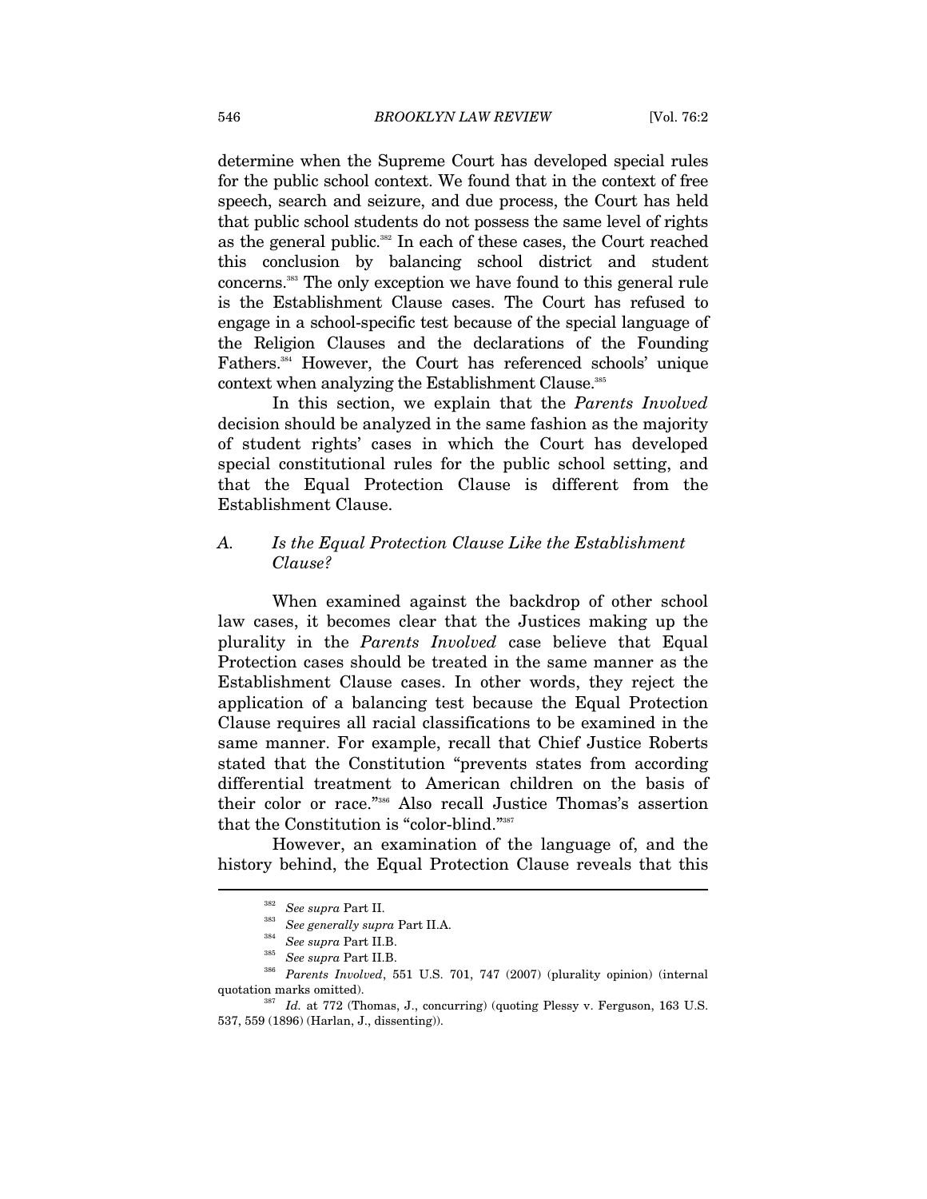determine when the Supreme Court has developed special rules for the public school context. We found that in the context of free speech, search and seizure, and due process, the Court has held that public school students do not possess the same level of rights as the general public.[382] In each of these cases, the Court reached this conclusion by balancing school district and student concerns.[383] The only exception we have found to this general rule is the Establishment Clause cases. The Court has refused to engage in a school-specific test because of the special language of the Religion Clauses and the declarations of the Founding Fathers.[384] However, the Court has referenced schools' unique context when analyzing the Establishment Clause.[385]

In this section, we explain that the *Parents Involved* decision should be analyzed in the same fashion as the majority of student rights' cases in which the Court has developed special constitutional rules for the public school setting, and that the Equal Protection Clause is different from the Establishment Clause.

### *A. Is the Equal Protection Clause Like the Establishment Clause?*

When examined against the backdrop of other school law cases, it becomes clear that the Justices making up the plurality in the *Parents Involved* case believe that Equal Protection cases should be treated in the same manner as the Establishment Clause cases. In other words, they reject the application of a balancing test because the Equal Protection Clause requires all racial classifications to be examined in the same manner. For example, recall that Chief Justice Roberts stated that the Constitution "prevents states from according differential treatment to American children on the basis of their color or race."[386] Also recall Justice Thomas's assertion that the Constitution is "color-blind."[387]

However, an examination of the language of, and the history behind, the Equal Protection Clause reveals that this

---

[382] *See supra* Part II.

[383] *See generally supra* Part II.A.

[384] *See supra* Part II.B.

[385] *See supra* Part II.B.

[386] *Parents Involved*, 551 U.S. 701, 747 (2007) (plurality opinion) (internal quotation marks omitted).

[387] *Id.* at 772 (Thomas, J., concurring) (quoting Plessy v. Ferguson, 163 U.S. 537, 559 (1896) (Harlan, J., dissenting)).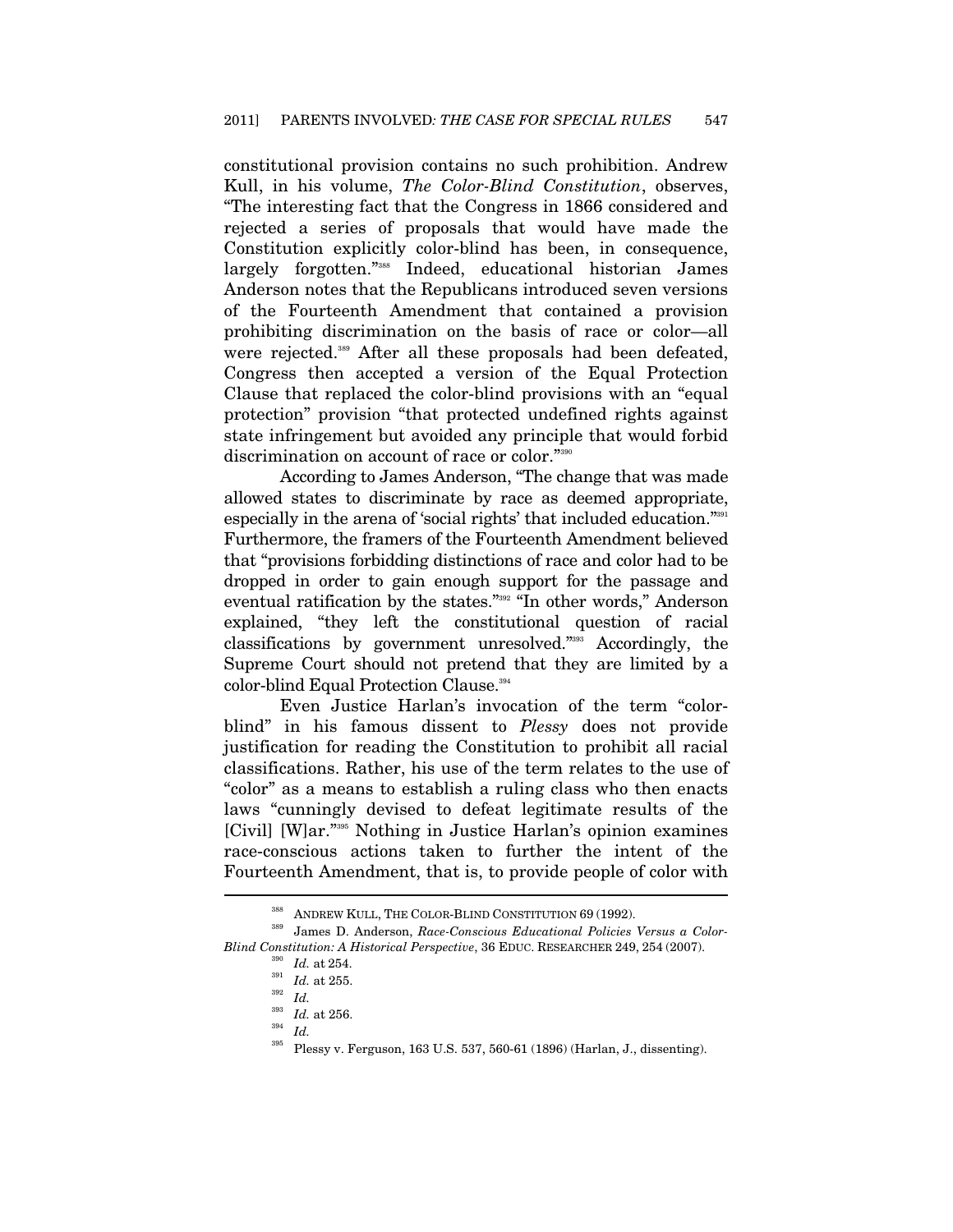constitutional provision contains no such prohibition. Andrew Kull, in his volume, *The Color-Blind Constitution*, observes, "The interesting fact that the Congress in 1866 considered and rejected a series of proposals that would have made the Constitution explicitly color-blind has been, in consequence, largely forgotten."[388] Indeed, educational historian James Anderson notes that the Republicans introduced seven versions of the Fourteenth Amendment that contained a provision prohibiting discrimination on the basis of race or color—all were rejected.[389] After all these proposals had been defeated, Congress then accepted a version of the Equal Protection Clause that replaced the color-blind provisions with an "equal protection" provision "that protected undefined rights against state infringement but avoided any principle that would forbid discrimination on account of race or color."[390]

According to James Anderson, "The change that was made allowed states to discriminate by race as deemed appropriate, especially in the arena of 'social rights' that included education."[391] Furthermore, the framers of the Fourteenth Amendment believed that "provisions forbidding distinctions of race and color had to be dropped in order to gain enough support for the passage and eventual ratification by the states."[392] "In other words," Anderson explained, "they left the constitutional question of racial classifications by government unresolved."[393] Accordingly, the Supreme Court should not pretend that they are limited by a color-blind Equal Protection Clause.[394]

Even Justice Harlan's invocation of the term "color-blind" in his famous dissent to *Plessy* does not provide justification for reading the Constitution to prohibit all racial classifications. Rather, his use of the term relates to the use of "color" as a means to establish a ruling class who then enacts laws "cunningly devised to defeat legitimate results of the [Civil] [W]ar."[395] Nothing in Justice Harlan's opinion examines race-conscious actions taken to further the intent of the Fourteenth Amendment, that is, to provide people of color with

---

[388] ANDREW KULL, THE COLOR-BLIND CONSTITUTION 69 (1992).

[389] James D. Anderson, *Race-Conscious Educational Policies Versus a Color-Blind Constitution: A Historical Perspective*, 36 EDUC. RESEARCHER 249, 254 (2007).

[390] *Id.* at 254.

[391] *Id.* at 255.

[392] *Id.*

[393] *Id.* at 256.

[394] *Id.*

[395] Plessy v. Ferguson, 163 U.S. 537, 560-61 (1896) (Harlan, J., dissenting).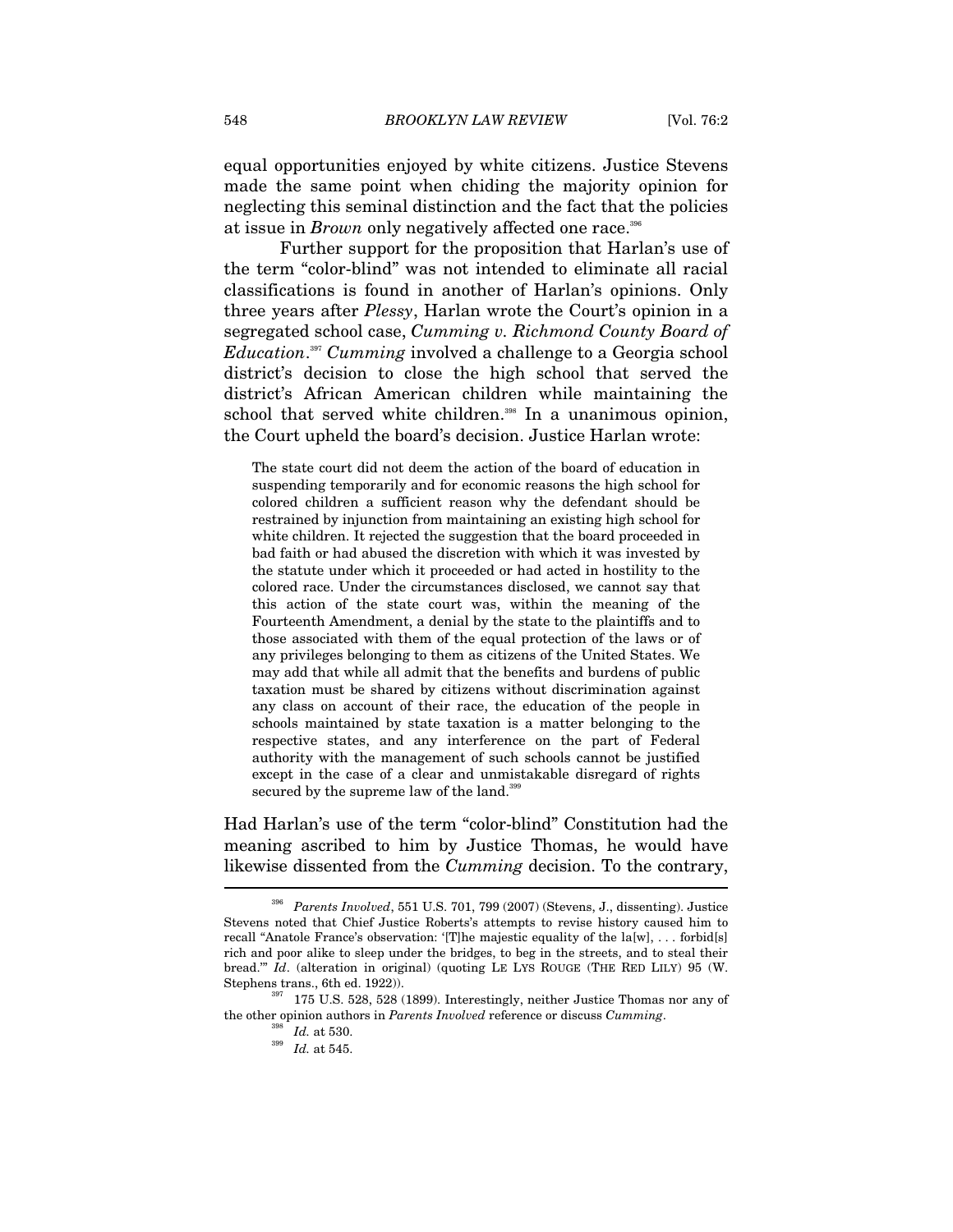equal opportunities enjoyed by white citizens. Justice Stevens made the same point when chiding the majority opinion for neglecting this seminal distinction and the fact that the policies at issue in *Brown* only negatively affected one race.[396]

Further support for the proposition that Harlan's use of the term "color-blind" was not intended to eliminate all racial classifications is found in another of Harlan's opinions. Only three years after *Plessy*, Harlan wrote the Court's opinion in a segregated school case, *Cumming v. Richmond County Board of Education*.[397] *Cumming* involved a challenge to a Georgia school district's decision to close the high school that served the district's African American children while maintaining the school that served white children.[398] In a unanimous opinion, the Court upheld the board's decision. Justice Harlan wrote:

> The state court did not deem the action of the board of education in suspending temporarily and for economic reasons the high school for colored children a sufficient reason why the defendant should be restrained by injunction from maintaining an existing high school for white children. It rejected the suggestion that the board proceeded in bad faith or had abused the discretion with which it was invested by the statute under which it proceeded or had acted in hostility to the colored race. Under the circumstances disclosed, we cannot say that this action of the state court was, within the meaning of the Fourteenth Amendment, a denial by the state to the plaintiffs and to those associated with them of the equal protection of the laws or of any privileges belonging to them as citizens of the United States. We may add that while all admit that the benefits and burdens of public taxation must be shared by citizens without discrimination against any class on account of their race, the education of the people in schools maintained by state taxation is a matter belonging to the respective states, and any interference on the part of Federal authority with the management of such schools cannot be justified except in the case of a clear and unmistakable disregard of rights secured by the supreme law of the land.[399]

Had Harlan's use of the term "color-blind" Constitution had the meaning ascribed to him by Justice Thomas, he would have likewise dissented from the *Cumming* decision. To the contrary,

---

[396] *Parents Involved*, 551 U.S. 701, 799 (2007) (Stevens, J., dissenting). Justice Stevens noted that Chief Justice Roberts's attempts to revise history caused him to recall "Anatole France's observation: '[T]he majestic equality of the la[w], . . . forbid[s] rich and poor alike to sleep under the bridges, to beg in the streets, and to steal their bread.'" *Id.* (alteration in original) (quoting LE LYS ROUGE (THE RED LILY) 95 (W. Stephens trans., 6th ed. 1922)).

[397] 175 U.S. 528, 528 (1899). Interestingly, neither Justice Thomas nor any of the other opinion authors in *Parents Involved* reference or discuss *Cumming*.

[398] *Id.* at 530.

[399] *Id.* at 545.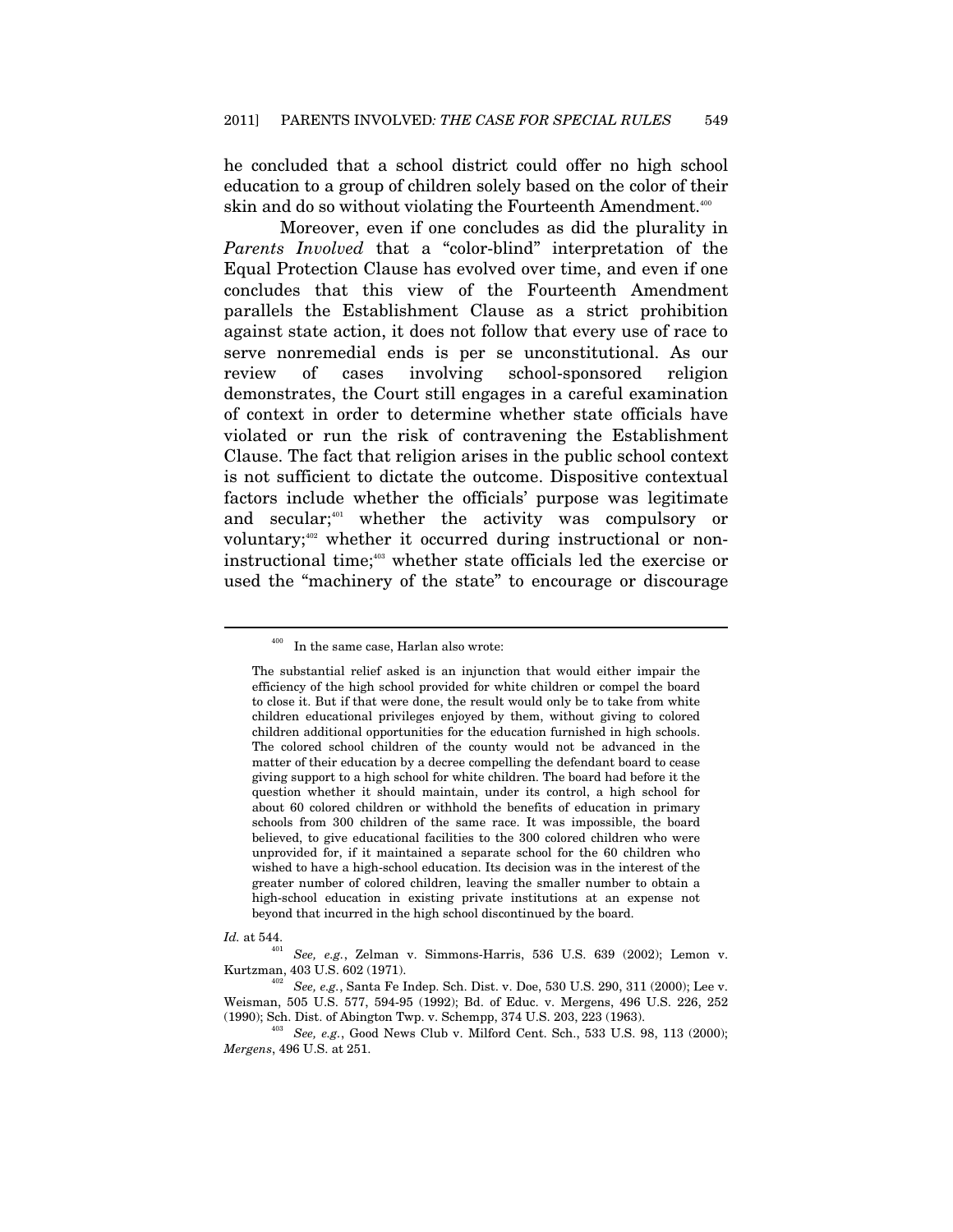he concluded that a school district could offer no high school education to a group of children solely based on the color of their skin and do so without violating the Fourteenth Amendment.[400]

Moreover, even if one concludes as did the plurality in *Parents Involved* that a "color-blind" interpretation of the Equal Protection Clause has evolved over time, and even if one concludes that this view of the Fourteenth Amendment parallels the Establishment Clause as a strict prohibition against state action, it does not follow that every use of race to serve nonremedial ends is per se unconstitutional. As our review of cases involving school-sponsored religion demonstrates, the Court still engages in a careful examination of context in order to determine whether state officials have violated or run the risk of contravening the Establishment Clause. The fact that religion arises in the public school context is not sufficient to dictate the outcome. Dispositive contextual factors include whether the officials' purpose was legitimate and secular;[401] whether the activity was compulsory or voluntary;[402] whether it occurred during instructional or non-instructional time;[403] whether state officials led the exercise or used the "machinery of the state" to encourage or discourage

---

[400] In the same case, Harlan also wrote:

> The substantial relief asked is an injunction that would either impair the efficiency of the high school provided for white children or compel the board to close it. But if that were done, the result would only be to take from white children educational privileges enjoyed by them, without giving to colored children additional opportunities for the education furnished in high schools. The colored school children of the county would not be advanced in the matter of their education by a decree compelling the defendant board to cease giving support to a high school for white children. The board had before it the question whether it should maintain, under its control, a high school for about 60 colored children or withhold the benefits of education in primary schools from 300 children of the same race. It was impossible, the board believed, to give educational facilities to the 300 colored children who were unprovided for, if it maintained a separate school for the 60 children who wished to have a high-school education. Its decision was in the interest of the greater number of colored children, leaving the smaller number to obtain a high-school education in existing private institutions at an expense not beyond that incurred in the high school discontinued by the board.

*Id.* at 544.

[401] *See, e.g.*, Zelman v. Simmons-Harris, 536 U.S. 639 (2002); Lemon v. Kurtzman, 403 U.S. 602 (1971).

[402] *See, e.g.*, Santa Fe Indep. Sch. Dist. v. Doe, 530 U.S. 290, 311 (2000); Lee v. Weisman, 505 U.S. 577, 594-95 (1992); Bd. of Educ. v. Mergens, 496 U.S. 226, 252 (1990); Sch. Dist. of Abington Twp. v. Schempp, 374 U.S. 203, 223 (1963).

[403] *See, e.g.*, Good News Club v. Milford Cent. Sch., 533 U.S. 98, 113 (2000); *Mergens*, 496 U.S. at 251.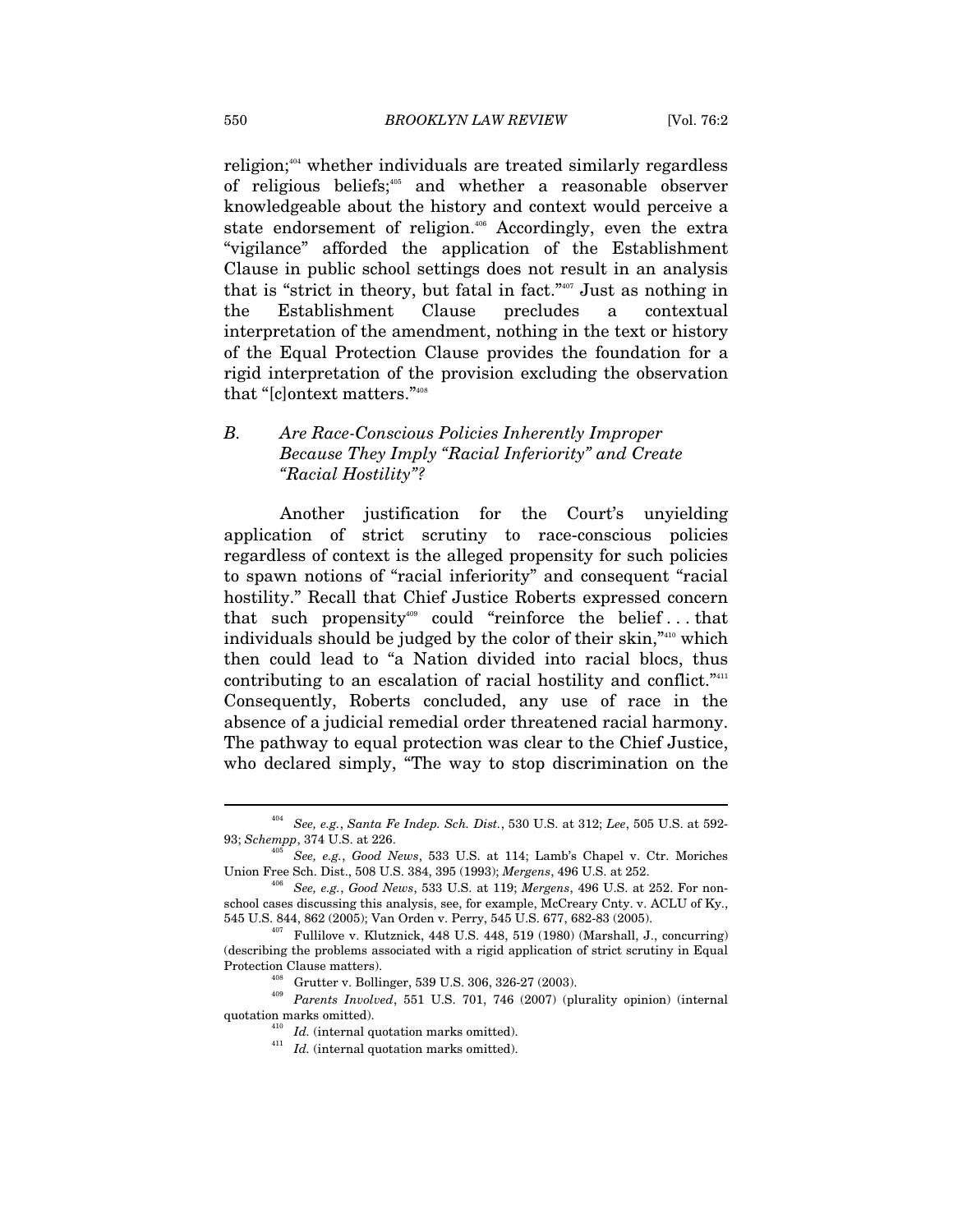religion;[404] whether individuals are treated similarly regardless of religious beliefs;[405] and whether a reasonable observer knowledgeable about the history and context would perceive a state endorsement of religion.[406] Accordingly, even the extra "vigilance" afforded the application of the Establishment Clause in public school settings does not result in an analysis that is "strict in theory, but fatal in fact."[407] Just as nothing in the Establishment Clause precludes a contextual interpretation of the amendment, nothing in the text or history of the Equal Protection Clause provides the foundation for a rigid interpretation of the provision excluding the observation that "[c]ontext matters."[408]

### *B. Are Race-Conscious Policies Inherently Improper Because They Imply "Racial Inferiority" and Create "Racial Hostility"?*

Another justification for the Court's unyielding application of strict scrutiny to race-conscious policies regardless of context is the alleged propensity for such policies to spawn notions of "racial inferiority" and consequent "racial hostility." Recall that Chief Justice Roberts expressed concern that such propensity[409] could "reinforce the belief . . . that individuals should be judged by the color of their skin,"[410] which then could lead to "a Nation divided into racial blocs, thus contributing to an escalation of racial hostility and conflict."[411] Consequently, Roberts concluded, any use of race in the absence of a judicial remedial order threatened racial harmony. The pathway to equal protection was clear to the Chief Justice, who declared simply, "The way to stop discrimination on the

---

[404] *See, e.g.*, *Santa Fe Indep. Sch. Dist.*, 530 U.S. at 312; *Lee*, 505 U.S. at 592-93; *Schempp*, 374 U.S. at 226.

[405] *See, e.g.*, *Good News*, 533 U.S. at 114; Lamb's Chapel v. Ctr. Moriches Union Free Sch. Dist., 508 U.S. 384, 395 (1993); *Mergens*, 496 U.S. at 252.

[406] *See, e.g.*, *Good News*, 533 U.S. at 119; *Mergens*, 496 U.S. at 252. For non-school cases discussing this analysis, see, for example, McCreary Cnty. v. ACLU of Ky., 545 U.S. 844, 862 (2005); Van Orden v. Perry, 545 U.S. 677, 682-83 (2005).

[407] Fullilove v. Klutznick, 448 U.S. 448, 519 (1980) (Marshall, J., concurring) (describing the problems associated with a rigid application of strict scrutiny in Equal Protection Clause matters).

[408] Grutter v. Bollinger, 539 U.S. 306, 326-27 (2003).

[409] *Parents Involved*, 551 U.S. 701, 746 (2007) (plurality opinion) (internal quotation marks omitted).

[410] *Id.* (internal quotation marks omitted).

[411] *Id.* (internal quotation marks omitted).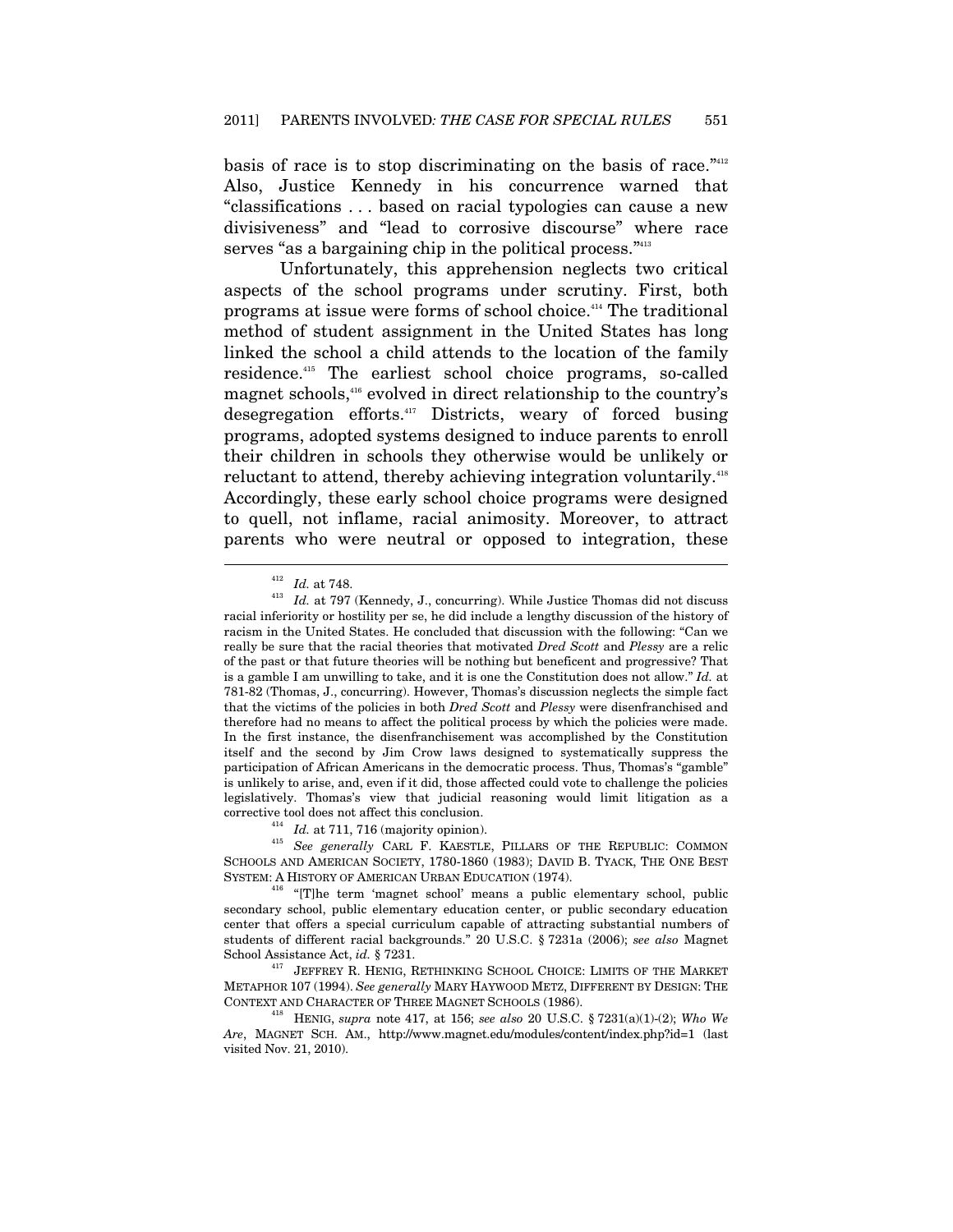basis of race is to stop discriminating on the basis of race."[412] Also, Justice Kennedy in his concurrence warned that "classifications . . . based on racial typologies can cause a new divisiveness" and "lead to corrosive discourse" where race serves "as a bargaining chip in the political process."[413]

Unfortunately, this apprehension neglects two critical aspects of the school programs under scrutiny. First, both programs at issue were forms of school choice.[414] The traditional method of student assignment in the United States has long linked the school a child attends to the location of the family residence.[415] The earliest school choice programs, so-called magnet schools,[416] evolved in direct relationship to the country's desegregation efforts.[417] Districts, weary of forced busing programs, adopted systems designed to induce parents to enroll their children in schools they otherwise would be unlikely or reluctant to attend, thereby achieving integration voluntarily.[418] Accordingly, these early school choice programs were designed to quell, not inflame, racial animosity. Moreover, to attract parents who were neutral or opposed to integration, these

---

[412] *Id.* at 748.

[413] *Id.* at 797 (Kennedy, J., concurring). While Justice Thomas did not discuss racial inferiority or hostility per se, he did include a lengthy discussion of the history of racism in the United States. He concluded that discussion with the following: "Can we really be sure that the racial theories that motivated *Dred Scott* and *Plessy* are a relic of the past or that future theories will be nothing but beneficent and progressive? That is a gamble I am unwilling to take, and it is one the Constitution does not allow." *Id.* at 781-82 (Thomas, J., concurring). However, Thomas's discussion neglects the simple fact that the victims of the policies in both *Dred Scott* and *Plessy* were disenfranchised and therefore had no means to affect the political process by which the policies were made. In the first instance, the disenfranchisement was accomplished by the Constitution itself and the second by Jim Crow laws designed to systematically suppress the participation of African Americans in the democratic process. Thus, Thomas's "gamble" is unlikely to arise, and, even if it did, those affected could vote to challenge the policies legislatively. Thomas's view that judicial reasoning would limit litigation as a corrective tool does not affect this conclusion.

[414] *Id.* at 711, 716 (majority opinion).

[415] *See generally* CARL F. KAESTLE, PILLARS OF THE REPUBLIC: COMMON SCHOOLS AND AMERICAN SOCIETY, 1780-1860 (1983); DAVID B. TYACK, THE ONE BEST SYSTEM: A HISTORY OF AMERICAN URBAN EDUCATION (1974).

[416] "[T]he term 'magnet school' means a public elementary school, public secondary school, public elementary education center, or public secondary education center that offers a special curriculum capable of attracting substantial numbers of students of different racial backgrounds." 20 U.S.C. § 7231a (2006); *see also* Magnet School Assistance Act, *id.* § 7231.

[417] JEFFREY R. HENIG, RETHINKING SCHOOL CHOICE: LIMITS OF THE MARKET METAPHOR 107 (1994). *See generally* MARY HAYWOOD METZ, DIFFERENT BY DESIGN: THE CONTEXT AND CHARACTER OF THREE MAGNET SCHOOLS (1986).

[418] HENIG, *supra* note 417, at 156; *see also* 20 U.S.C. § 7231(a)(1)-(2); *Who We Are*, MAGNET SCH. AM., http://www.magnet.edu/modules/content/index.php?id=1 (last visited Nov. 21, 2010).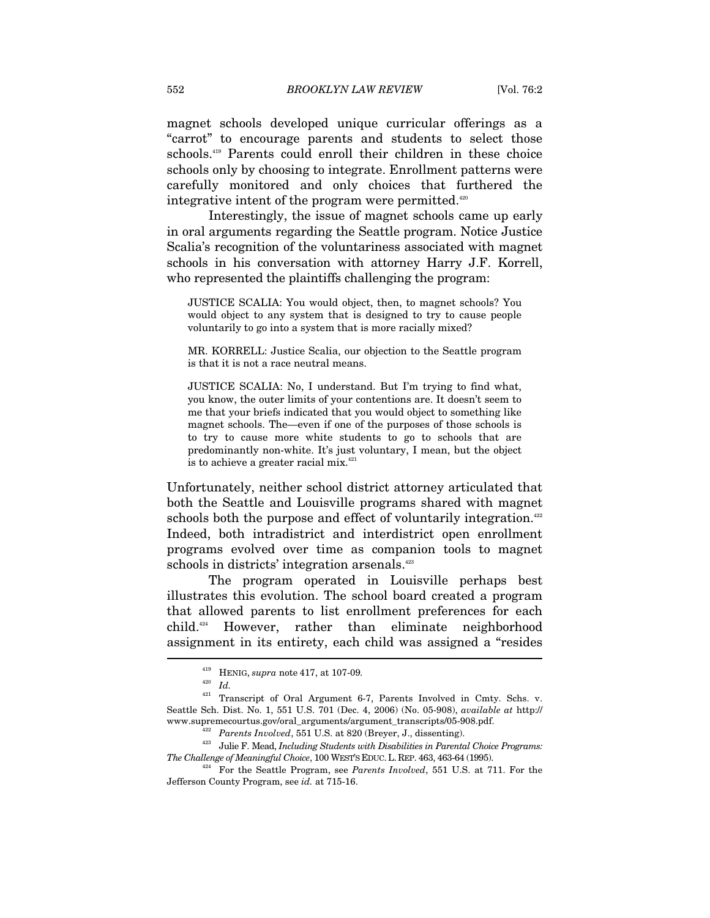magnet schools developed unique curricular offerings as a "carrot" to encourage parents and students to select those schools.[419] Parents could enroll their children in these choice schools only by choosing to integrate. Enrollment patterns were carefully monitored and only choices that furthered the integrative intent of the program were permitted.[420]

Interestingly, the issue of magnet schools came up early in oral arguments regarding the Seattle program. Notice Justice Scalia's recognition of the voluntariness associated with magnet schools in his conversation with attorney Harry J.F. Korrell, who represented the plaintiffs challenging the program:

> JUSTICE SCALIA: You would object, then, to magnet schools? You would object to any system that is designed to try to cause people voluntarily to go into a system that is more racially mixed?
>
> MR. KORRELL: Justice Scalia, our objection to the Seattle program is that it is not a race neutral means.
>
> JUSTICE SCALIA: No, I understand. But I'm trying to find what, you know, the outer limits of your contentions are. It doesn't seem to me that your briefs indicated that you would object to something like magnet schools. The—even if one of the purposes of those schools is to try to cause more white students to go to schools that are predominantly non-white. It's just voluntary, I mean, but the object is to achieve a greater racial mix.[421]

Unfortunately, neither school district attorney articulated that both the Seattle and Louisville programs shared with magnet schools both the purpose and effect of voluntarily integration.[422] Indeed, both intradistrict and interdistrict open enrollment programs evolved over time as companion tools to magnet schools in districts' integration arsenals.[423]

The program operated in Louisville perhaps best illustrates this evolution. The school board created a program that allowed parents to list enrollment preferences for each child.[424] However, rather than eliminate neighborhood assignment in its entirety, each child was assigned a "resides

---

[419] HENIG, *supra* note 417, at 107-09.

[420] *Id.*

[421] Transcript of Oral Argument 6-7, Parents Involved in Cmty. Schs. v. Seattle Sch. Dist. No. 1, 551 U.S. 701 (Dec. 4, 2006) (No. 05-908), *available at* http://www.supremecourtus.gov/oral_arguments/argument_transcripts/05-908.pdf.

[422] *Parents Involved*, 551 U.S. at 820 (Breyer, J., dissenting).

[423] Julie F. Mead, *Including Students with Disabilities in Parental Choice Programs: The Challenge of Meaningful Choice*, 100 WEST'S EDUC. L. REP. 463, 463-64 (1995).

[424] For the Seattle Program, see *Parents Involved*, 551 U.S. at 711. For the Jefferson County Program, see *id.* at 715-16.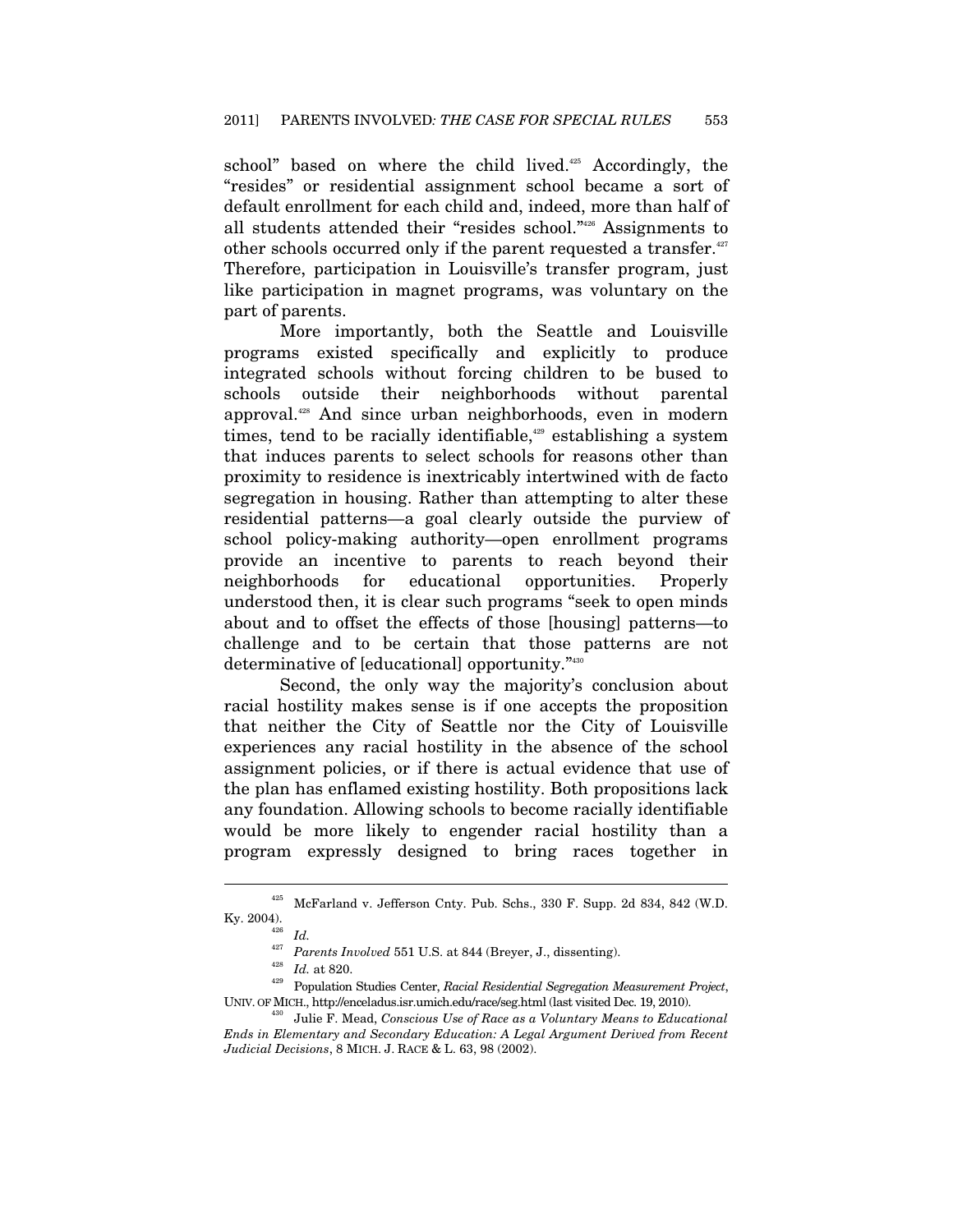school" based on where the child lived.[425] Accordingly, the "resides" or residential assignment school became a sort of default enrollment for each child and, indeed, more than half of all students attended their "resides school."[426] Assignments to other schools occurred only if the parent requested a transfer.[427] Therefore, participation in Louisville's transfer program, just like participation in magnet programs, was voluntary on the part of parents.

More importantly, both the Seattle and Louisville programs existed specifically and explicitly to produce integrated schools without forcing children to be bused to schools outside their neighborhoods without parental approval.[428] And since urban neighborhoods, even in modern times, tend to be racially identifiable,[429] establishing a system that induces parents to select schools for reasons other than proximity to residence is inextricably intertwined with de facto segregation in housing. Rather than attempting to alter these residential patterns—a goal clearly outside the purview of school policy-making authority—open enrollment programs provide an incentive to parents to reach beyond their neighborhoods for educational opportunities. Properly understood then, it is clear such programs "seek to open minds about and to offset the effects of those [housing] patterns—to challenge and to be certain that those patterns are not determinative of [educational] opportunity."[430]

Second, the only way the majority's conclusion about racial hostility makes sense is if one accepts the proposition that neither the City of Seattle nor the City of Louisville experiences any racial hostility in the absence of the school assignment policies, or if there is actual evidence that use of the plan has enflamed existing hostility. Both propositions lack any foundation. Allowing schools to become racially identifiable would be more likely to engender racial hostility than a program expressly designed to bring races together in

---

[425] McFarland v. Jefferson Cnty. Pub. Schs., 330 F. Supp. 2d 834, 842 (W.D. Ky. 2004).

[426] *Id.*

[427] *Parents Involved* 551 U.S. at 844 (Breyer, J., dissenting).

[428] *Id.* at 820.

[429] Population Studies Center, *Racial Residential Segregation Measurement Project*, UNIV. OF MICH., http://enceladus.isr.umich.edu/race/seg.html (last visited Dec. 19, 2010).

[430] Julie F. Mead, *Conscious Use of Race as a Voluntary Means to Educational Ends in Elementary and Secondary Education: A Legal Argument Derived from Recent Judicial Decisions*, 8 MICH. J. RACE & L. 63, 98 (2002).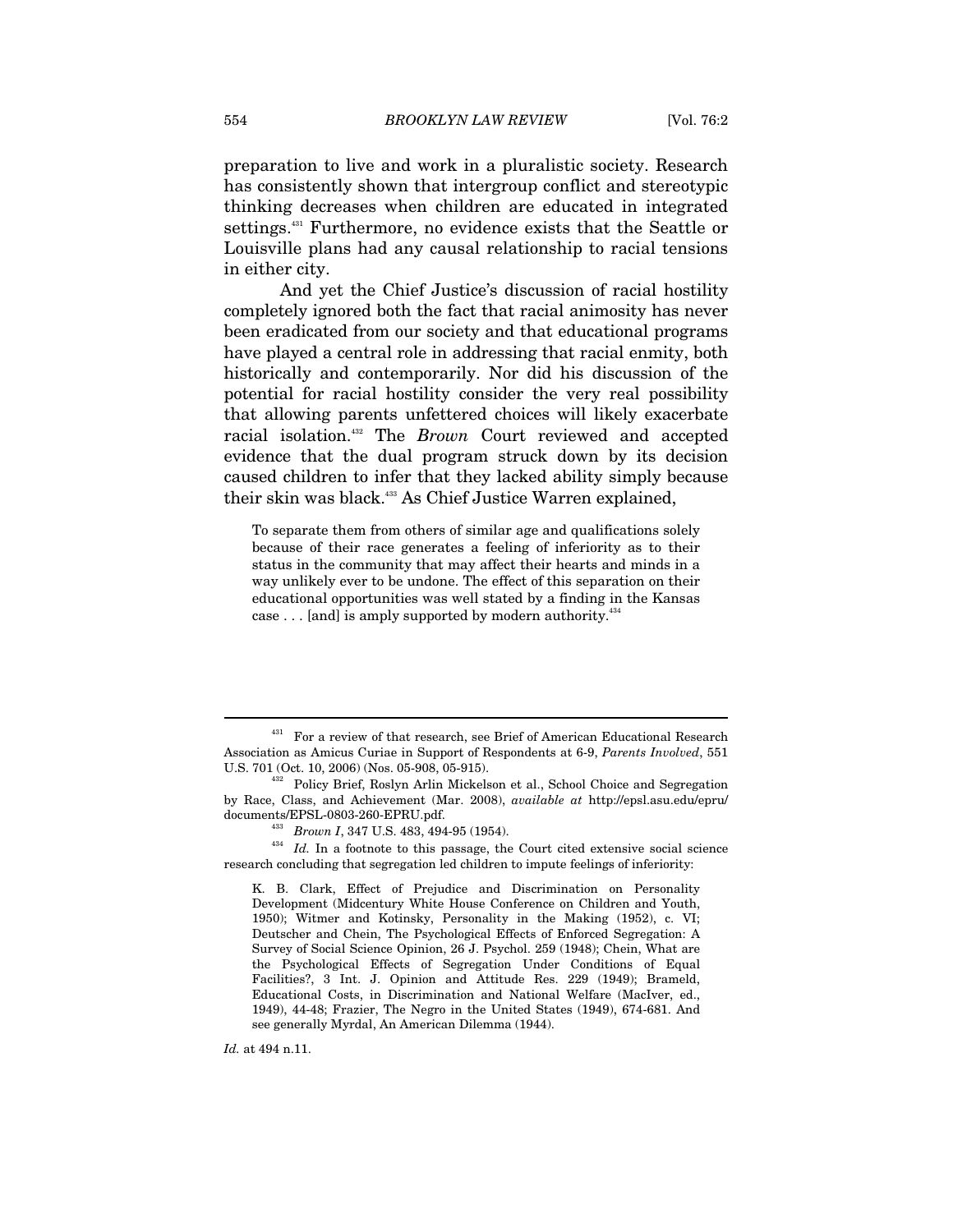preparation to live and work in a pluralistic society. Research has consistently shown that intergroup conflict and stereotypic thinking decreases when children are educated in integrated settings.[431] Furthermore, no evidence exists that the Seattle or Louisville plans had any causal relationship to racial tensions in either city.

And yet the Chief Justice's discussion of racial hostility completely ignored both the fact that racial animosity has never been eradicated from our society and that educational programs have played a central role in addressing that racial enmity, both historically and contemporarily. Nor did his discussion of the potential for racial hostility consider the very real possibility that allowing parents unfettered choices will likely exacerbate racial isolation.[432] The *Brown* Court reviewed and accepted evidence that the dual program struck down by its decision caused children to infer that they lacked ability simply because their skin was black.[433] As Chief Justice Warren explained,

> To separate them from others of similar age and qualifications solely because of their race generates a feeling of inferiority as to their status in the community that may affect their hearts and minds in a way unlikely ever to be undone. The effect of this separation on their educational opportunities was well stated by a finding in the Kansas case . . . [and] is amply supported by modern authority.[434]

---

[431] For a review of that research, see Brief of American Educational Research Association as Amicus Curiae in Support of Respondents at 6-9, *Parents Involved*, 551 U.S. 701 (Oct. 10, 2006) (Nos. 05-908, 05-915).

[432] Policy Brief, Roslyn Arlin Mickelson et al., School Choice and Segregation by Race, Class, and Achievement (Mar. 2008), *available at* http://epsl.asu.edu/epru/documents/EPSL-0803-260-EPRU.pdf.

[433] *Brown I*, 347 U.S. 483, 494-95 (1954).

[434] *Id.* In a footnote to this passage, the Court cited extensive social science research concluding that segregation led children to impute feelings of inferiority:

> K. B. Clark, Effect of Prejudice and Discrimination on Personality Development (Midcentury White House Conference on Children and Youth, 1950); Witmer and Kotinsky, Personality in the Making (1952), c. VI; Deutscher and Chein, The Psychological Effects of Enforced Segregation: A Survey of Social Science Opinion, 26 J. Psychol. 259 (1948); Chein, What are the Psychological Effects of Segregation Under Conditions of Equal Facilities?, 3 Int. J. Opinion and Attitude Res. 229 (1949); Brameld, Educational Costs, in Discrimination and National Welfare (MacIver, ed., 1949), 44-48; Frazier, The Negro in the United States (1949), 674-681. And see generally Myrdal, An American Dilemma (1944).

*Id.* at 494 n.11.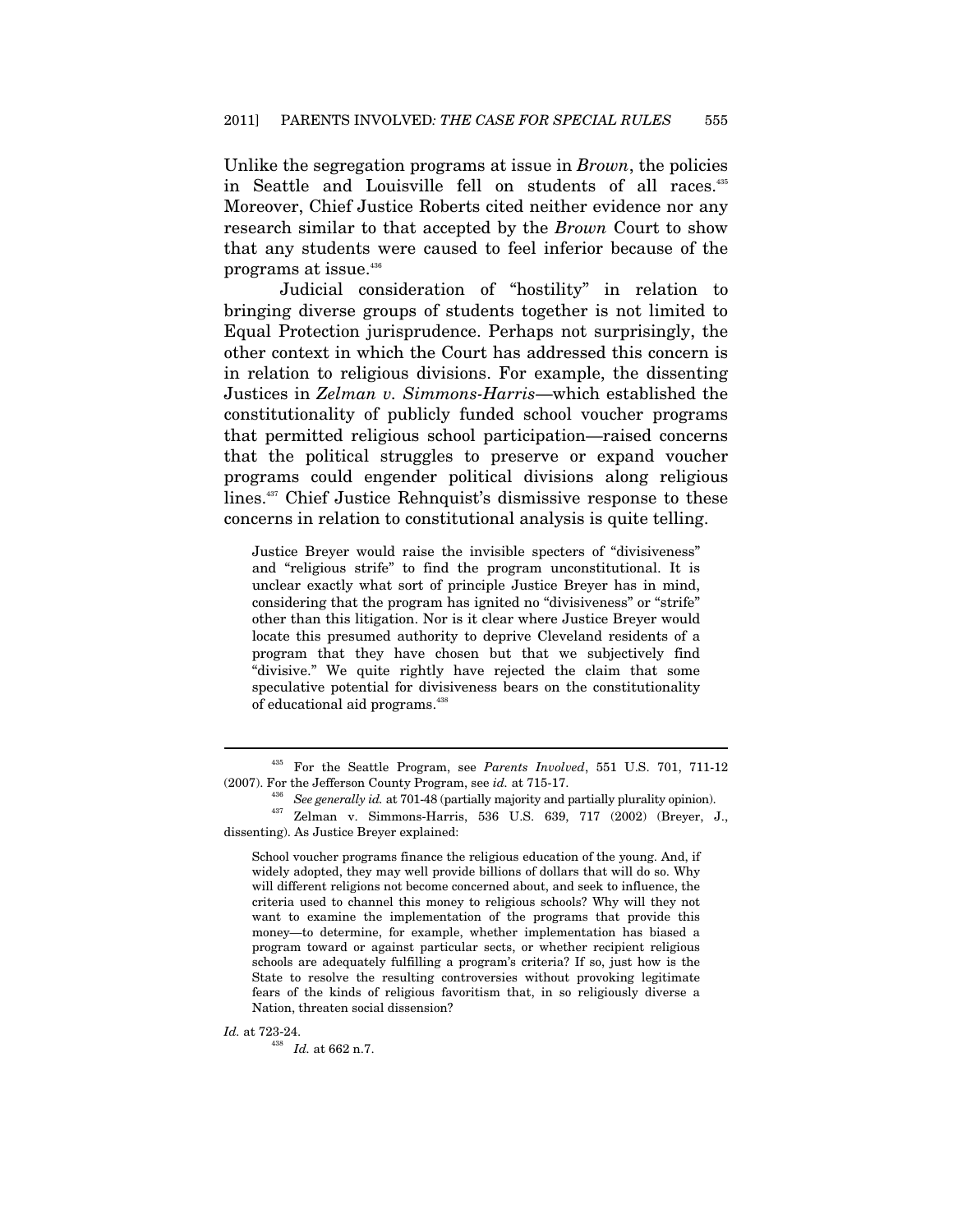Unlike the segregation programs at issue in *Brown*, the policies in Seattle and Louisville fell on students of all races.[435] Moreover, Chief Justice Roberts cited neither evidence nor any research similar to that accepted by the *Brown* Court to show that any students were caused to feel inferior because of the programs at issue.[436]

Judicial consideration of "hostility" in relation to bringing diverse groups of students together is not limited to Equal Protection jurisprudence. Perhaps not surprisingly, the other context in which the Court has addressed this concern is in relation to religious divisions. For example, the dissenting Justices in *Zelman v. Simmons-Harris*—which established the constitutionality of publicly funded school voucher programs that permitted religious school participation—raised concerns that the political struggles to preserve or expand voucher programs could engender political divisions along religious lines.[437] Chief Justice Rehnquist's dismissive response to these concerns in relation to constitutional analysis is quite telling.

> Justice Breyer would raise the invisible specters of "divisiveness" and "religious strife" to find the program unconstitutional. It is unclear exactly what sort of principle Justice Breyer has in mind, considering that the program has ignited no "divisiveness" or "strife" other than this litigation. Nor is it clear where Justice Breyer would locate this presumed authority to deprive Cleveland residents of a program that they have chosen but that we subjectively find "divisive." We quite rightly have rejected the claim that some speculative potential for divisiveness bears on the constitutionality of educational aid programs.[438]

---

[435] For the Seattle Program, see *Parents Involved*, 551 U.S. 701, 711-12 (2007). For the Jefferson County Program, see *id.* at 715-17.

[436] *See generally id.* at 701-48 (partially majority and partially plurality opinion).

[437] Zelman v. Simmons-Harris, 536 U.S. 639, 717 (2002) (Breyer, J., dissenting). As Justice Breyer explained:

> School voucher programs finance the religious education of the young. And, if widely adopted, they may well provide billions of dollars that will do so. Why will different religions not become concerned about, and seek to influence, the criteria used to channel this money to religious schools? Why will they not want to examine the implementation of the programs that provide this money—to determine, for example, whether implementation has biased a program toward or against particular sects, or whether recipient religious schools are adequately fulfilling a program's criteria? If so, just how is the State to resolve the resulting controversies without provoking legitimate fears of the kinds of religious favoritism that, in so religiously diverse a Nation, threaten social dissension?

*Id.* at 723-24.

[438] *Id.* at 662 n.7.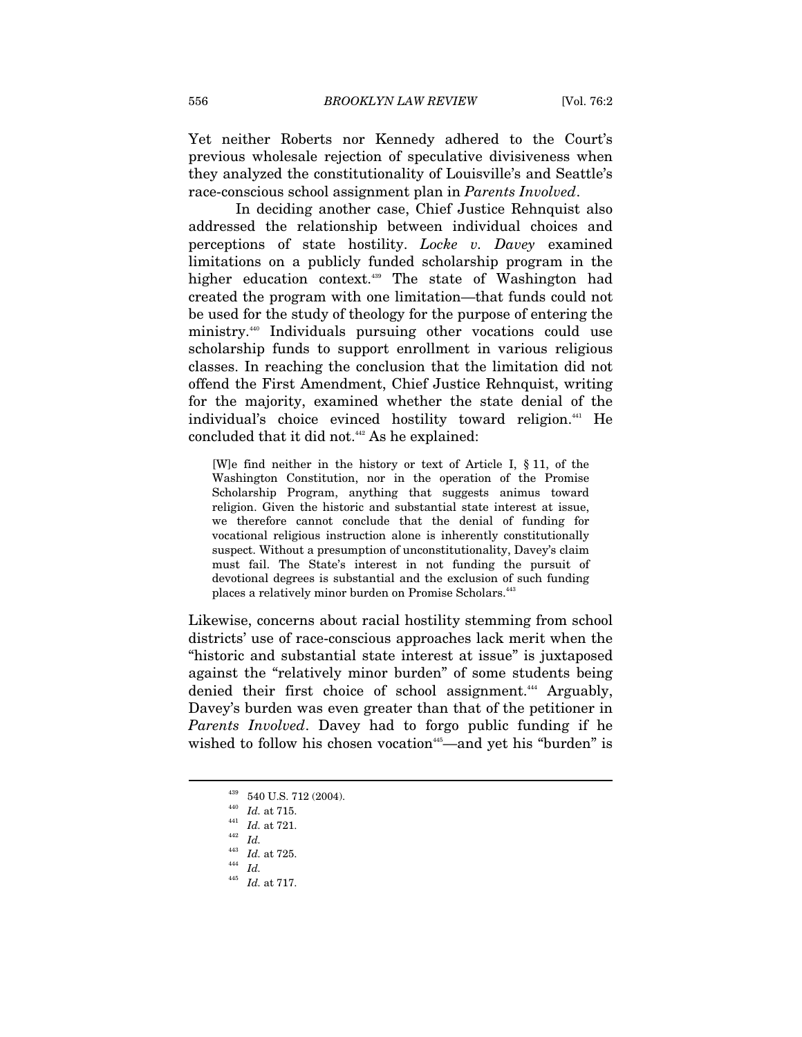Yet neither Roberts nor Kennedy adhered to the Court's previous wholesale rejection of speculative divisiveness when they analyzed the constitutionality of Louisville's and Seattle's race-conscious school assignment plan in *Parents Involved*.

In deciding another case, Chief Justice Rehnquist also addressed the relationship between individual choices and perceptions of state hostility. *Locke v. Davey* examined limitations on a publicly funded scholarship program in the higher education context.[439] The state of Washington had created the program with one limitation—that funds could not be used for the study of theology for the purpose of entering the ministry.[440] Individuals pursuing other vocations could use scholarship funds to support enrollment in various religious classes. In reaching the conclusion that the limitation did not offend the First Amendment, Chief Justice Rehnquist, writing for the majority, examined whether the state denial of the individual's choice evinced hostility toward religion.[441] He concluded that it did not.[442] As he explained:

> [W]e find neither in the history or text of Article I, § 11, of the Washington Constitution, nor in the operation of the Promise Scholarship Program, anything that suggests animus toward religion. Given the historic and substantial state interest at issue, we therefore cannot conclude that the denial of funding for vocational religious instruction alone is inherently constitutionally suspect. Without a presumption of unconstitutionality, Davey's claim must fail. The State's interest in not funding the pursuit of devotional degrees is substantial and the exclusion of such funding places a relatively minor burden on Promise Scholars.[443]

Likewise, concerns about racial hostility stemming from school districts' use of race-conscious approaches lack merit when the "historic and substantial state interest at issue" is juxtaposed against the "relatively minor burden" of some students being denied their first choice of school assignment.[444] Arguably, Davey's burden was even greater than that of the petitioner in *Parents Involved*. Davey had to forgo public funding if he wished to follow his chosen vocation[445]—and yet his "burden" is

---

[439] 540 U.S. 712 (2004).

[440] *Id.* at 715.

[441] *Id.* at 721.

[442] *Id.*

[443] *Id.* at 725.

[444] *Id.*

[445] *Id.* at 717.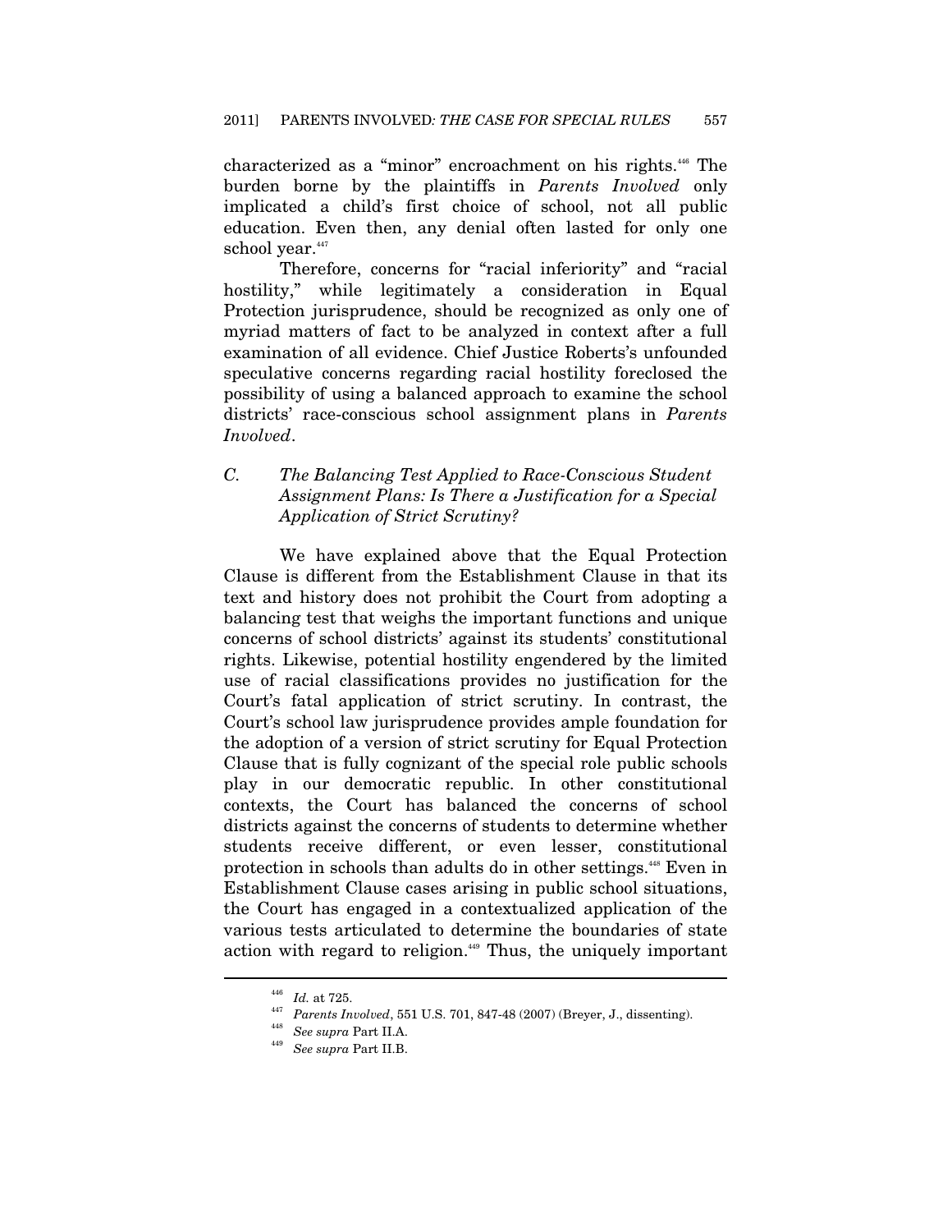characterized as a "minor" encroachment on his rights.[446] The burden borne by the plaintiffs in *Parents Involved* only implicated a child's first choice of school, not all public education. Even then, any denial often lasted for only one school year.[447]

Therefore, concerns for "racial inferiority" and "racial hostility," while legitimately a consideration in Equal Protection jurisprudence, should be recognized as only one of myriad matters of fact to be analyzed in context after a full examination of all evidence. Chief Justice Roberts's unfounded speculative concerns regarding racial hostility foreclosed the possibility of using a balanced approach to examine the school districts' race-conscious school assignment plans in *Parents Involved*.

### C. *The Balancing Test Applied to Race-Conscious Student Assignment Plans: Is There a Justification for a Special Application of Strict Scrutiny?*

We have explained above that the Equal Protection Clause is different from the Establishment Clause in that its text and history does not prohibit the Court from adopting a balancing test that weighs the important functions and unique concerns of school districts' against its students' constitutional rights. Likewise, potential hostility engendered by the limited use of racial classifications provides no justification for the Court's fatal application of strict scrutiny. In contrast, the Court's school law jurisprudence provides ample foundation for the adoption of a version of strict scrutiny for Equal Protection Clause that is fully cognizant of the special role public schools play in our democratic republic. In other constitutional contexts, the Court has balanced the concerns of school districts against the concerns of students to determine whether students receive different, or even lesser, constitutional protection in schools than adults do in other settings.[448] Even in Establishment Clause cases arising in public school situations, the Court has engaged in a contextualized application of the various tests articulated to determine the boundaries of state action with regard to religion.[449] Thus, the uniquely important

---

[446] *Id.* at 725.

[447] *Parents Involved*, 551 U.S. 701, 847-48 (2007) (Breyer, J., dissenting).

[448] *See supra* Part II.A.

[449] *See supra* Part II.B.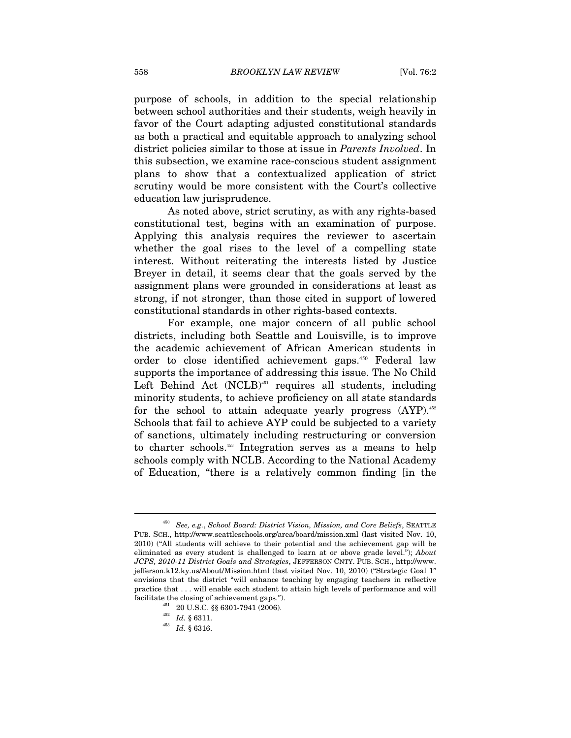purpose of schools, in addition to the special relationship between school authorities and their students, weigh heavily in favor of the Court adapting adjusted constitutional standards as both a practical and equitable approach to analyzing school district policies similar to those at issue in *Parents Involved*. In this subsection, we examine race-conscious student assignment plans to show that a contextualized application of strict scrutiny would be more consistent with the Court's collective education law jurisprudence.

As noted above, strict scrutiny, as with any rights-based constitutional test, begins with an examination of purpose. Applying this analysis requires the reviewer to ascertain whether the goal rises to the level of a compelling state interest. Without reiterating the interests listed by Justice Breyer in detail, it seems clear that the goals served by the assignment plans were grounded in considerations at least as strong, if not stronger, than those cited in support of lowered constitutional standards in other rights-based contexts.

For example, one major concern of all public school districts, including both Seattle and Louisville, is to improve the academic achievement of African American students in order to close identified achievement gaps.[450] Federal law supports the importance of addressing this issue. The No Child Left Behind Act (NCLB)[451] requires all students, including minority students, to achieve proficiency on all state standards for the school to attain adequate yearly progress (AYP).[452] Schools that fail to achieve AYP could be subjected to a variety of sanctions, ultimately including restructuring or conversion to charter schools.[453] Integration serves as a means to help schools comply with NCLB. According to the National Academy of Education, "there is a relatively common finding [in the

---

[450] *See, e.g.*, *School Board: District Vision, Mission, and Core Beliefs*, SEATTLE PUB. SCH., http://www.seattleschools.org/area/board/mission.xml (last visited Nov. 10, 2010) ("All students will achieve to their potential and the achievement gap will be eliminated as every student is challenged to learn at or above grade level."); *About JCPS, 2010-11 District Goals and Strategies*, JEFFERSON CNTY. PUB. SCH., http://www.jefferson.k12.ky.us/About/Mission.html (last visited Nov. 10, 2010) ("Strategic Goal 1" envisions that the district "will enhance teaching by engaging teachers in reflective practice that . . . will enable each student to attain high levels of performance and will facilitate the closing of achievement gaps.").

[451] 20 U.S.C. §§ 6301-7941 (2006).

[452] *Id.* § 6311.

[453] *Id.* § 6316.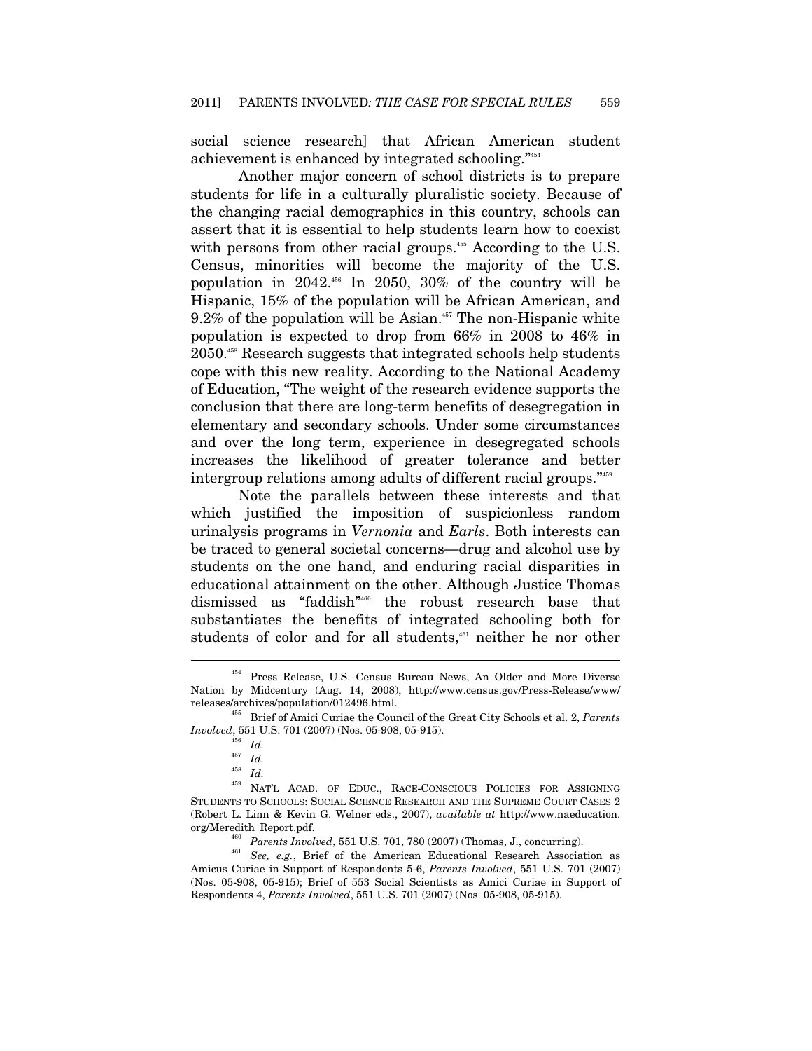social science research] that African American student achievement is enhanced by integrated schooling."[454]

Another major concern of school districts is to prepare students for life in a culturally pluralistic society. Because of the changing racial demographics in this country, schools can assert that it is essential to help students learn how to coexist with persons from other racial groups.[455] According to the U.S. Census, minorities will become the majority of the U.S. population in 2042.[456] In 2050, 30% of the country will be Hispanic, 15% of the population will be African American, and 9.2% of the population will be Asian.[457] The non-Hispanic white population is expected to drop from 66% in 2008 to 46% in 2050.[458] Research suggests that integrated schools help students cope with this new reality. According to the National Academy of Education, "The weight of the research evidence supports the conclusion that there are long-term benefits of desegregation in elementary and secondary schools. Under some circumstances and over the long term, experience in desegregated schools increases the likelihood of greater tolerance and better intergroup relations among adults of different racial groups."[459]

Note the parallels between these interests and that which justified the imposition of suspicionless random urinalysis programs in *Vernonia* and *Earls*. Both interests can be traced to general societal concerns—drug and alcohol use by students on the one hand, and enduring racial disparities in educational attainment on the other. Although Justice Thomas dismissed as "faddish"[460] the robust research base that substantiates the benefits of integrated schooling both for students of color and for all students,[461] neither he nor other

---

[454] Press Release, U.S. Census Bureau News, An Older and More Diverse Nation by Midcentury (Aug. 14, 2008), http://www.census.gov/Press-Release/www/releases/archives/population/012496.html.

[455] Brief of Amici Curiae the Council of the Great City Schools et al. 2, *Parents Involved*, 551 U.S. 701 (2007) (Nos. 05-908, 05-915).

[456] *Id.*

[457] *Id.*

[458] *Id.*

[459] NAT'L ACAD. OF EDUC., RACE-CONSCIOUS POLICIES FOR ASSIGNING STUDENTS TO SCHOOLS: SOCIAL SCIENCE RESEARCH AND THE SUPREME COURT CASES 2 (Robert L. Linn & Kevin G. Welner eds., 2007), *available at* http://www.naeducation.org/Meredith_Report.pdf.

[460] *Parents Involved*, 551 U.S. 701, 780 (2007) (Thomas, J., concurring).

[461] *See, e.g.*, Brief of the American Educational Research Association as Amicus Curiae in Support of Respondents 5-6, *Parents Involved*, 551 U.S. 701 (2007) (Nos. 05-908, 05-915); Brief of 553 Social Scientists as Amici Curiae in Support of Respondents 4, *Parents Involved*, 551 U.S. 701 (2007) (Nos. 05-908, 05-915).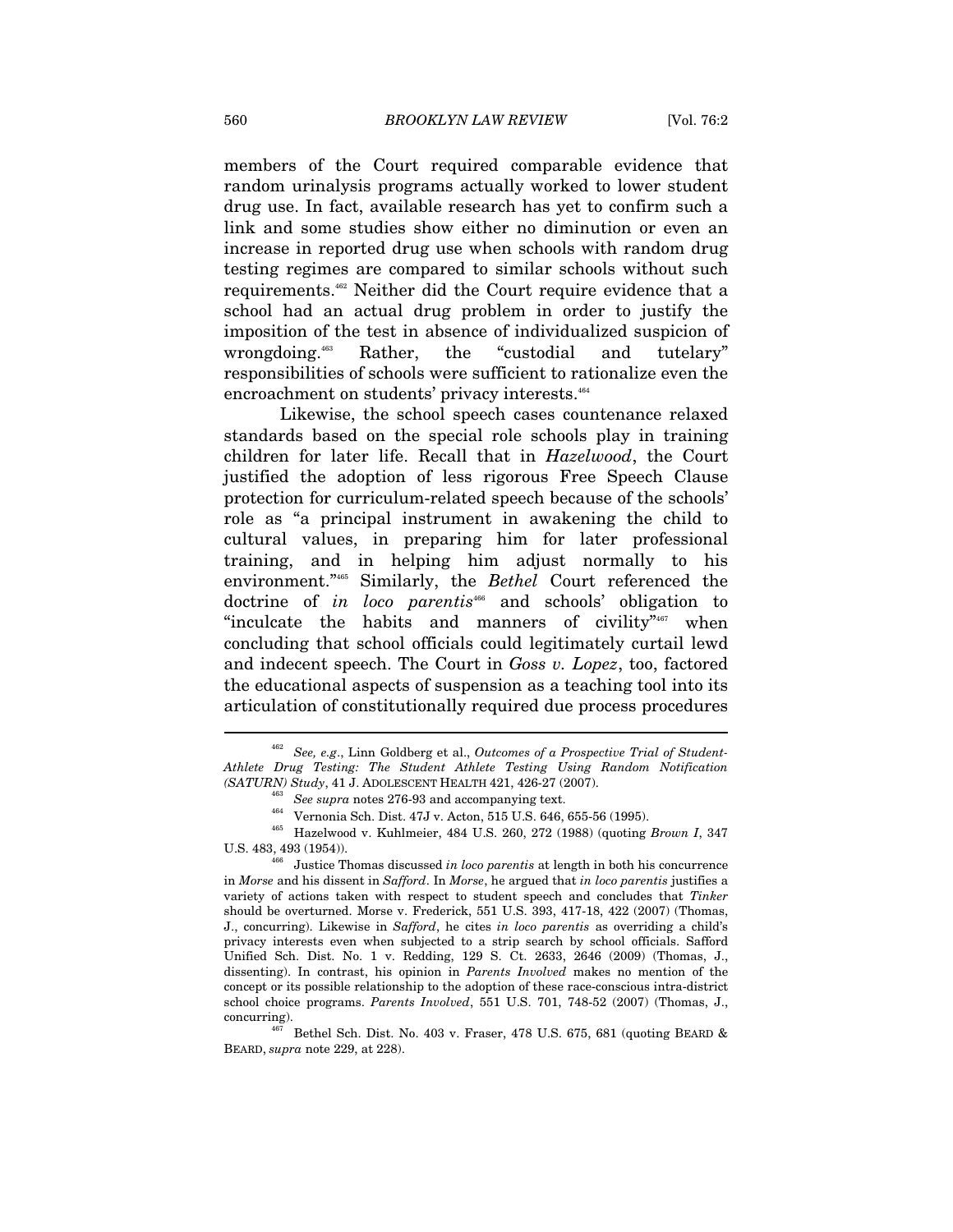members of the Court required comparable evidence that random urinalysis programs actually worked to lower student drug use. In fact, available research has yet to confirm such a link and some studies show either no diminution or even an increase in reported drug use when schools with random drug testing regimes are compared to similar schools without such requirements.[462] Neither did the Court require evidence that a school had an actual drug problem in order to justify the imposition of the test in absence of individualized suspicion of wrongdoing.[463] Rather, the "custodial and tutelary" responsibilities of schools were sufficient to rationalize even the encroachment on students' privacy interests.[464]

Likewise, the school speech cases countenance relaxed standards based on the special role schools play in training children for later life. Recall that in *Hazelwood*, the Court justified the adoption of less rigorous Free Speech Clause protection for curriculum-related speech because of the schools' role as "a principal instrument in awakening the child to cultural values, in preparing him for later professional training, and in helping him adjust normally to his environment."[465] Similarly, the *Bethel* Court referenced the doctrine of *in loco parentis*[466] and schools' obligation to "inculcate the habits and manners of civility"[467] when concluding that school officials could legitimately curtail lewd and indecent speech. The Court in *Goss v. Lopez*, too, factored the educational aspects of suspension as a teaching tool into its articulation of constitutionally required due process procedures

---

[462] *See, e.g.*, Linn Goldberg et al., *Outcomes of a Prospective Trial of Student-Athlete Drug Testing: The Student Athlete Testing Using Random Notification (SATURN) Study*, 41 J. ADOLESCENT HEALTH 421, 426-27 (2007).

[463] *See supra* notes 276-93 and accompanying text.

[464] Vernonia Sch. Dist. 47J v. Acton, 515 U.S. 646, 655-56 (1995).

[465] Hazelwood v. Kuhlmeier, 484 U.S. 260, 272 (1988) (quoting *Brown I*, 347 U.S. 483, 493 (1954)).

[466] Justice Thomas discussed *in loco parentis* at length in both his concurrence in *Morse* and his dissent in *Safford*. In *Morse*, he argued that *in loco parentis* justifies a variety of actions taken with respect to student speech and concludes that *Tinker* should be overturned. Morse v. Frederick, 551 U.S. 393, 417-18, 422 (2007) (Thomas, J., concurring). Likewise in *Safford*, he cites *in loco parentis* as overriding a child's privacy interests even when subjected to a strip search by school officials. Safford Unified Sch. Dist. No. 1 v. Redding, 129 S. Ct. 2633, 2646 (2009) (Thomas, J., dissenting). In contrast, his opinion in *Parents Involved* makes no mention of the concept or its possible relationship to the adoption of these race-conscious intra-district school choice programs. *Parents Involved*, 551 U.S. 701, 748-52 (2007) (Thomas, J., concurring).

[467] Bethel Sch. Dist. No. 403 v. Fraser, 478 U.S. 675, 681 (quoting BEARD & BEARD, *supra* note 229, at 228).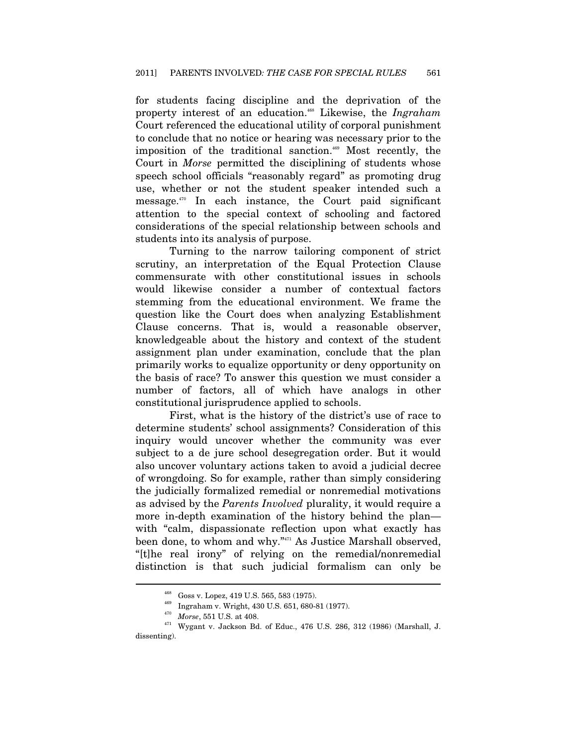for students facing discipline and the deprivation of the property interest of an education.[468] Likewise, the *Ingraham* Court referenced the educational utility of corporal punishment to conclude that no notice or hearing was necessary prior to the imposition of the traditional sanction.[469] Most recently, the Court in *Morse* permitted the disciplining of students whose speech school officials "reasonably regard" as promoting drug use, whether or not the student speaker intended such a message.[470] In each instance, the Court paid significant attention to the special context of schooling and factored considerations of the special relationship between schools and students into its analysis of purpose.

Turning to the narrow tailoring component of strict scrutiny, an interpretation of the Equal Protection Clause commensurate with other constitutional issues in schools would likewise consider a number of contextual factors stemming from the educational environment. We frame the question like the Court does when analyzing Establishment Clause concerns. That is, would a reasonable observer, knowledgeable about the history and context of the student assignment plan under examination, conclude that the plan primarily works to equalize opportunity or deny opportunity on the basis of race? To answer this question we must consider a number of factors, all of which have analogs in other constitutional jurisprudence applied to schools.

First, what is the history of the district's use of race to determine students' school assignments? Consideration of this inquiry would uncover whether the community was ever subject to a de jure school desegregation order. But it would also uncover voluntary actions taken to avoid a judicial decree of wrongdoing. So for example, rather than simply considering the judicially formalized remedial or nonremedial motivations as advised by the *Parents Involved* plurality, it would require a more in-depth examination of the history behind the plan—with "calm, dispassionate reflection upon what exactly has been done, to whom and why."[471] As Justice Marshall observed, "[t]he real irony" of relying on the remedial/nonremedial distinction is that such judicial formalism can only be

---

[468] Goss v. Lopez, 419 U.S. 565, 583 (1975).

[469] Ingraham v. Wright, 430 U.S. 651, 680-81 (1977).

[470] *Morse*, 551 U.S. at 408.

[471] Wygant v. Jackson Bd. of Educ., 476 U.S. 286, 312 (1986) (Marshall, J. dissenting).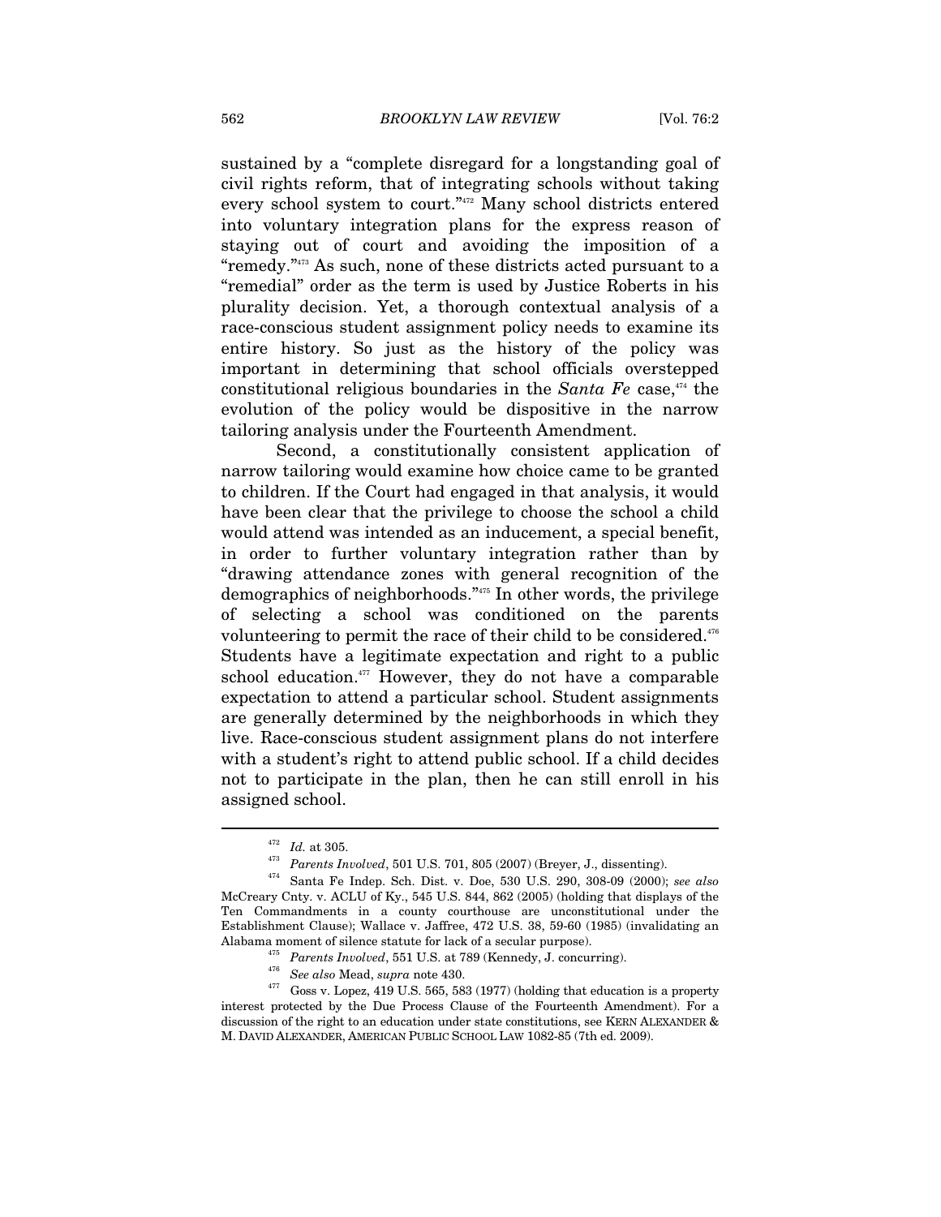sustained by a "complete disregard for a longstanding goal of civil rights reform, that of integrating schools without taking every school system to court."[472] Many school districts entered into voluntary integration plans for the express reason of staying out of court and avoiding the imposition of a "remedy."[473] As such, none of these districts acted pursuant to a "remedial" order as the term is used by Justice Roberts in his plurality decision. Yet, a thorough contextual analysis of a race-conscious student assignment policy needs to examine its entire history. So just as the history of the policy was important in determining that school officials overstepped constitutional religious boundaries in the *Santa Fe* case,[474] the evolution of the policy would be dispositive in the narrow tailoring analysis under the Fourteenth Amendment.

Second, a constitutionally consistent application of narrow tailoring would examine how choice came to be granted to children. If the Court had engaged in that analysis, it would have been clear that the privilege to choose the school a child would attend was intended as an inducement, a special benefit, in order to further voluntary integration rather than by "drawing attendance zones with general recognition of the demographics of neighborhoods."[475] In other words, the privilege of selecting a school was conditioned on the parents volunteering to permit the race of their child to be considered.[476] Students have a legitimate expectation and right to a public school education.[477] However, they do not have a comparable expectation to attend a particular school. Student assignments are generally determined by the neighborhoods in which they live. Race-conscious student assignment plans do not interfere with a student's right to attend public school. If a child decides not to participate in the plan, then he can still enroll in his assigned school.

---

[472] *Id.* at 305.

[473] *Parents Involved*, 501 U.S. 701, 805 (2007) (Breyer, J., dissenting).

[474] Santa Fe Indep. Sch. Dist. v. Doe, 530 U.S. 290, 308-09 (2000); *see also* McCreary Cnty. v. ACLU of Ky., 545 U.S. 844, 862 (2005) (holding that displays of the Ten Commandments in a county courthouse are unconstitutional under the Establishment Clause); Wallace v. Jaffree, 472 U.S. 38, 59-60 (1985) (invalidating an Alabama moment of silence statute for lack of a secular purpose).

[475] *Parents Involved*, 551 U.S. at 789 (Kennedy, J. concurring).

[476] *See also* Mead, *supra* note 430.

[477] Goss v. Lopez, 419 U.S. 565, 583 (1977) (holding that education is a property interest protected by the Due Process Clause of the Fourteenth Amendment). For a discussion of the right to an education under state constitutions, see KERN ALEXANDER & M. DAVID ALEXANDER, AMERICAN PUBLIC SCHOOL LAW 1082-85 (7th ed. 2009).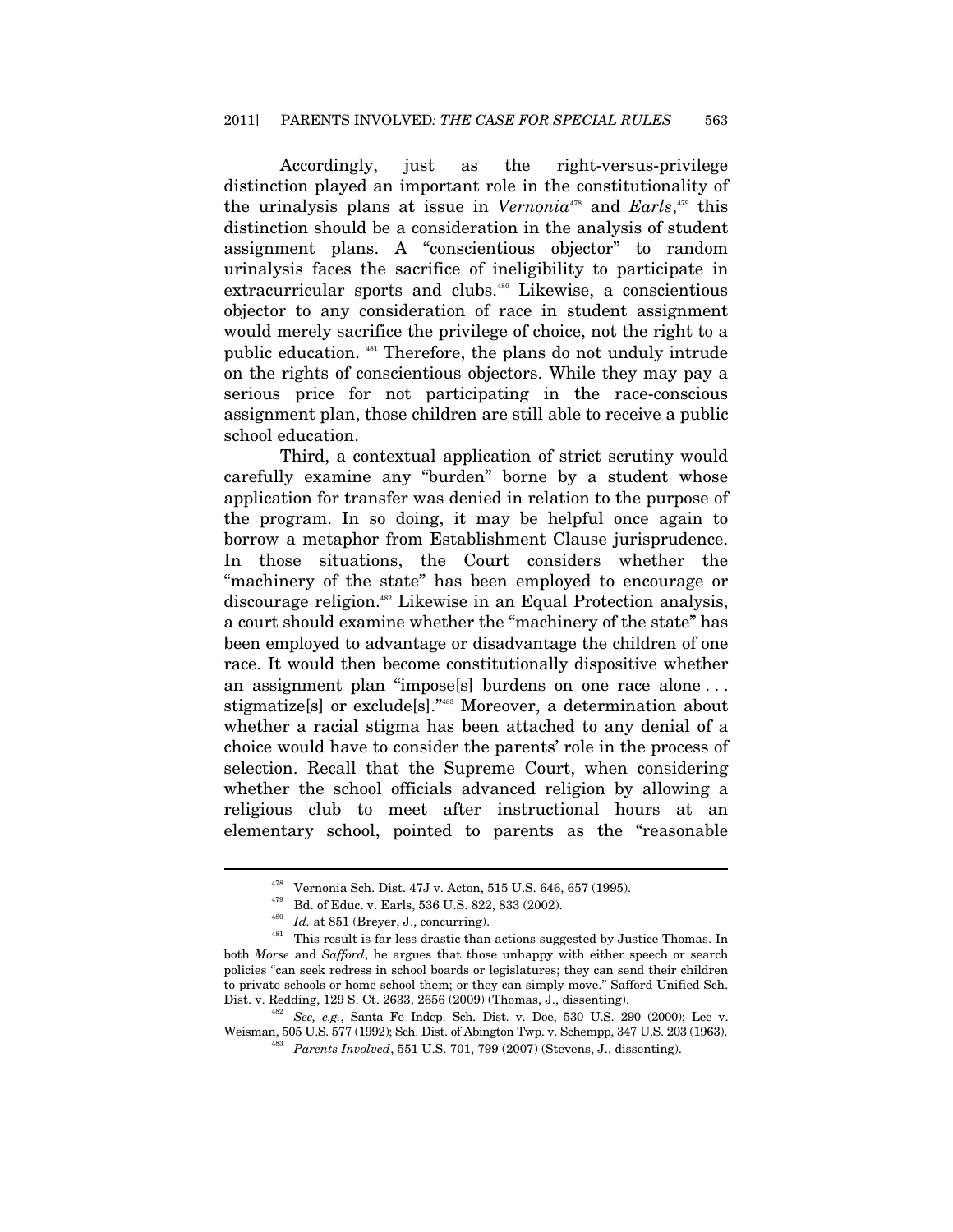Accordingly, just as the right-versus-privilege distinction played an important role in the constitutionality of the urinalysis plans at issue in *Vernonia*[478] and *Earls*,[479] this distinction should be a consideration in the analysis of student assignment plans. A "conscientious objector" to random urinalysis faces the sacrifice of ineligibility to participate in extracurricular sports and clubs.[480] Likewise, a conscientious objector to any consideration of race in student assignment would merely sacrifice the privilege of choice, not the right to a public education. [481] Therefore, the plans do not unduly intrude on the rights of conscientious objectors. While they may pay a serious price for not participating in the race-conscious assignment plan, those children are still able to receive a public school education.

Third, a contextual application of strict scrutiny would carefully examine any "burden" borne by a student whose application for transfer was denied in relation to the purpose of the program. In so doing, it may be helpful once again to borrow a metaphor from Establishment Clause jurisprudence. In those situations, the Court considers whether the "machinery of the state" has been employed to encourage or discourage religion.[482] Likewise in an Equal Protection analysis, a court should examine whether the "machinery of the state" has been employed to advantage or disadvantage the children of one race. It would then become constitutionally dispositive whether an assignment plan "impose[s] burdens on one race alone . . . stigmatize[s] or exclude[s]."[483] Moreover, a determination about whether a racial stigma has been attached to any denial of a choice would have to consider the parents' role in the process of selection. Recall that the Supreme Court, when considering whether the school officials advanced religion by allowing a religious club to meet after instructional hours at an elementary school, pointed to parents as the "reasonable

---

[478] Vernonia Sch. Dist. 47J v. Acton, 515 U.S. 646, 657 (1995).

[479] Bd. of Educ. v. Earls, 536 U.S. 822, 833 (2002).

[480] *Id.* at 851 (Breyer, J., concurring).

[481] This result is far less drastic than actions suggested by Justice Thomas. In both *Morse* and *Safford*, he argues that those unhappy with either speech or search policies "can seek redress in school boards or legislatures; they can send their children to private schools or home school them; or they can simply move." Safford Unified Sch. Dist. v. Redding, 129 S. Ct. 2633, 2656 (2009) (Thomas, J., dissenting).

[482] *See, e.g.*, Santa Fe Indep. Sch. Dist. v. Doe, 530 U.S. 290 (2000); Lee v. Weisman, 505 U.S. 577 (1992); Sch. Dist. of Abington Twp. v. Schempp, 347 U.S. 203 (1963).

[483] *Parents Involved*, 551 U.S. 701, 799 (2007) (Stevens, J., dissenting).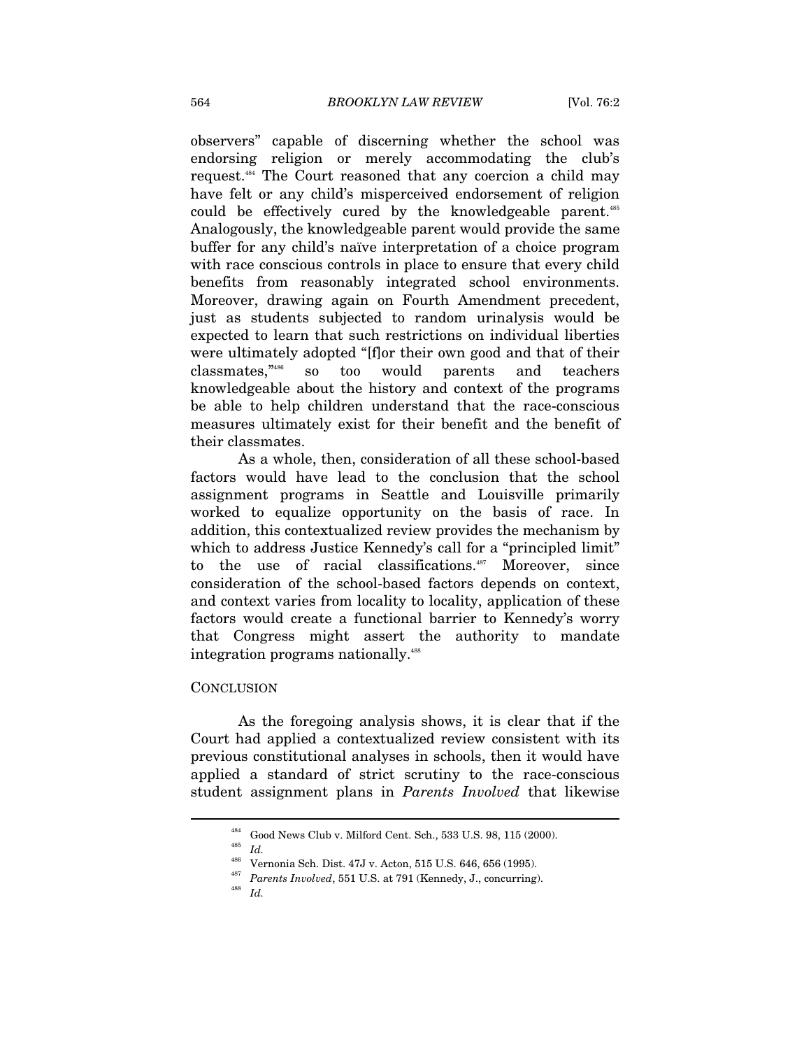observers" capable of discerning whether the school was endorsing religion or merely accommodating the club's request.[484] The Court reasoned that any coercion a child may have felt or any child's misperceived endorsement of religion could be effectively cured by the knowledgeable parent.[485] Analogously, the knowledgeable parent would provide the same buffer for any child's naïve interpretation of a choice program with race conscious controls in place to ensure that every child benefits from reasonably integrated school environments. Moreover, drawing again on Fourth Amendment precedent, just as students subjected to random urinalysis would be expected to learn that such restrictions on individual liberties were ultimately adopted "[f]or their own good and that of their classmates,"[486] so too would parents and teachers knowledgeable about the history and context of the programs be able to help children understand that the race-conscious measures ultimately exist for their benefit and the benefit of their classmates.

As a whole, then, consideration of all these school-based factors would have lead to the conclusion that the school assignment programs in Seattle and Louisville primarily worked to equalize opportunity on the basis of race. In addition, this contextualized review provides the mechanism by which to address Justice Kennedy's call for a "principled limit" to the use of racial classifications.[487] Moreover, since consideration of the school-based factors depends on context, and context varies from locality to locality, application of these factors would create a functional barrier to Kennedy's worry that Congress might assert the authority to mandate integration programs nationally.[488]

## CONCLUSION

As the foregoing analysis shows, it is clear that if the Court had applied a contextualized review consistent with its previous constitutional analyses in schools, then it would have applied a standard of strict scrutiny to the race-conscious student assignment plans in *Parents Involved* that likewise

---

[484] Good News Club v. Milford Cent. Sch., 533 U.S. 98, 115 (2000).

[485] *Id.*

[486] Vernonia Sch. Dist. 47J v. Acton, 515 U.S. 646, 656 (1995).

[487] *Parents Involved*, 551 U.S. at 791 (Kennedy, J., concurring).

[488] *Id.*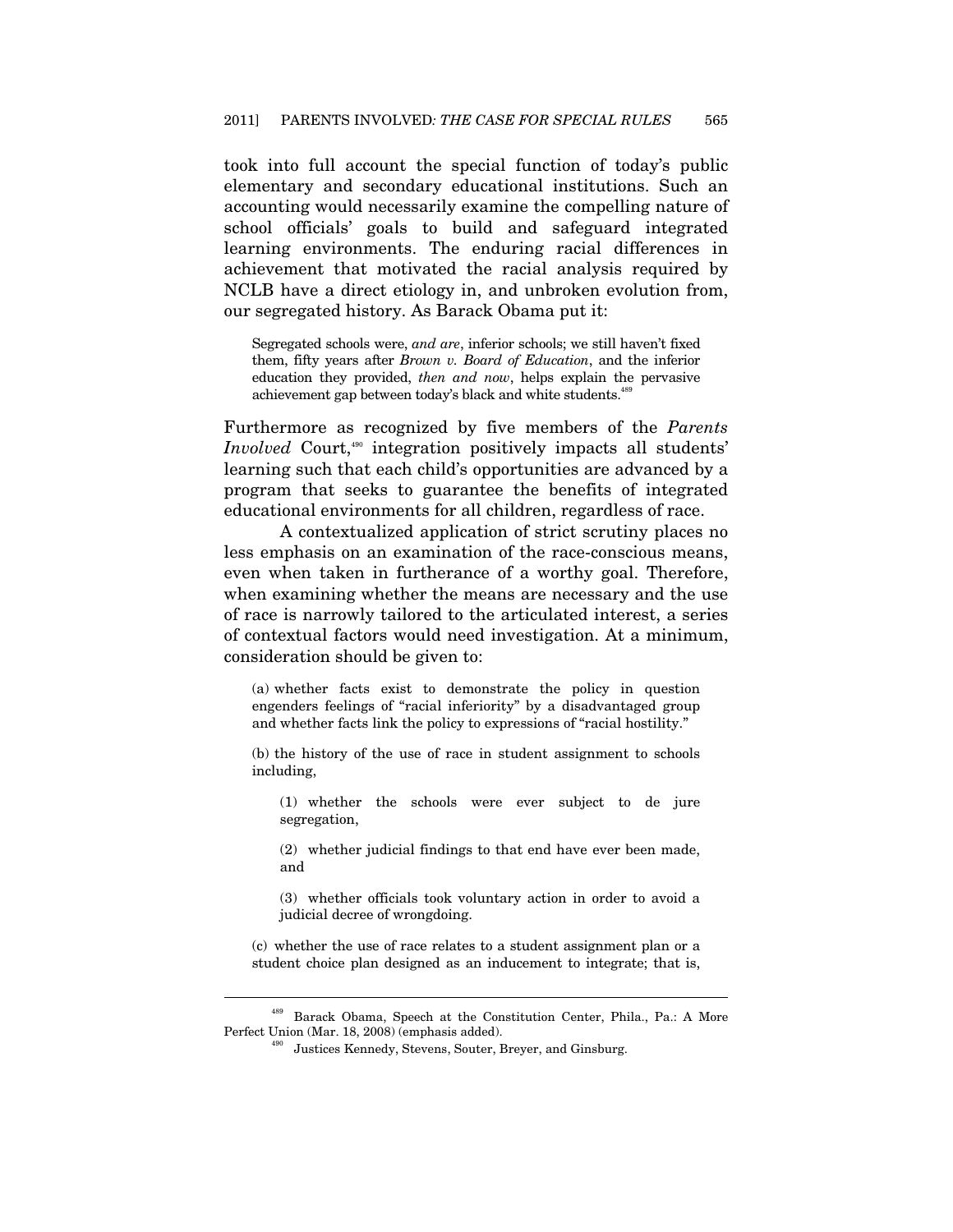took into full account the special function of today's public elementary and secondary educational institutions. Such an accounting would necessarily examine the compelling nature of school officials' goals to build and safeguard integrated learning environments. The enduring racial differences in achievement that motivated the racial analysis required by NCLB have a direct etiology in, and unbroken evolution from, our segregated history. As Barack Obama put it:

> Segregated schools were, *and are*, inferior schools; we still haven't fixed them, fifty years after *Brown v. Board of Education*, and the inferior education they provided, *then and now*, helps explain the pervasive achievement gap between today's black and white students.[489]

Furthermore as recognized by five members of the *Parents Involved* Court,[490] integration positively impacts all students' learning such that each child's opportunities are advanced by a program that seeks to guarantee the benefits of integrated educational environments for all children, regardless of race.

A contextualized application of strict scrutiny places no less emphasis on an examination of the race-conscious means, even when taken in furtherance of a worthy goal. Therefore, when examining whether the means are necessary and the use of race is narrowly tailored to the articulated interest, a series of contextual factors would need investigation. At a minimum, consideration should be given to:

> (a) whether facts exist to demonstrate the policy in question engenders feelings of "racial inferiority" by a disadvantaged group and whether facts link the policy to expressions of "racial hostility."
>
> (b) the history of the use of race in student assignment to schools including,
>
> > (1) whether the schools were ever subject to de jure segregation,
> >
> > (2) whether judicial findings to that end have ever been made, and
> >
> > (3) whether officials took voluntary action in order to avoid a judicial decree of wrongdoing.
>
> (c) whether the use of race relates to a student assignment plan or a student choice plan designed as an inducement to integrate; that is,

---

[489] Barack Obama, Speech at the Constitution Center, Phila., Pa.: A More Perfect Union (Mar. 18, 2008) (emphasis added).

[490] Justices Kennedy, Stevens, Souter, Breyer, and Ginsburg.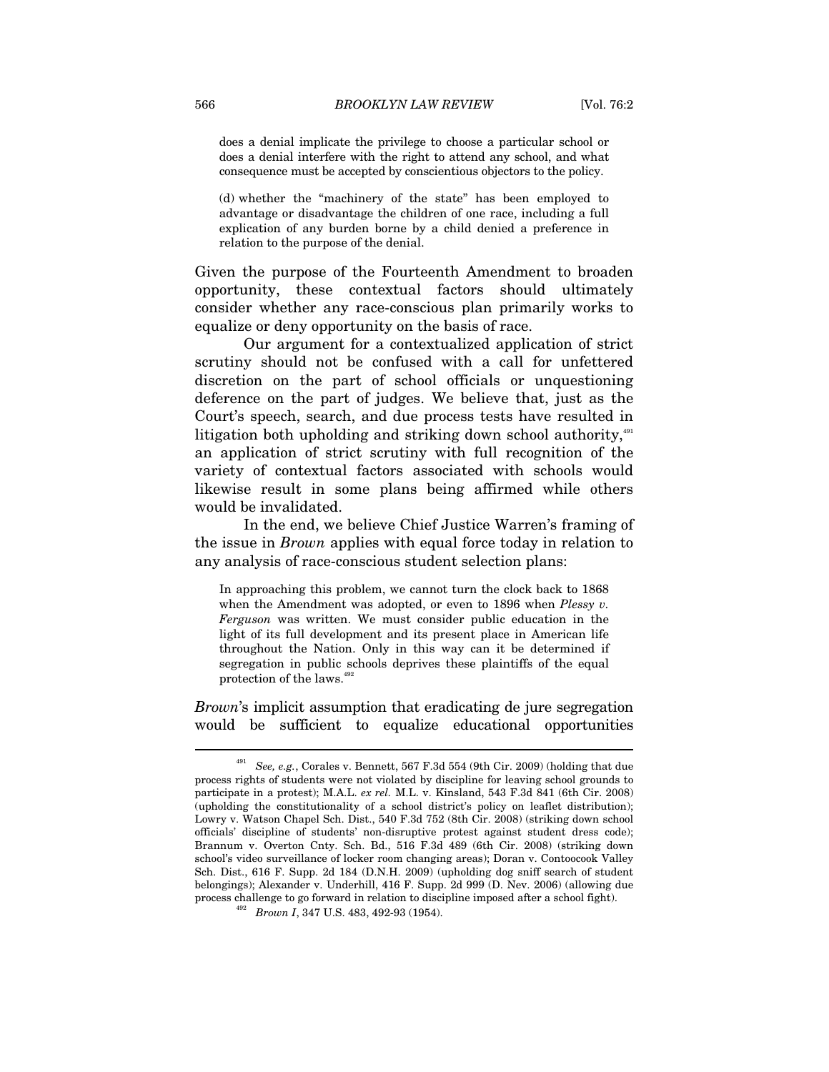does a denial implicate the privilege to choose a particular school or does a denial interfere with the right to attend any school, and what consequence must be accepted by conscientious objectors to the policy.

> (d) whether the "machinery of the state" has been employed to advantage or disadvantage the children of one race, including a full explication of any burden borne by a child denied a preference in relation to the purpose of the denial.

Given the purpose of the Fourteenth Amendment to broaden opportunity, these contextual factors should ultimately consider whether any race-conscious plan primarily works to equalize or deny opportunity on the basis of race.

Our argument for a contextualized application of strict scrutiny should not be confused with a call for unfettered discretion on the part of school officials or unquestioning deference on the part of judges. We believe that, just as the Court's speech, search, and due process tests have resulted in litigation both upholding and striking down school authority,[491] an application of strict scrutiny with full recognition of the variety of contextual factors associated with schools would likewise result in some plans being affirmed while others would be invalidated.

In the end, we believe Chief Justice Warren's framing of the issue in *Brown* applies with equal force today in relation to any analysis of race-conscious student selection plans:

> In approaching this problem, we cannot turn the clock back to 1868 when the Amendment was adopted, or even to 1896 when *Plessy v. Ferguson* was written. We must consider public education in the light of its full development and its present place in American life throughout the Nation. Only in this way can it be determined if segregation in public schools deprives these plaintiffs of the equal protection of the laws.[492]

*Brown*'s implicit assumption that eradicating de jure segregation would be sufficient to equalize educational opportunities

---

[491] *See, e.g.*, Corales v. Bennett, 567 F.3d 554 (9th Cir. 2009) (holding that due process rights of students were not violated by discipline for leaving school grounds to participate in a protest); M.A.L. *ex rel.* M.L. v. Kinsland, 543 F.3d 841 (6th Cir. 2008) (upholding the constitutionality of a school district's policy on leaflet distribution); Lowry v. Watson Chapel Sch. Dist., 540 F.3d 752 (8th Cir. 2008) (striking down school officials' discipline of students' non-disruptive protest against student dress code); Brannum v. Overton Cnty. Sch. Bd., 516 F.3d 489 (6th Cir. 2008) (striking down school's video surveillance of locker room changing areas); Doran v. Contoocook Valley Sch. Dist., 616 F. Supp. 2d 184 (D.N.H. 2009) (upholding dog sniff search of student belongings); Alexander v. Underhill, 416 F. Supp. 2d 999 (D. Nev. 2006) (allowing due process challenge to go forward in relation to discipline imposed after a school fight).

[492] *Brown I*, 347 U.S. 483, 492-93 (1954).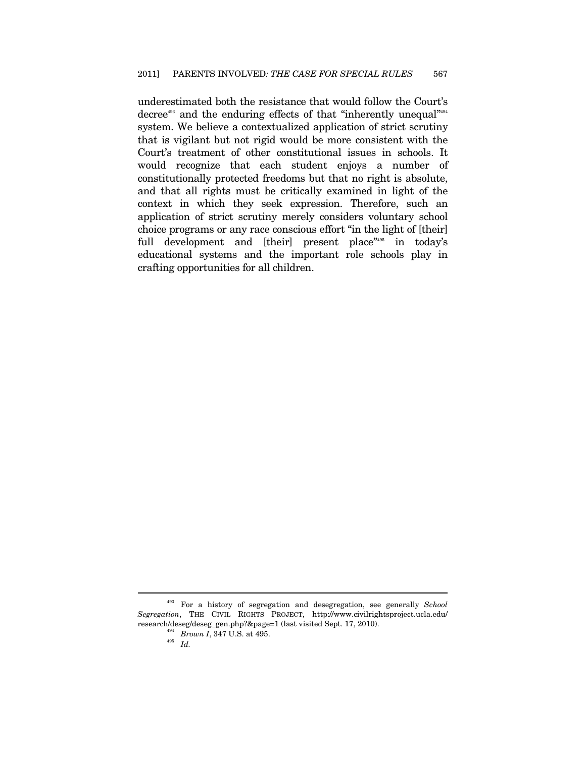underestimated both the resistance that would follow the Court's decree[493] and the enduring effects of that "inherently unequal"[494] system. We believe a contextualized application of strict scrutiny that is vigilant but not rigid would be more consistent with the Court's treatment of other constitutional issues in schools. It would recognize that each student enjoys a number of constitutionally protected freedoms but that no right is absolute, and that all rights must be critically examined in light of the context in which they seek expression. Therefore, such an application of strict scrutiny merely considers voluntary school choice programs or any race conscious effort "in the light of [their] full development and [their] present place"[495] in today's educational systems and the important role schools play in crafting opportunities for all children.

---

[493] For a history of segregation and desegregation, see generally *School Segregation*, THE CIVIL RIGHTS PROJECT, http://www.civilrightsproject.ucla.edu/research/deseg/deseg_gen.php?&page=1 (last visited Sept. 17, 2010).

[494] *Brown I*, 347 U.S. at 495.

[495] *Id.*